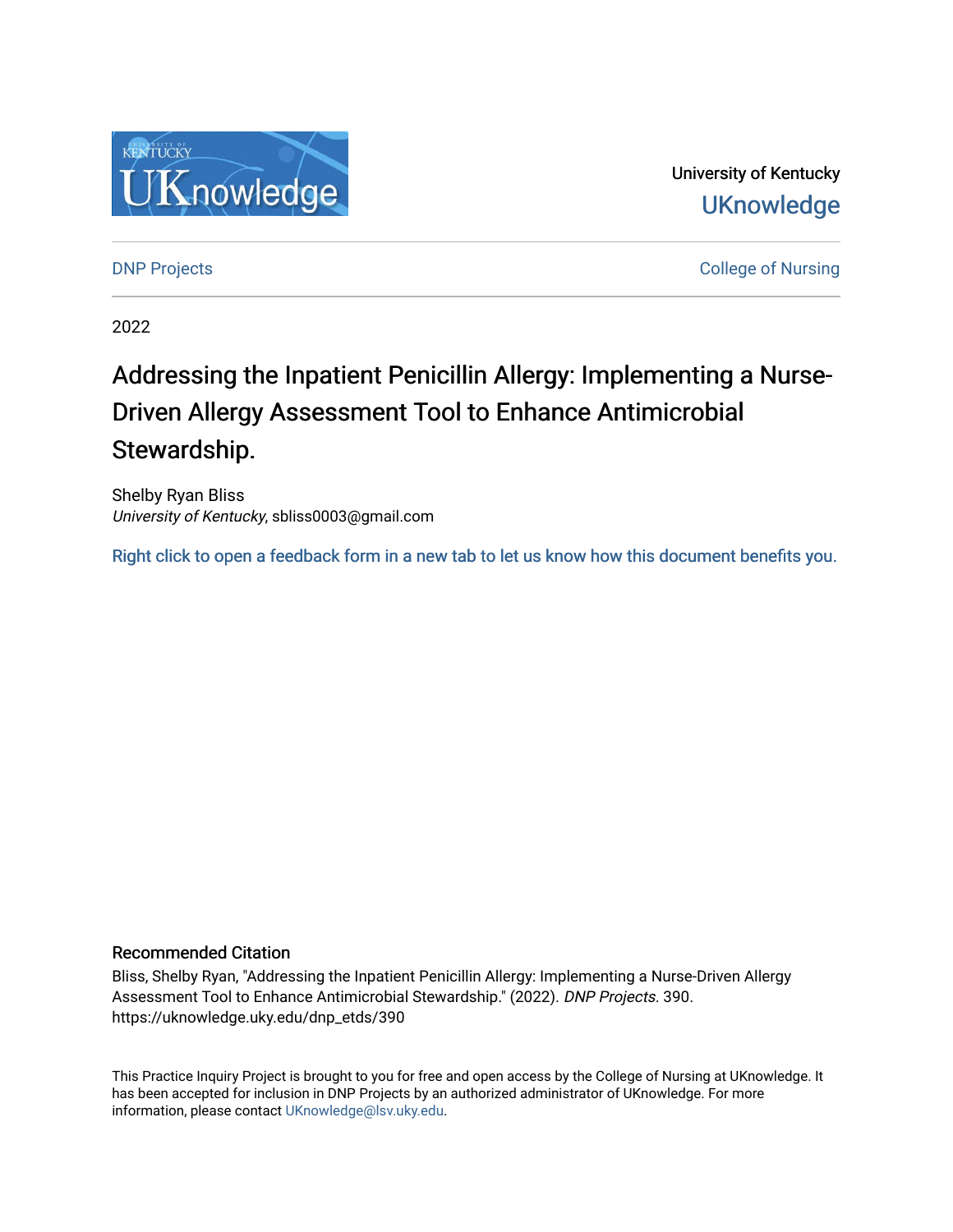University of Kentucky

UKnowledge

DNP Projects

College of Nursing

2022

# Addressing the Inpatient Penicillin Allergy: Implementing a Nurse-Driven Allergy Assessment Tool to Enhance Antimicrobial Stewardship.

Shelby Ryan Bliss
*University of Kentucky*, sbliss0003@gmail.com

Right click to open a feedback form in a new tab to let us know how this document benefits you.

## Recommended Citation

Bliss, Shelby Ryan, "Addressing the Inpatient Penicillin Allergy: Implementing a Nurse-Driven Allergy Assessment Tool to Enhance Antimicrobial Stewardship." (2022). *DNP Projects*. 390.
https://uknowledge.uky.edu/dnp_etds/390

This Practice Inquiry Project is brought to you for free and open access by the College of Nursing at UKnowledge. It has been accepted for inclusion in DNP Projects by an authorized administrator of UKnowledge. For more information, please contact UKnowledge@lsv.uky.edu.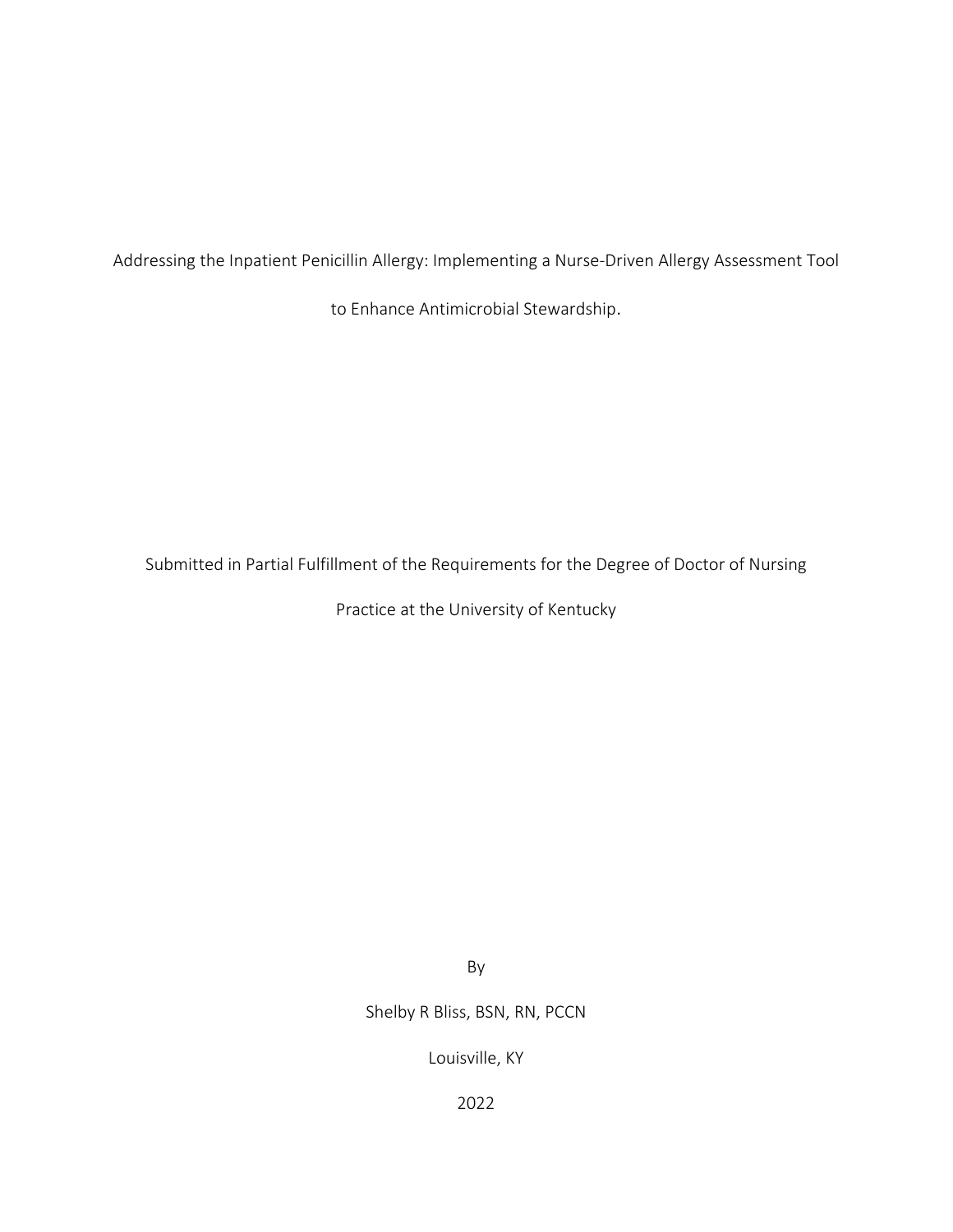Addressing the Inpatient Penicillin Allergy: Implementing a Nurse-Driven Allergy Assessment Tool to Enhance Antimicrobial Stewardship.

Submitted in Partial Fulfillment of the Requirements for the Degree of Doctor of Nursing Practice at the University of Kentucky

By

Shelby R Bliss, BSN, RN, PCCN

Louisville, KY

2022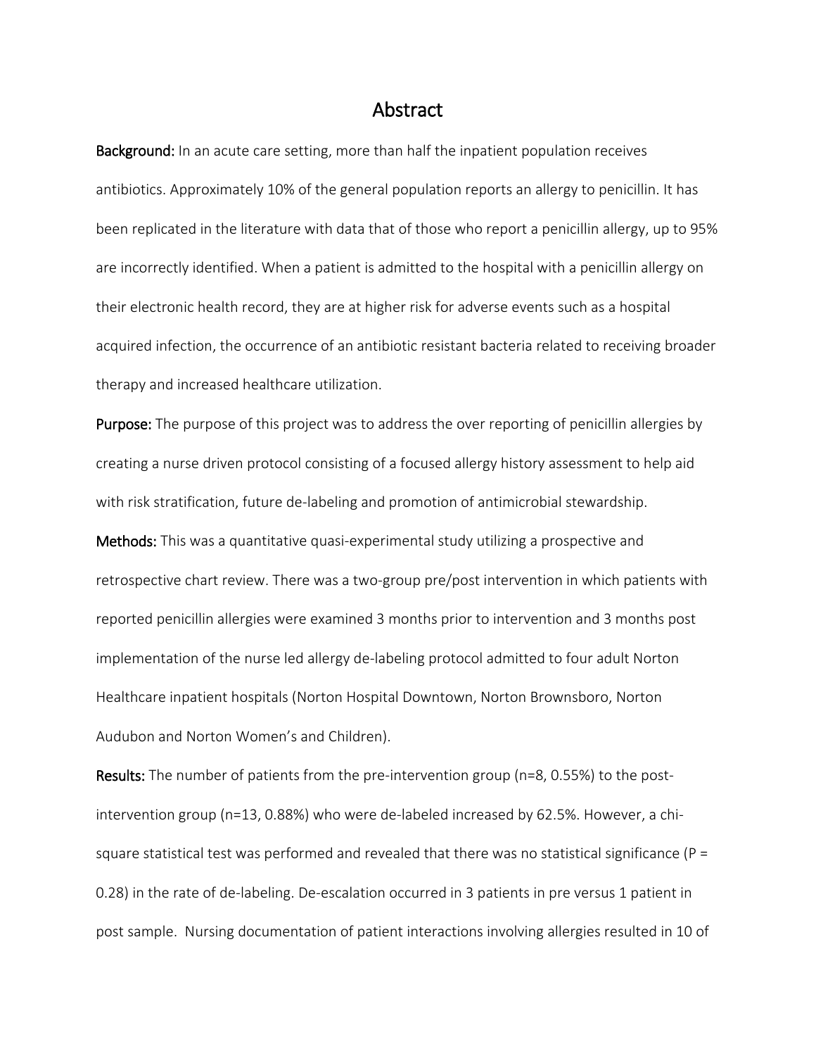# Abstract

**Background:** In an acute care setting, more than half the inpatient population receives antibiotics. Approximately 10% of the general population reports an allergy to penicillin. It has been replicated in the literature with data that of those who report a penicillin allergy, up to 95% are incorrectly identified. When a patient is admitted to the hospital with a penicillin allergy on their electronic health record, they are at higher risk for adverse events such as a hospital acquired infection, the occurrence of an antibiotic resistant bacteria related to receiving broader therapy and increased healthcare utilization.

**Purpose:** The purpose of this project was to address the over reporting of penicillin allergies by creating a nurse driven protocol consisting of a focused allergy history assessment to help aid with risk stratification, future de-labeling and promotion of antimicrobial stewardship.

**Methods:** This was a quantitative quasi-experimental study utilizing a prospective and retrospective chart review. There was a two-group pre/post intervention in which patients with reported penicillin allergies were examined 3 months prior to intervention and 3 months post implementation of the nurse led allergy de-labeling protocol admitted to four adult Norton Healthcare inpatient hospitals (Norton Hospital Downtown, Norton Brownsboro, Norton Audubon and Norton Women's and Children).

**Results:** The number of patients from the pre-intervention group (n=8, 0.55%) to the post-intervention group (n=13, 0.88%) who were de-labeled increased by 62.5%. However, a chi-square statistical test was performed and revealed that there was no statistical significance ($P = 0.28$) in the rate of de-labeling. De-escalation occurred in 3 patients in pre versus 1 patient in post sample. Nursing documentation of patient interactions involving allergies resulted in 10 of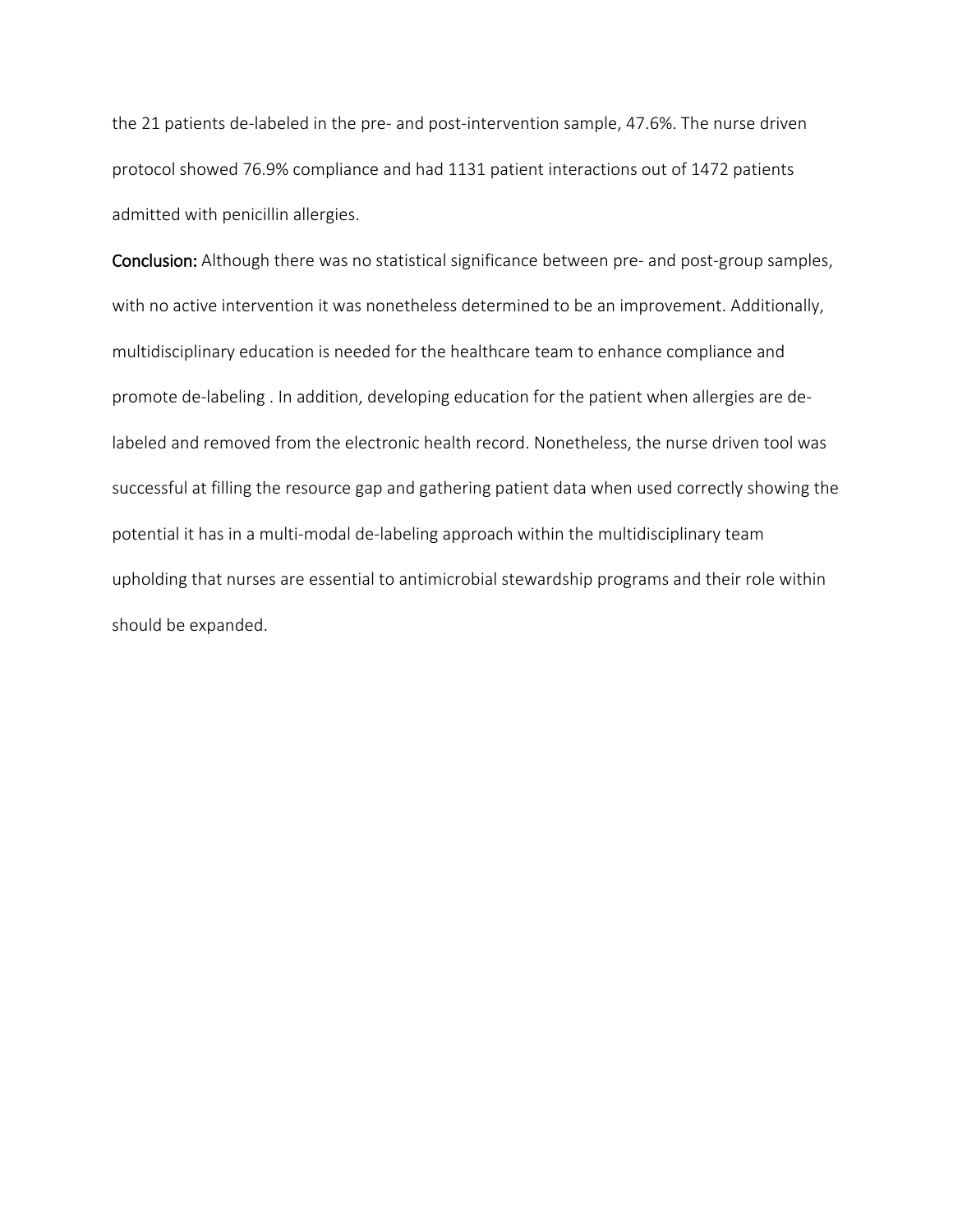the 21 patients de-labeled in the pre- and post-intervention sample, 47.6%. The nurse driven protocol showed 76.9% compliance and had 1131 patient interactions out of 1472 patients admitted with penicillin allergies.

**Conclusion:** Although there was no statistical significance between pre- and post-group samples, with no active intervention it was nonetheless determined to be an improvement. Additionally, multidisciplinary education is needed for the healthcare team to enhance compliance and promote de-labeling . In addition, developing education for the patient when allergies are de-labeled and removed from the electronic health record. Nonetheless, the nurse driven tool was successful at filling the resource gap and gathering patient data when used correctly showing the potential it has in a multi-modal de-labeling approach within the multidisciplinary team upholding that nurses are essential to antimicrobial stewardship programs and their role within should be expanded.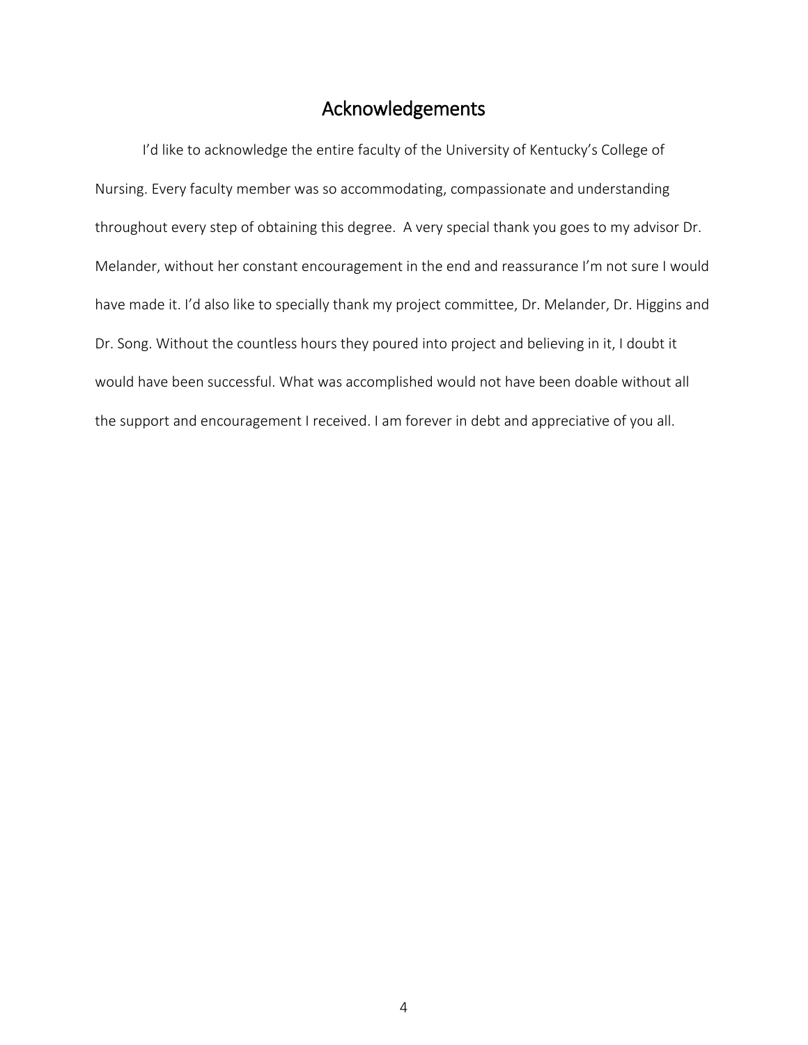# Acknowledgements

I'd like to acknowledge the entire faculty of the University of Kentucky's College of Nursing. Every faculty member was so accommodating, compassionate and understanding throughout every step of obtaining this degree. A very special thank you goes to my advisor Dr. Melander, without her constant encouragement in the end and reassurance I'm not sure I would have made it. I'd also like to specially thank my project committee, Dr. Melander, Dr. Higgins and Dr. Song. Without the countless hours they poured into project and believing in it, I doubt it would have been successful. What was accomplished would not have been doable without all the support and encouragement I received. I am forever in debt and appreciative of you all.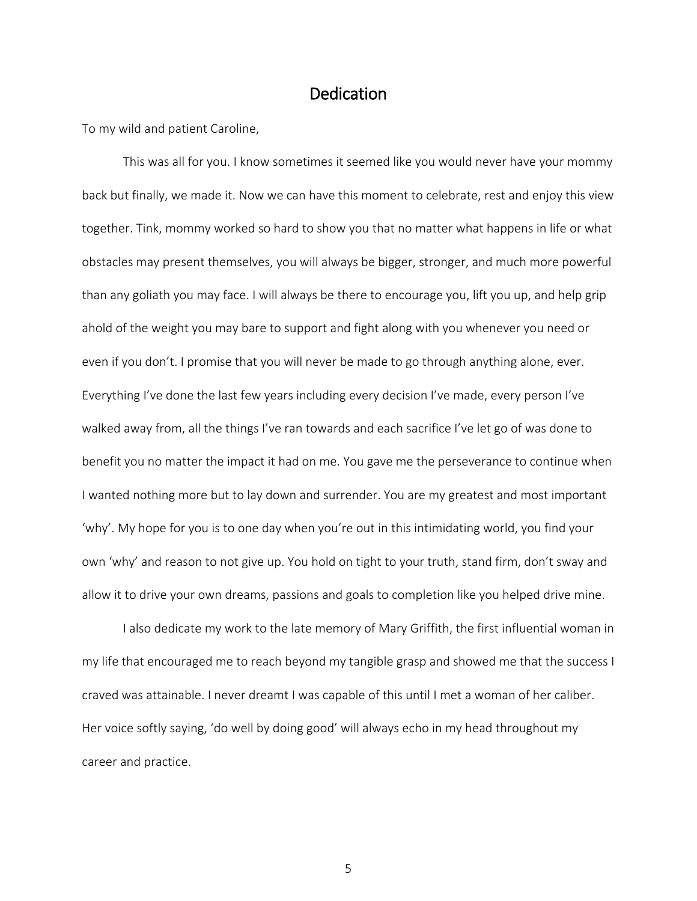# Dedication

To my wild and patient Caroline,

This was all for you. I know sometimes it seemed like you would never have your mommy back but finally, we made it. Now we can have this moment to celebrate, rest and enjoy this view together. Tink, mommy worked so hard to show you that no matter what happens in life or what obstacles may present themselves, you will always be bigger, stronger, and much more powerful than any goliath you may face. I will always be there to encourage you, lift you up, and help grip ahold of the weight you may bare to support and fight along with you whenever you need or even if you don't. I promise that you will never be made to go through anything alone, ever. Everything I've done the last few years including every decision I've made, every person I've walked away from, all the things I've ran towards and each sacrifice I've let go of was done to benefit you no matter the impact it had on me. You gave me the perseverance to continue when I wanted nothing more but to lay down and surrender. You are my greatest and most important 'why'. My hope for you is to one day when you're out in this intimidating world, you find your own 'why' and reason to not give up. You hold on tight to your truth, stand firm, don't sway and allow it to drive your own dreams, passions and goals to completion like you helped drive mine.

I also dedicate my work to the late memory of Mary Griffith, the first influential woman in my life that encouraged me to reach beyond my tangible grasp and showed me that the success I craved was attainable. I never dreamt I was capable of this until I met a woman of her caliber. Her voice softly saying, 'do well by doing good' will always echo in my head throughout my career and practice.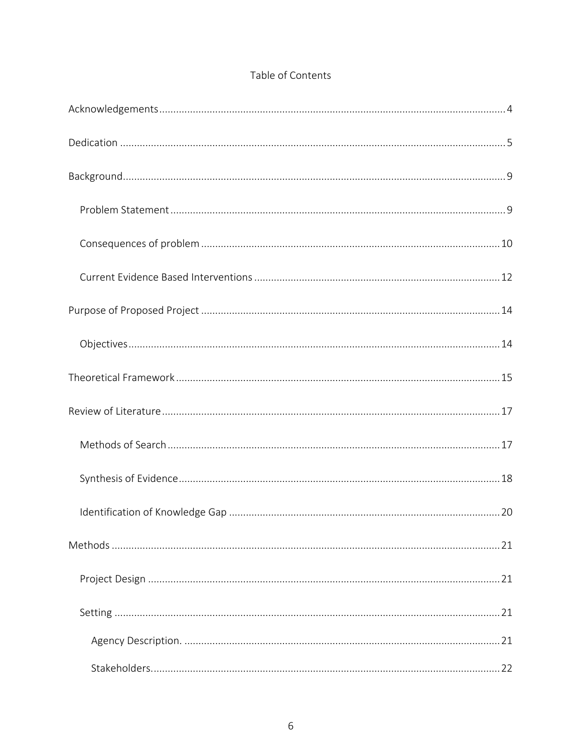Table of Contents

Acknowledgements ........................................................................ 4

Dedication ........................................................................ 5

Background ........................................................................ 9

- Problem Statement ........................................................................ 9
- Consequences of problem ........................................................................ 10
- Current Evidence Based Interventions ........................................................................ 12

Purpose of Proposed Project ........................................................................ 14

- Objectives ........................................................................ 14

Theoretical Framework ........................................................................ 15

Review of Literature ........................................................................ 17

- Methods of Search ........................................................................ 17
- Synthesis of Evidence ........................................................................ 18
- Identification of Knowledge Gap ........................................................................ 20

Methods ........................................................................ 21

- Project Design ........................................................................ 21
- Setting ........................................................................ 21
  - Agency Description. ........................................................................ 21
  - Stakeholders. ........................................................................ 22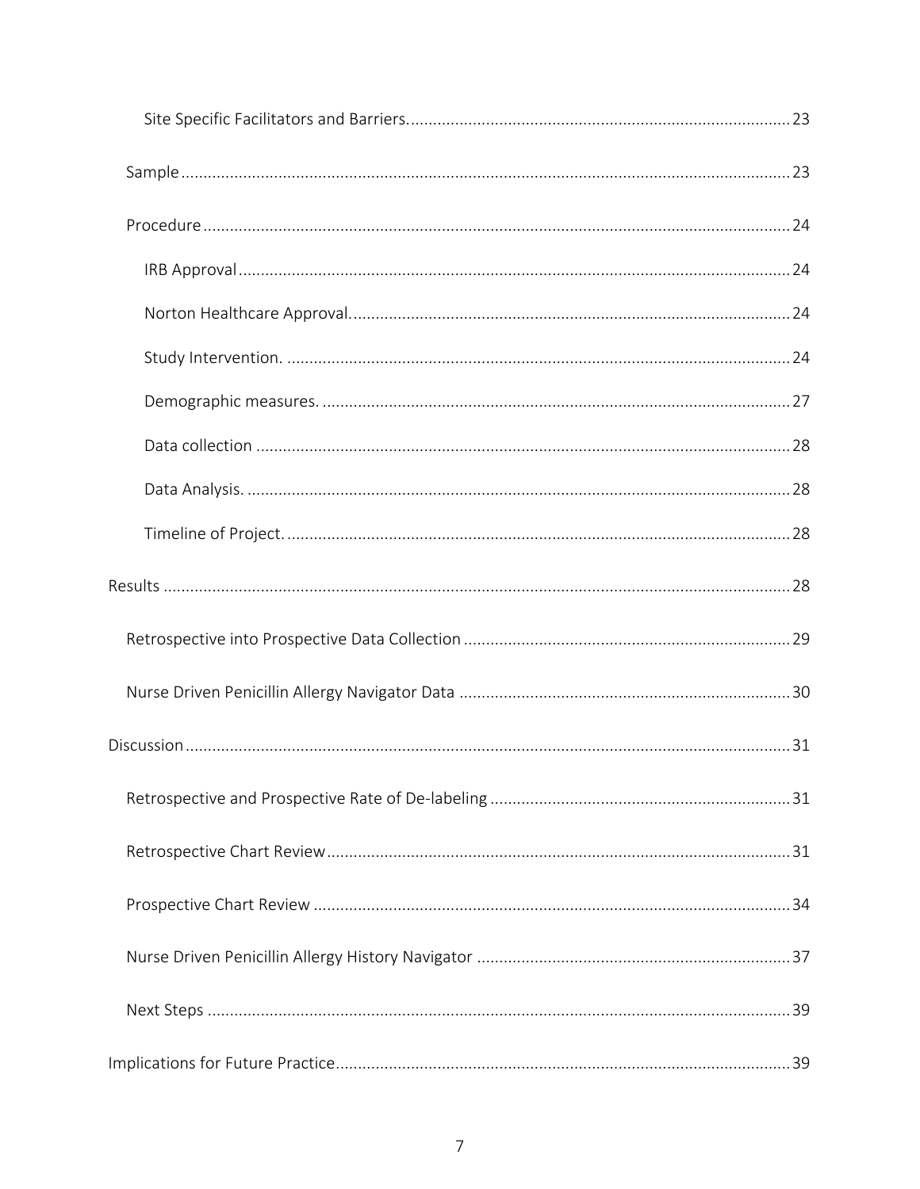Site Specific Facilitators and Barriers. ..... 23

Sample ..... 23

Procedure ..... 24

IRB Approval ..... 24

Norton Healthcare Approval. ..... 24

Study Intervention. ..... 24

Demographic measures. ..... 27

Data collection ..... 28

Data Analysis. ..... 28

Timeline of Project. ..... 28

Results ..... 28

Retrospective into Prospective Data Collection ..... 29

Nurse Driven Penicillin Allergy Navigator Data ..... 30

Discussion ..... 31

Retrospective and Prospective Rate of De-labeling ..... 31

Retrospective Chart Review ..... 31

Prospective Chart Review ..... 34

Nurse Driven Penicillin Allergy History Navigator ..... 37

Next Steps ..... 39

Implications for Future Practice ..... 39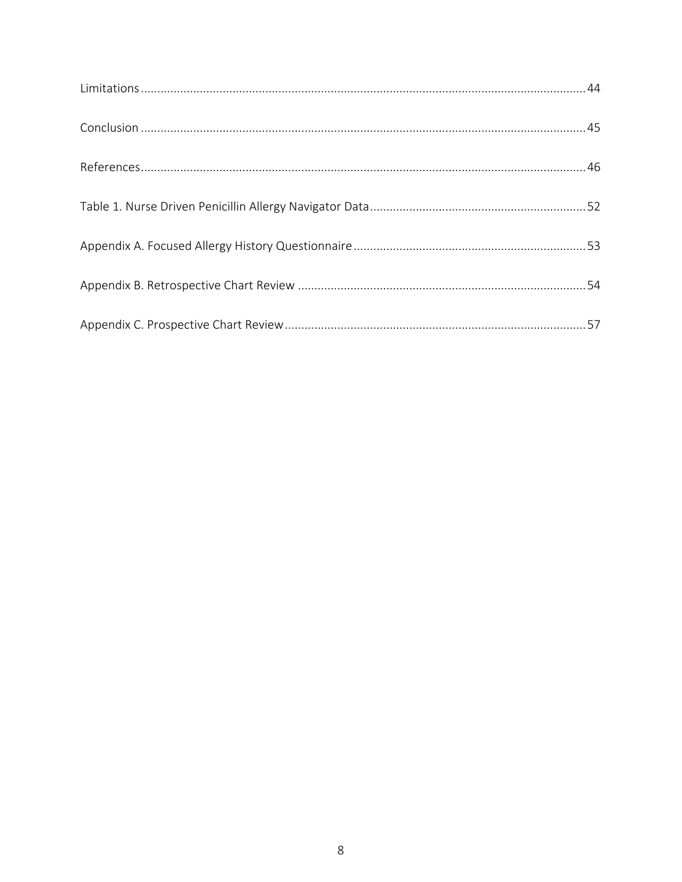Limitations ........................................................................................................................ 44

Conclusion ........................................................................................................................ 45

References ........................................................................................................................ 46

Table 1. Nurse Driven Penicillin Allergy Navigator Data ................................................................. 52

Appendix A. Focused Allergy History Questionnaire ...................................................................... 53

Appendix B. Retrospective Chart Review ....................................................................................... 54

Appendix C. Prospective Chart Review ........................................................................................... 57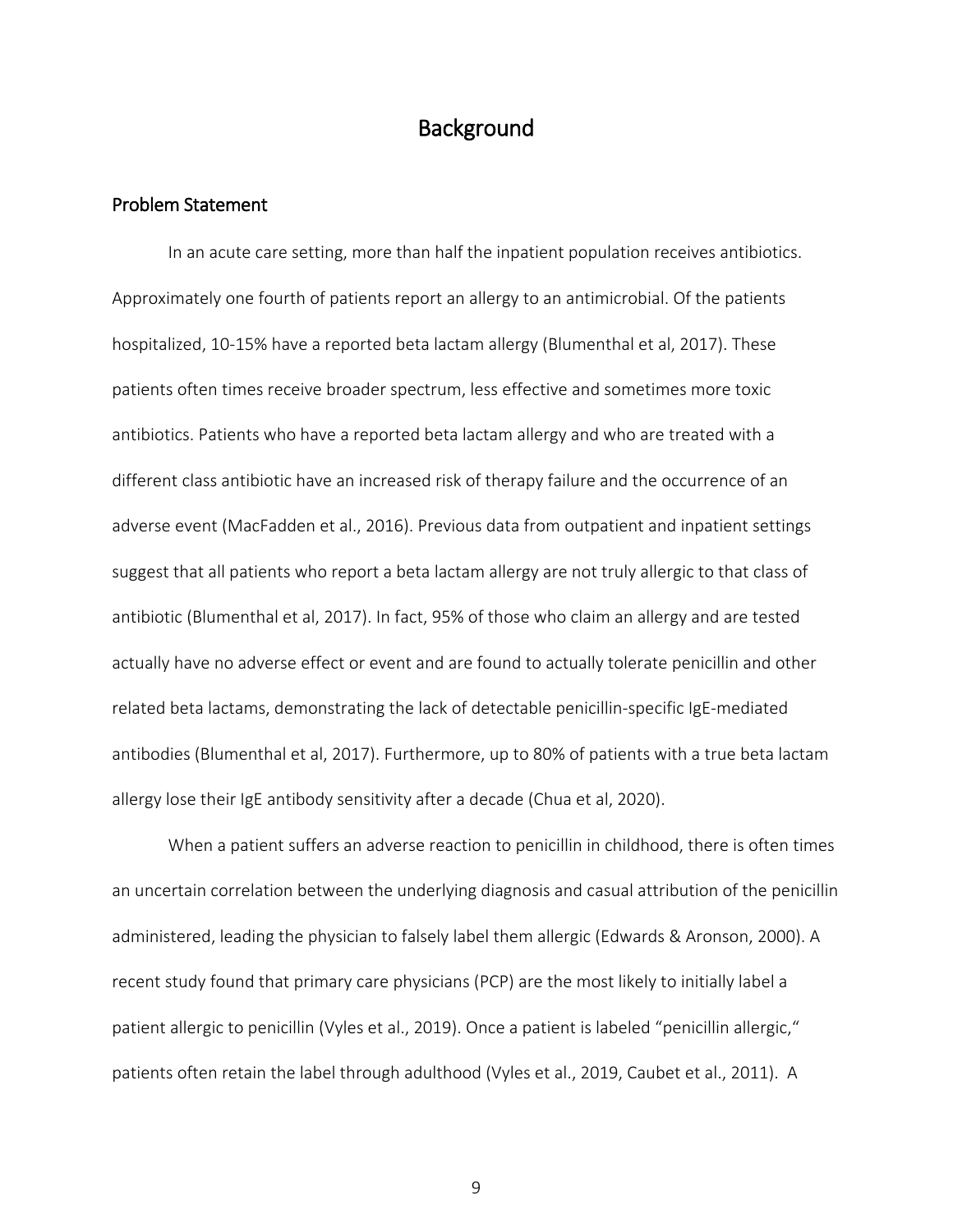# Background

## Problem Statement

In an acute care setting, more than half the inpatient population receives antibiotics. Approximately one fourth of patients report an allergy to an antimicrobial. Of the patients hospitalized, 10-15% have a reported beta lactam allergy (Blumenthal et al, 2017). These patients often times receive broader spectrum, less effective and sometimes more toxic antibiotics. Patients who have a reported beta lactam allergy and who are treated with a different class antibiotic have an increased risk of therapy failure and the occurrence of an adverse event (MacFadden et al., 2016). Previous data from outpatient and inpatient settings suggest that all patients who report a beta lactam allergy are not truly allergic to that class of antibiotic (Blumenthal et al, 2017). In fact, 95% of those who claim an allergy and are tested actually have no adverse effect or event and are found to actually tolerate penicillin and other related beta lactams, demonstrating the lack of detectable penicillin-specific IgE-mediated antibodies (Blumenthal et al, 2017). Furthermore, up to 80% of patients with a true beta lactam allergy lose their IgE antibody sensitivity after a decade (Chua et al, 2020).

When a patient suffers an adverse reaction to penicillin in childhood, there is often times an uncertain correlation between the underlying diagnosis and casual attribution of the penicillin administered, leading the physician to falsely label them allergic (Edwards & Aronson, 2000). A recent study found that primary care physicians (PCP) are the most likely to initially label a patient allergic to penicillin (Vyles et al., 2019). Once a patient is labeled "penicillin allergic," patients often retain the label through adulthood (Vyles et al., 2019, Caubet et al., 2011). A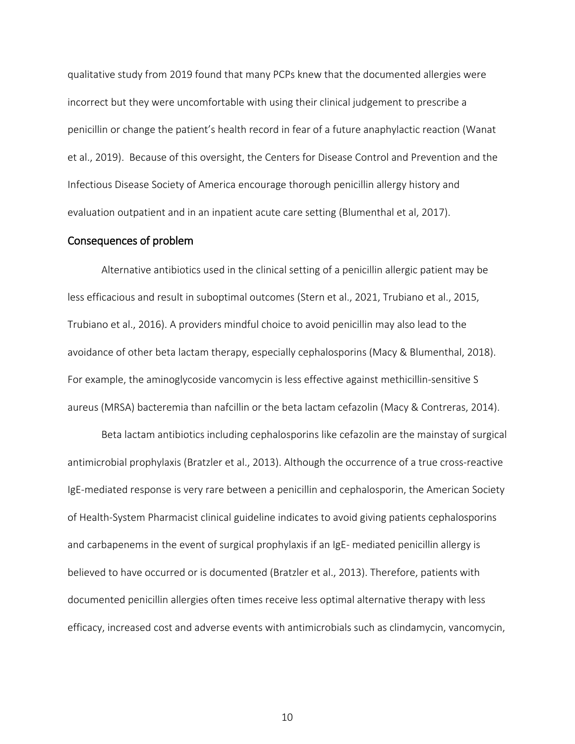qualitative study from 2019 found that many PCPs knew that the documented allergies were incorrect but they were uncomfortable with using their clinical judgement to prescribe a penicillin or change the patient's health record in fear of a future anaphylactic reaction (Wanat et al., 2019). Because of this oversight, the Centers for Disease Control and Prevention and the Infectious Disease Society of America encourage thorough penicillin allergy history and evaluation outpatient and in an inpatient acute care setting (Blumenthal et al, 2017).

## Consequences of problem

Alternative antibiotics used in the clinical setting of a penicillin allergic patient may be less efficacious and result in suboptimal outcomes (Stern et al., 2021, Trubiano et al., 2015, Trubiano et al., 2016). A providers mindful choice to avoid penicillin may also lead to the avoidance of other beta lactam therapy, especially cephalosporins (Macy & Blumenthal, 2018). For example, the aminoglycoside vancomycin is less effective against methicillin-sensitive S aureus (MRSA) bacteremia than nafcillin or the beta lactam cefazolin (Macy & Contreras, 2014).

Beta lactam antibiotics including cephalosporins like cefazolin are the mainstay of surgical antimicrobial prophylaxis (Bratzler et al., 2013). Although the occurrence of a true cross-reactive IgE-mediated response is very rare between a penicillin and cephalosporin, the American Society of Health-System Pharmacist clinical guideline indicates to avoid giving patients cephalosporins and carbapenems in the event of surgical prophylaxis if an IgE- mediated penicillin allergy is believed to have occurred or is documented (Bratzler et al., 2013). Therefore, patients with documented penicillin allergies often times receive less optimal alternative therapy with less efficacy, increased cost and adverse events with antimicrobials such as clindamycin, vancomycin,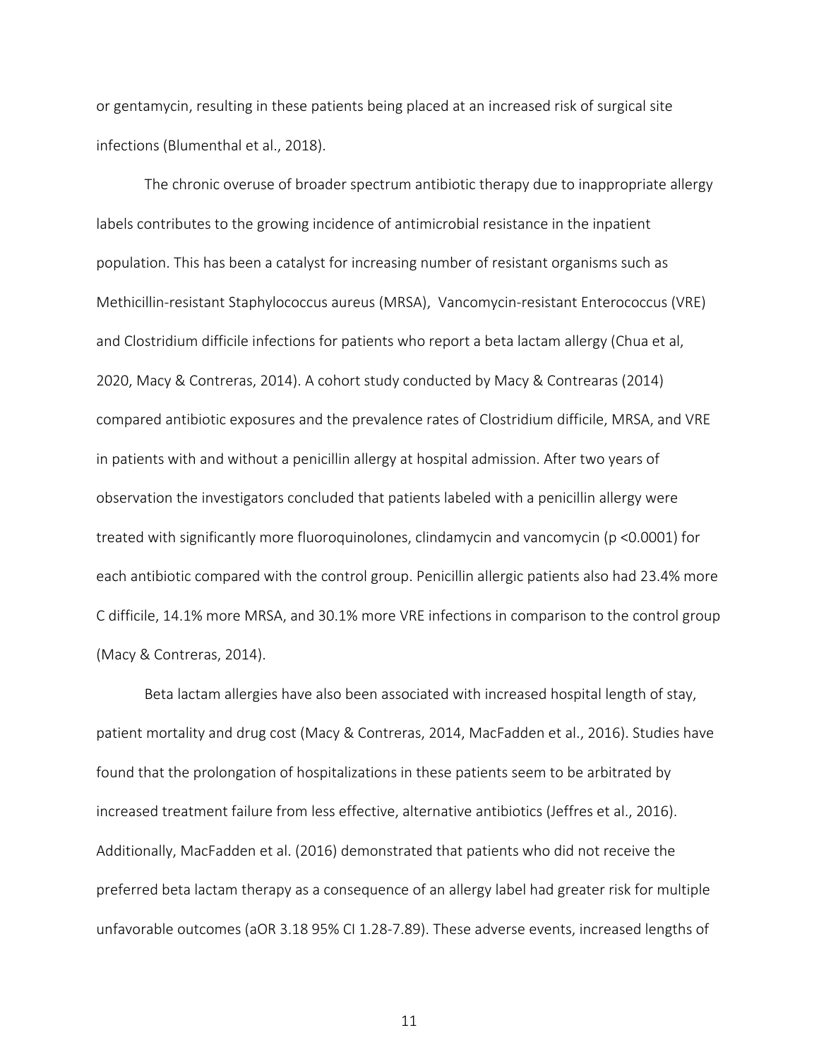or gentamycin, resulting in these patients being placed at an increased risk of surgical site infections (Blumenthal et al., 2018).

The chronic overuse of broader spectrum antibiotic therapy due to inappropriate allergy labels contributes to the growing incidence of antimicrobial resistance in the inpatient population. This has been a catalyst for increasing number of resistant organisms such as Methicillin-resistant Staphylococcus aureus (MRSA), Vancomycin-resistant Enterococcus (VRE) and Clostridium difficile infections for patients who report a beta lactam allergy (Chua et al, 2020, Macy & Contreras, 2014). A cohort study conducted by Macy & Contrearas (2014) compared antibiotic exposures and the prevalence rates of Clostridium difficile, MRSA, and VRE in patients with and without a penicillin allergy at hospital admission. After two years of observation the investigators concluded that patients labeled with a penicillin allergy were treated with significantly more fluoroquinolones, clindamycin and vancomycin ($p < 0.0001$) for each antibiotic compared with the control group. Penicillin allergic patients also had 23.4% more C difficile, 14.1% more MRSA, and 30.1% more VRE infections in comparison to the control group (Macy & Contreras, 2014).

Beta lactam allergies have also been associated with increased hospital length of stay, patient mortality and drug cost (Macy & Contreras, 2014, MacFadden et al., 2016). Studies have found that the prolongation of hospitalizations in these patients seem to be arbitrated by increased treatment failure from less effective, alternative antibiotics (Jeffres et al., 2016). Additionally, MacFadden et al. (2016) demonstrated that patients who did not receive the preferred beta lactam therapy as a consequence of an allergy label had greater risk for multiple unfavorable outcomes (aOR 3.18 95% CI 1.28-7.89). These adverse events, increased lengths of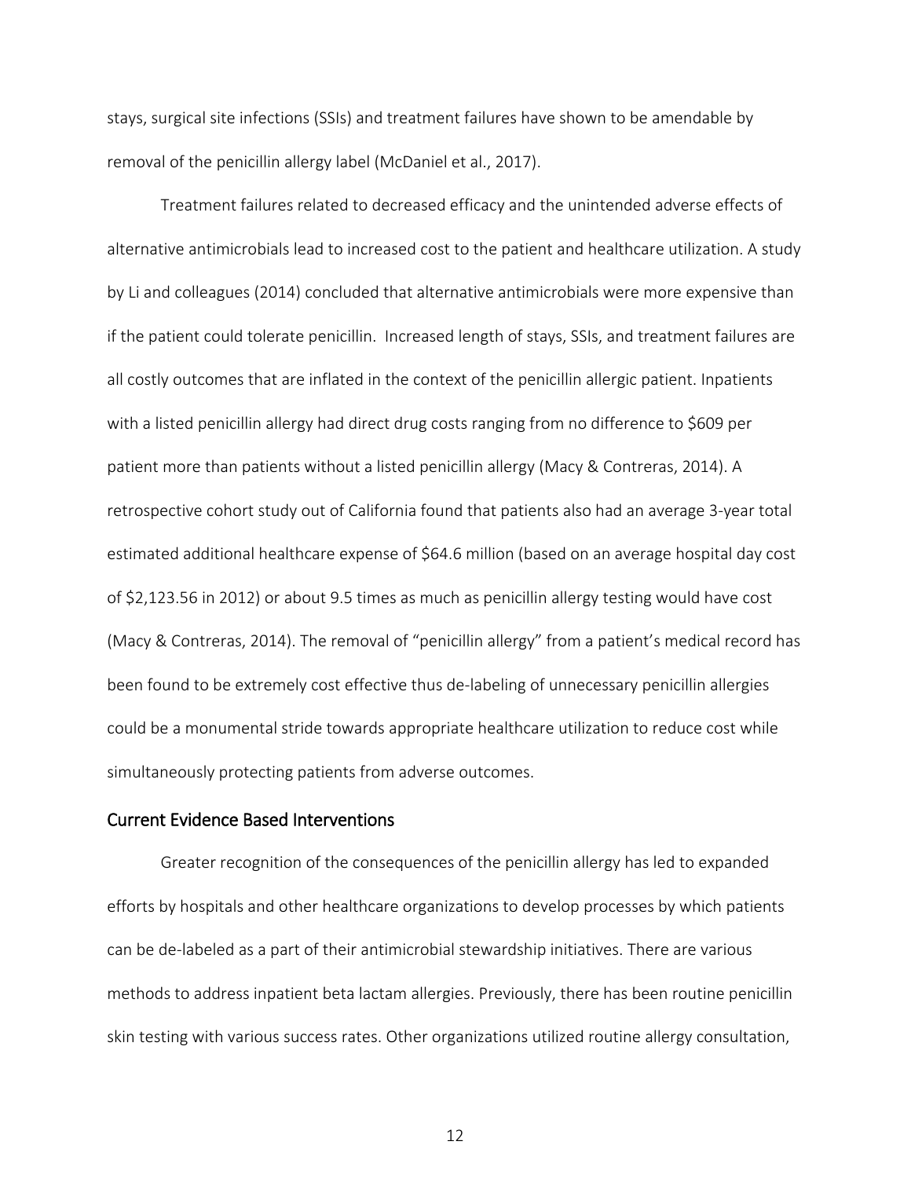stays, surgical site infections (SSIs) and treatment failures have shown to be amendable by removal of the penicillin allergy label (McDaniel et al., 2017).

Treatment failures related to decreased efficacy and the unintended adverse effects of alternative antimicrobials lead to increased cost to the patient and healthcare utilization. A study by Li and colleagues (2014) concluded that alternative antimicrobials were more expensive than if the patient could tolerate penicillin. Increased length of stays, SSIs, and treatment failures are all costly outcomes that are inflated in the context of the penicillin allergic patient. Inpatients with a listed penicillin allergy had direct drug costs ranging from no difference to $609 per patient more than patients without a listed penicillin allergy (Macy & Contreras, 2014). A retrospective cohort study out of California found that patients also had an average 3-year total estimated additional healthcare expense of $64.6 million (based on an average hospital day cost of $2,123.56 in 2012) or about 9.5 times as much as penicillin allergy testing would have cost (Macy & Contreras, 2014). The removal of "penicillin allergy" from a patient's medical record has been found to be extremely cost effective thus de-labeling of unnecessary penicillin allergies could be a monumental stride towards appropriate healthcare utilization to reduce cost while simultaneously protecting patients from adverse outcomes.

## Current Evidence Based Interventions

Greater recognition of the consequences of the penicillin allergy has led to expanded efforts by hospitals and other healthcare organizations to develop processes by which patients can be de-labeled as a part of their antimicrobial stewardship initiatives. There are various methods to address inpatient beta lactam allergies. Previously, there has been routine penicillin skin testing with various success rates. Other organizations utilized routine allergy consultation,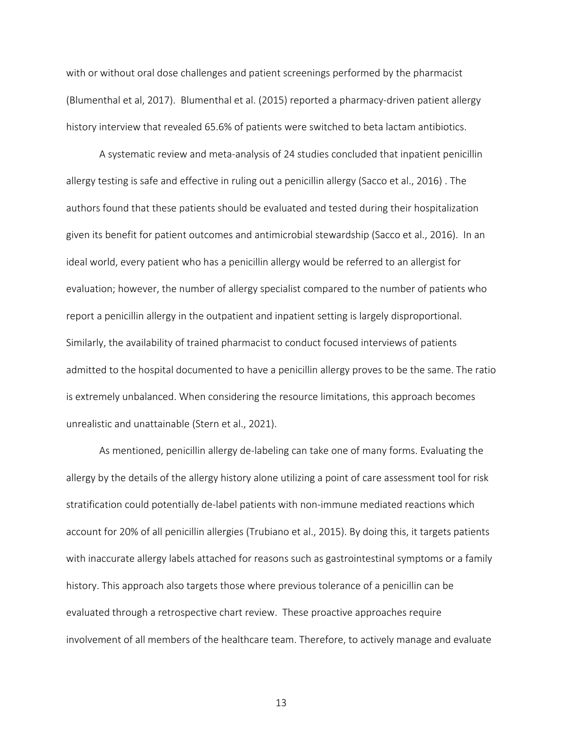with or without oral dose challenges and patient screenings performed by the pharmacist (Blumenthal et al, 2017). Blumenthal et al. (2015) reported a pharmacy-driven patient allergy history interview that revealed 65.6% of patients were switched to beta lactam antibiotics.

A systematic review and meta-analysis of 24 studies concluded that inpatient penicillin allergy testing is safe and effective in ruling out a penicillin allergy (Sacco et al., 2016) . The authors found that these patients should be evaluated and tested during their hospitalization given its benefit for patient outcomes and antimicrobial stewardship (Sacco et al., 2016). In an ideal world, every patient who has a penicillin allergy would be referred to an allergist for evaluation; however, the number of allergy specialist compared to the number of patients who report a penicillin allergy in the outpatient and inpatient setting is largely disproportional. Similarly, the availability of trained pharmacist to conduct focused interviews of patients admitted to the hospital documented to have a penicillin allergy proves to be the same. The ratio is extremely unbalanced. When considering the resource limitations, this approach becomes unrealistic and unattainable (Stern et al., 2021).

As mentioned, penicillin allergy de-labeling can take one of many forms. Evaluating the allergy by the details of the allergy history alone utilizing a point of care assessment tool for risk stratification could potentially de-label patients with non-immune mediated reactions which account for 20% of all penicillin allergies (Trubiano et al., 2015). By doing this, it targets patients with inaccurate allergy labels attached for reasons such as gastrointestinal symptoms or a family history. This approach also targets those where previous tolerance of a penicillin can be evaluated through a retrospective chart review. These proactive approaches require involvement of all members of the healthcare team. Therefore, to actively manage and evaluate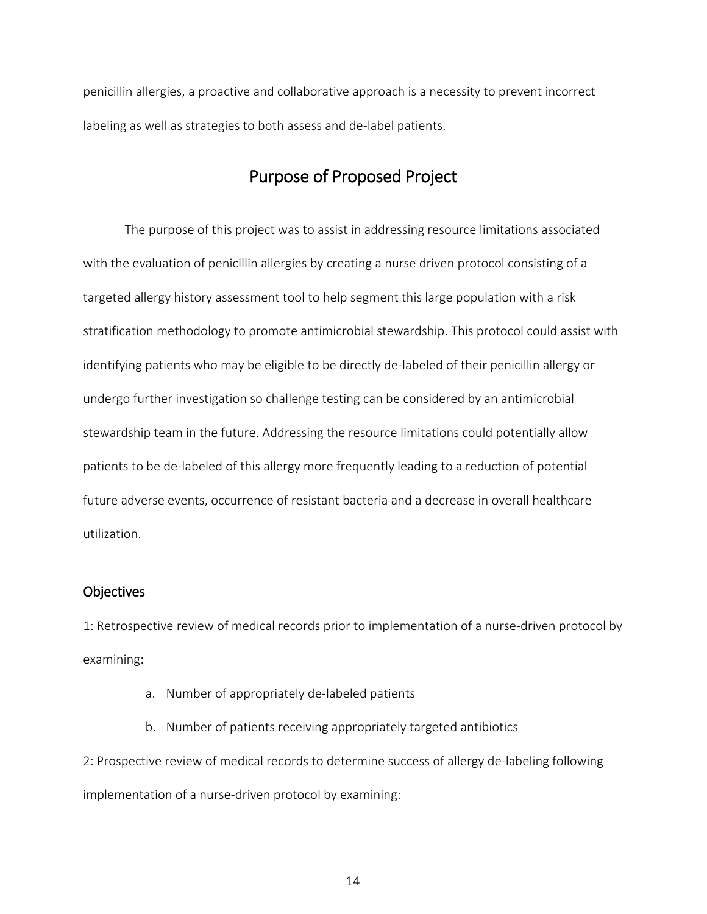penicillin allergies, a proactive and collaborative approach is a necessity to prevent incorrect labeling as well as strategies to both assess and de-label patients.

## Purpose of Proposed Project

The purpose of this project was to assist in addressing resource limitations associated with the evaluation of penicillin allergies by creating a nurse driven protocol consisting of a targeted allergy history assessment tool to help segment this large population with a risk stratification methodology to promote antimicrobial stewardship. This protocol could assist with identifying patients who may be eligible to be directly de-labeled of their penicillin allergy or undergo further investigation so challenge testing can be considered by an antimicrobial stewardship team in the future. Addressing the resource limitations could potentially allow patients to be de-labeled of this allergy more frequently leading to a reduction of potential future adverse events, occurrence of resistant bacteria and a decrease in overall healthcare utilization.

### Objectives

1: Retrospective review of medical records prior to implementation of a nurse-driven protocol by examining:

a. Number of appropriately de-labeled patients
b. Number of patients receiving appropriately targeted antibiotics

2: Prospective review of medical records to determine success of allergy de-labeling following implementation of a nurse-driven protocol by examining: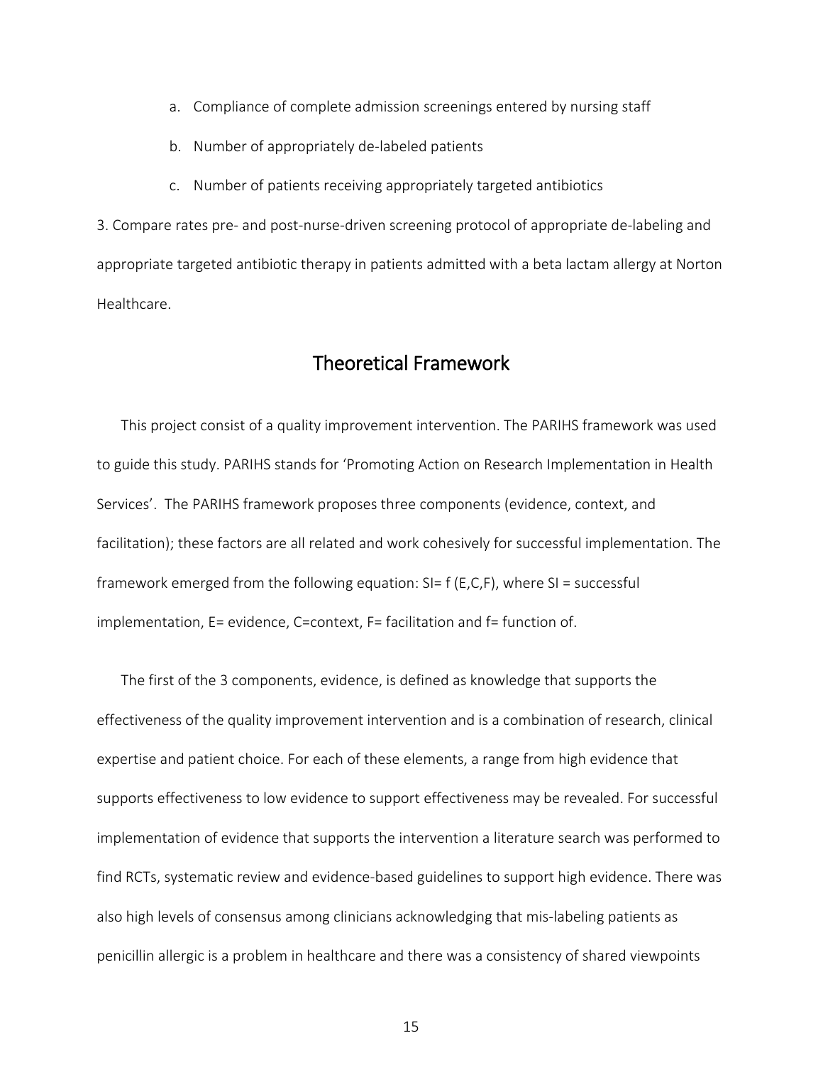a. Compliance of complete admission screenings entered by nursing staff

b. Number of appropriately de-labeled patients

c. Number of patients receiving appropriately targeted antibiotics

3. Compare rates pre- and post-nurse-driven screening protocol of appropriate de-labeling and appropriate targeted antibiotic therapy in patients admitted with a beta lactam allergy at Norton Healthcare.

## Theoretical Framework

This project consist of a quality improvement intervention. The PARIHS framework was used to guide this study. PARIHS stands for 'Promoting Action on Research Implementation in Health Services'. The PARIHS framework proposes three components (evidence, context, and facilitation); these factors are all related and work cohesively for successful implementation. The framework emerged from the following equation: SI= f (E,C,F), where SI = successful implementation, E= evidence, C=context, F= facilitation and f= function of.

The first of the 3 components, evidence, is defined as knowledge that supports the effectiveness of the quality improvement intervention and is a combination of research, clinical expertise and patient choice. For each of these elements, a range from high evidence that supports effectiveness to low evidence to support effectiveness may be revealed. For successful implementation of evidence that supports the intervention a literature search was performed to find RCTs, systematic review and evidence-based guidelines to support high evidence. There was also high levels of consensus among clinicians acknowledging that mis-labeling patients as penicillin allergic is a problem in healthcare and there was a consistency of shared viewpoints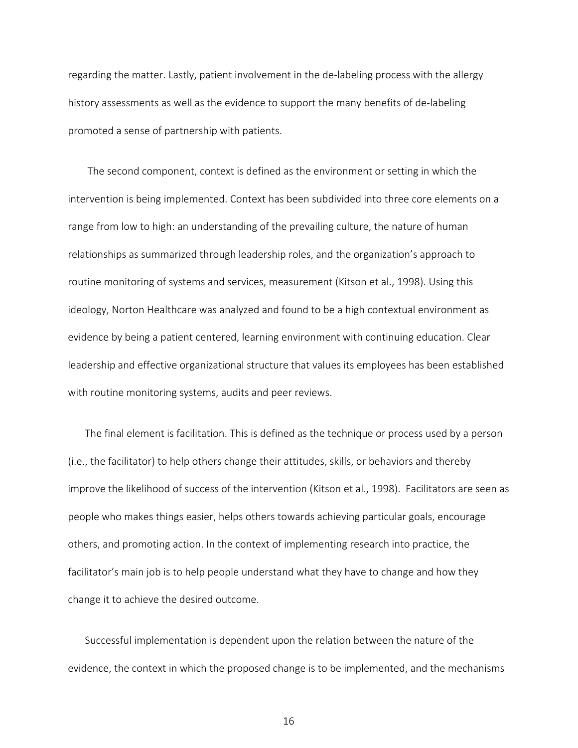regarding the matter. Lastly, patient involvement in the de-labeling process with the allergy history assessments as well as the evidence to support the many benefits of de-labeling promoted a sense of partnership with patients.

The second component, context is defined as the environment or setting in which the intervention is being implemented. Context has been subdivided into three core elements on a range from low to high: an understanding of the prevailing culture, the nature of human relationships as summarized through leadership roles, and the organization's approach to routine monitoring of systems and services, measurement (Kitson et al., 1998). Using this ideology, Norton Healthcare was analyzed and found to be a high contextual environment as evidence by being a patient centered, learning environment with continuing education. Clear leadership and effective organizational structure that values its employees has been established with routine monitoring systems, audits and peer reviews.

The final element is facilitation. This is defined as the technique or process used by a person (i.e., the facilitator) to help others change their attitudes, skills, or behaviors and thereby improve the likelihood of success of the intervention (Kitson et al., 1998). Facilitators are seen as people who makes things easier, helps others towards achieving particular goals, encourage others, and promoting action. In the context of implementing research into practice, the facilitator's main job is to help people understand what they have to change and how they change it to achieve the desired outcome.

Successful implementation is dependent upon the relation between the nature of the evidence, the context in which the proposed change is to be implemented, and the mechanisms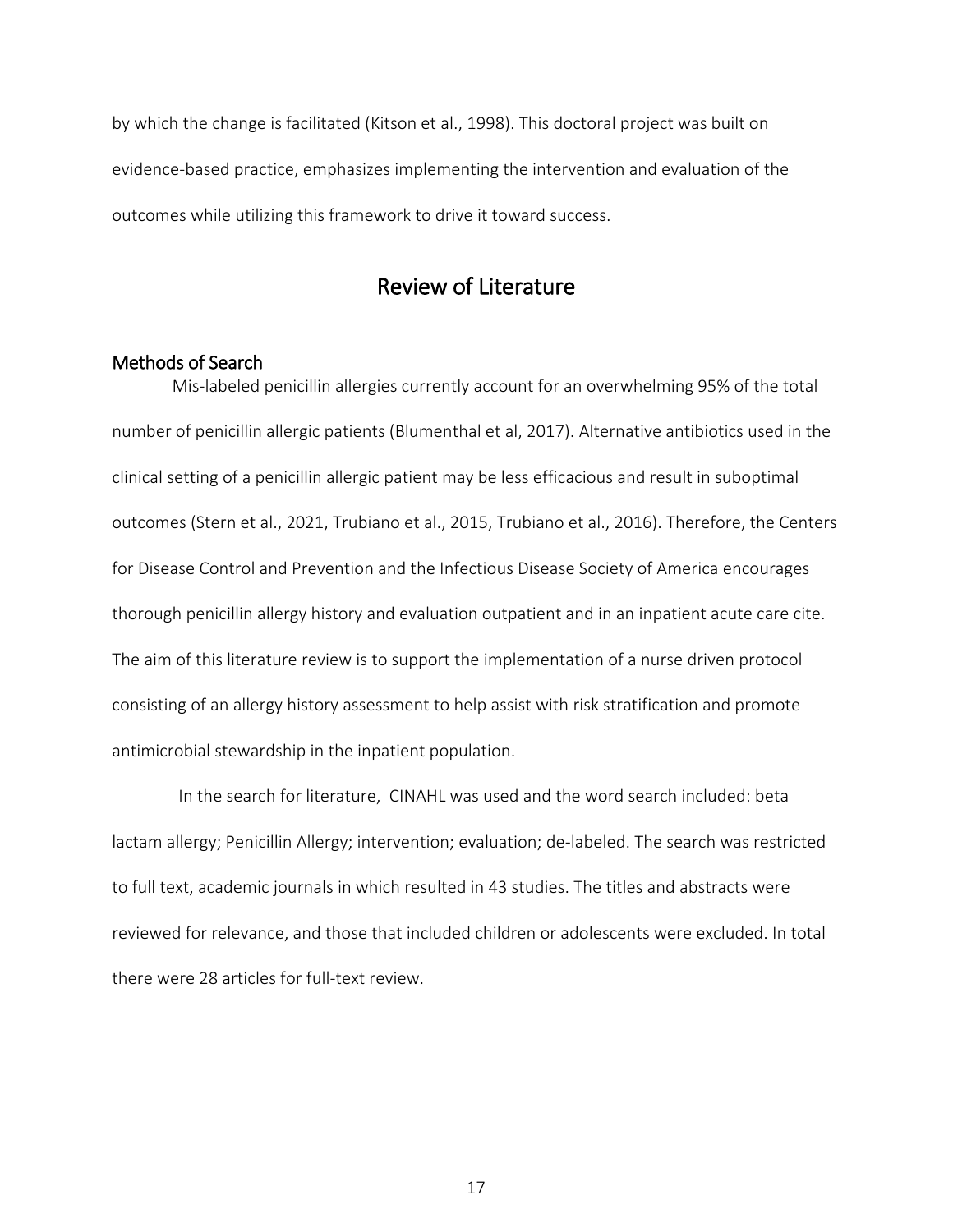by which the change is facilitated (Kitson et al., 1998). This doctoral project was built on evidence-based practice, emphasizes implementing the intervention and evaluation of the outcomes while utilizing this framework to drive it toward success.

# Review of Literature

## Methods of Search

Mis-labeled penicillin allergies currently account for an overwhelming 95% of the total number of penicillin allergic patients (Blumenthal et al, 2017). Alternative antibiotics used in the clinical setting of a penicillin allergic patient may be less efficacious and result in suboptimal outcomes (Stern et al., 2021, Trubiano et al., 2015, Trubiano et al., 2016). Therefore, the Centers for Disease Control and Prevention and the Infectious Disease Society of America encourages thorough penicillin allergy history and evaluation outpatient and in an inpatient acute care cite. The aim of this literature review is to support the implementation of a nurse driven protocol consisting of an allergy history assessment to help assist with risk stratification and promote antimicrobial stewardship in the inpatient population.

In the search for literature, CINAHL was used and the word search included: beta lactam allergy; Penicillin Allergy; intervention; evaluation; de-labeled. The search was restricted to full text, academic journals in which resulted in 43 studies. The titles and abstracts were reviewed for relevance, and those that included children or adolescents were excluded. In total there were 28 articles for full-text review.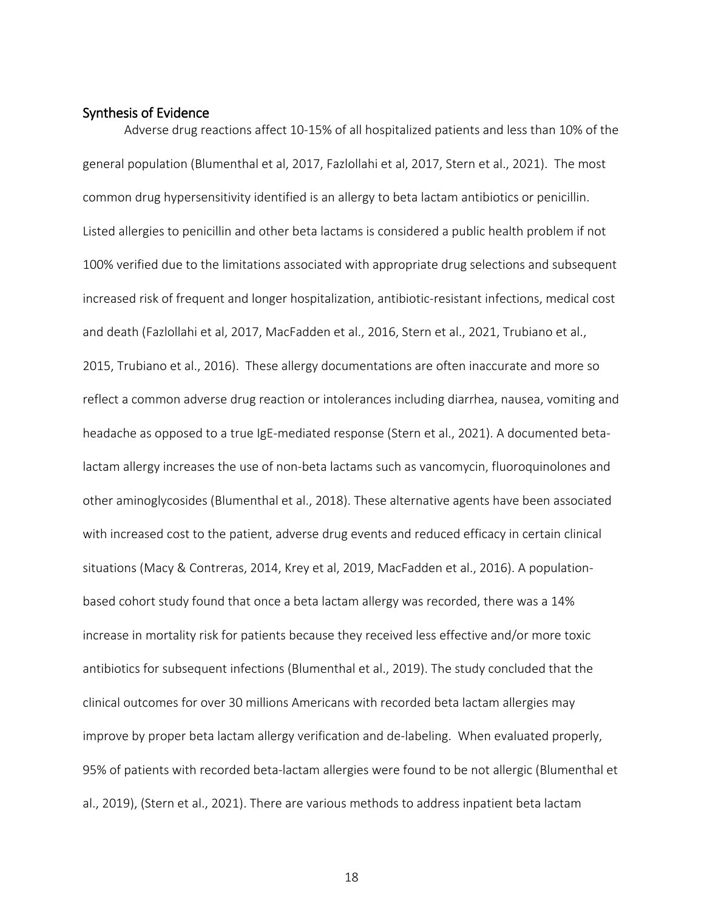## Synthesis of Evidence

Adverse drug reactions affect 10-15% of all hospitalized patients and less than 10% of the general population (Blumenthal et al, 2017, Fazlollahi et al, 2017, Stern et al., 2021). The most common drug hypersensitivity identified is an allergy to beta lactam antibiotics or penicillin. Listed allergies to penicillin and other beta lactams is considered a public health problem if not 100% verified due to the limitations associated with appropriate drug selections and subsequent increased risk of frequent and longer hospitalization, antibiotic-resistant infections, medical cost and death (Fazlollahi et al, 2017, MacFadden et al., 2016, Stern et al., 2021, Trubiano et al., 2015, Trubiano et al., 2016). These allergy documentations are often inaccurate and more so reflect a common adverse drug reaction or intolerances including diarrhea, nausea, vomiting and headache as opposed to a true IgE-mediated response (Stern et al., 2021). A documented beta-lactam allergy increases the use of non-beta lactams such as vancomycin, fluoroquinolones and other aminoglycosides (Blumenthal et al., 2018). These alternative agents have been associated with increased cost to the patient, adverse drug events and reduced efficacy in certain clinical situations (Macy & Contreras, 2014, Krey et al, 2019, MacFadden et al., 2016). A population-based cohort study found that once a beta lactam allergy was recorded, there was a 14% increase in mortality risk for patients because they received less effective and/or more toxic antibiotics for subsequent infections (Blumenthal et al., 2019). The study concluded that the clinical outcomes for over 30 millions Americans with recorded beta lactam allergies may improve by proper beta lactam allergy verification and de-labeling. When evaluated properly, 95% of patients with recorded beta-lactam allergies were found to be not allergic (Blumenthal et al., 2019), (Stern et al., 2021). There are various methods to address inpatient beta lactam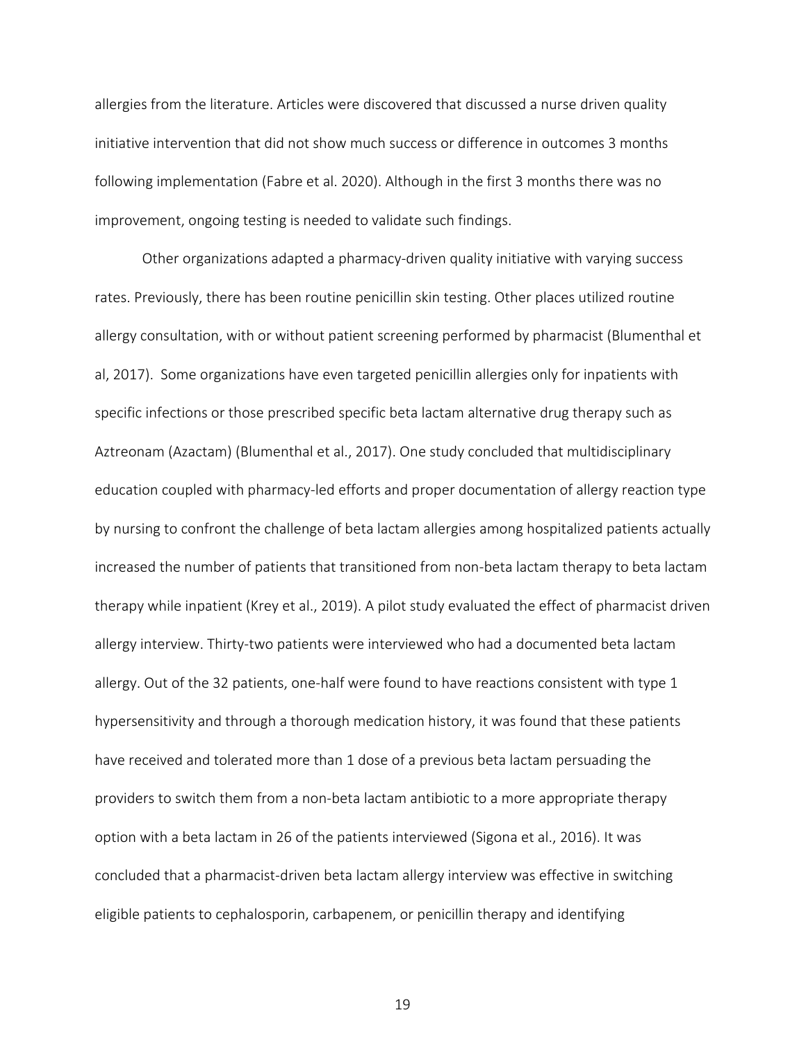allergies from the literature. Articles were discovered that discussed a nurse driven quality initiative intervention that did not show much success or difference in outcomes 3 months following implementation (Fabre et al. 2020). Although in the first 3 months there was no improvement, ongoing testing is needed to validate such findings.

Other organizations adapted a pharmacy-driven quality initiative with varying success rates. Previously, there has been routine penicillin skin testing. Other places utilized routine allergy consultation, with or without patient screening performed by pharmacist (Blumenthal et al, 2017). Some organizations have even targeted penicillin allergies only for inpatients with specific infections or those prescribed specific beta lactam alternative drug therapy such as Aztreonam (Azactam) (Blumenthal et al., 2017). One study concluded that multidisciplinary education coupled with pharmacy-led efforts and proper documentation of allergy reaction type by nursing to confront the challenge of beta lactam allergies among hospitalized patients actually increased the number of patients that transitioned from non-beta lactam therapy to beta lactam therapy while inpatient (Krey et al., 2019). A pilot study evaluated the effect of pharmacist driven allergy interview. Thirty-two patients were interviewed who had a documented beta lactam allergy. Out of the 32 patients, one-half were found to have reactions consistent with type 1 hypersensitivity and through a thorough medication history, it was found that these patients have received and tolerated more than 1 dose of a previous beta lactam persuading the providers to switch them from a non-beta lactam antibiotic to a more appropriate therapy option with a beta lactam in 26 of the patients interviewed (Sigona et al., 2016). It was concluded that a pharmacist-driven beta lactam allergy interview was effective in switching eligible patients to cephalosporin, carbapenem, or penicillin therapy and identifying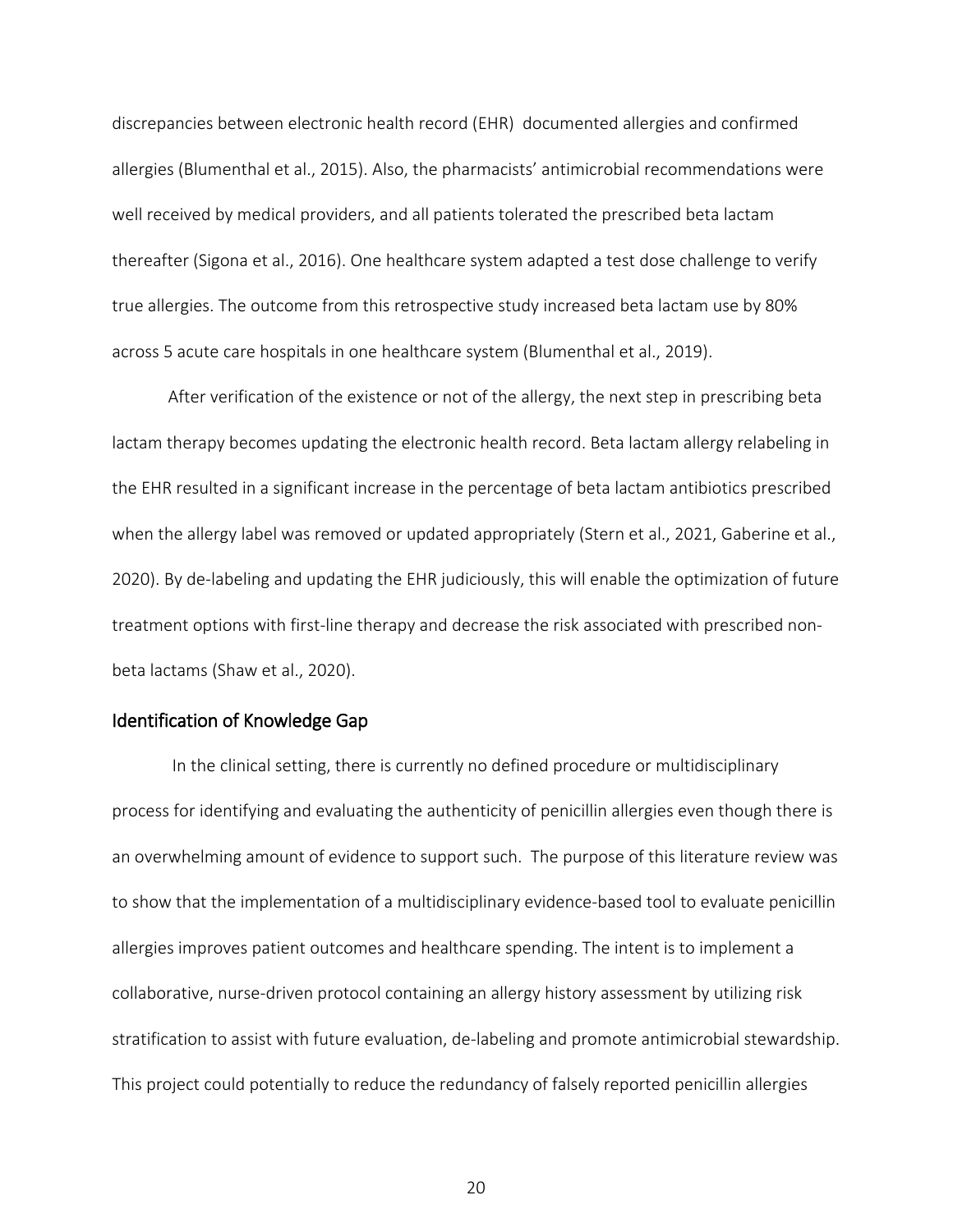discrepancies between electronic health record (EHR) documented allergies and confirmed allergies (Blumenthal et al., 2015). Also, the pharmacists' antimicrobial recommendations were well received by medical providers, and all patients tolerated the prescribed beta lactam thereafter (Sigona et al., 2016). One healthcare system adapted a test dose challenge to verify true allergies. The outcome from this retrospective study increased beta lactam use by 80% across 5 acute care hospitals in one healthcare system (Blumenthal et al., 2019).

After verification of the existence or not of the allergy, the next step in prescribing beta lactam therapy becomes updating the electronic health record. Beta lactam allergy relabeling in the EHR resulted in a significant increase in the percentage of beta lactam antibiotics prescribed when the allergy label was removed or updated appropriately (Stern et al., 2021, Gaberine et al., 2020). By de-labeling and updating the EHR judiciously, this will enable the optimization of future treatment options with first-line therapy and decrease the risk associated with prescribed non-beta lactams (Shaw et al., 2020).

## Identification of Knowledge Gap

In the clinical setting, there is currently no defined procedure or multidisciplinary process for identifying and evaluating the authenticity of penicillin allergies even though there is an overwhelming amount of evidence to support such. The purpose of this literature review was to show that the implementation of a multidisciplinary evidence-based tool to evaluate penicillin allergies improves patient outcomes and healthcare spending. The intent is to implement a collaborative, nurse-driven protocol containing an allergy history assessment by utilizing risk stratification to assist with future evaluation, de-labeling and promote antimicrobial stewardship. This project could potentially to reduce the redundancy of falsely reported penicillin allergies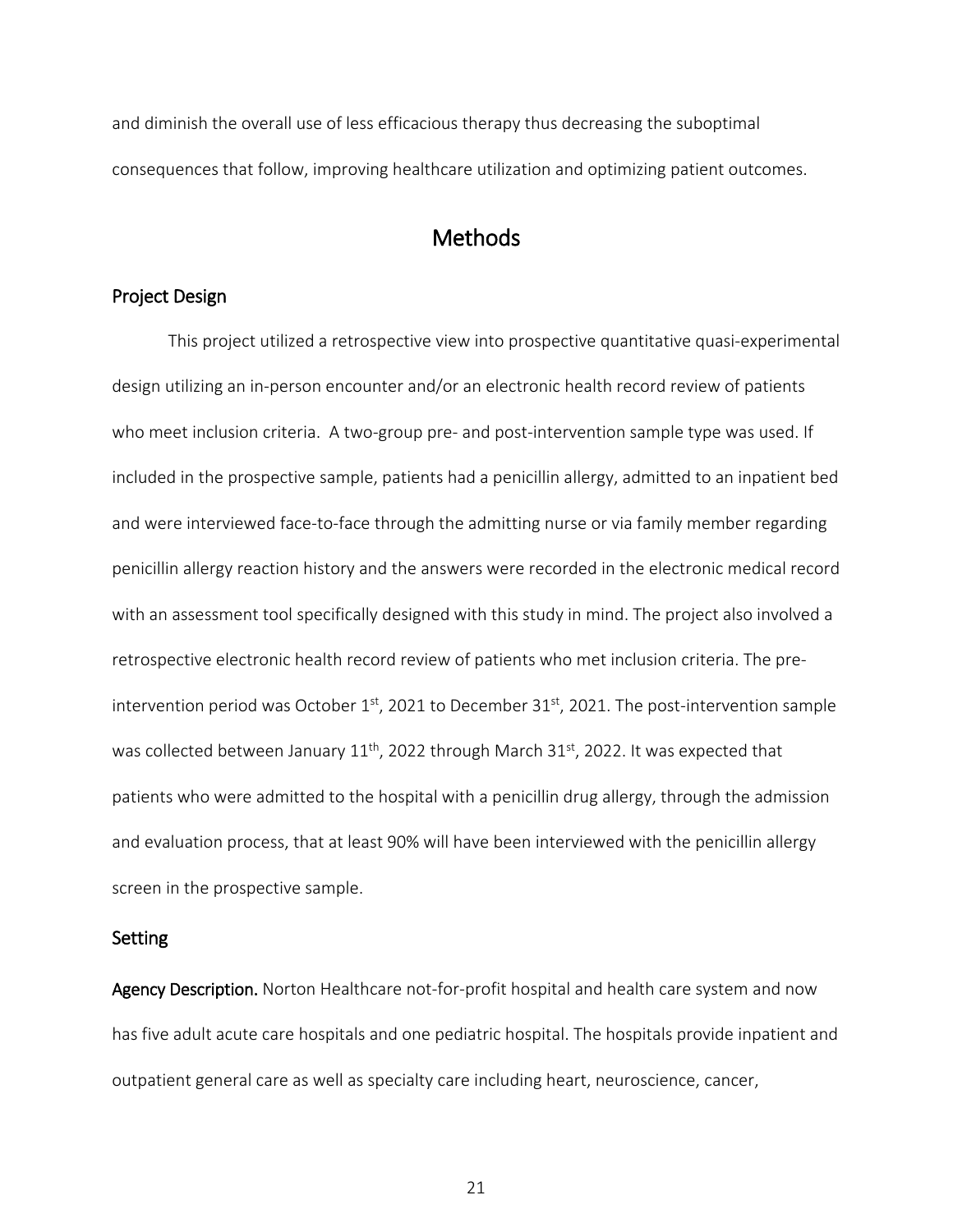and diminish the overall use of less efficacious therapy thus decreasing the suboptimal consequences that follow, improving healthcare utilization and optimizing patient outcomes.

# Methods

## Project Design

This project utilized a retrospective view into prospective quantitative quasi-experimental design utilizing an in-person encounter and/or an electronic health record review of patients who meet inclusion criteria. A two-group pre- and post-intervention sample type was used. If included in the prospective sample, patients had a penicillin allergy, admitted to an inpatient bed and were interviewed face-to-face through the admitting nurse or via family member regarding penicillin allergy reaction history and the answers were recorded in the electronic medical record with an assessment tool specifically designed with this study in mind. The project also involved a retrospective electronic health record review of patients who met inclusion criteria. The pre-intervention period was October 1st, 2021 to December 31st, 2021. The post-intervention sample was collected between January 11th, 2022 through March 31st, 2022. It was expected that patients who were admitted to the hospital with a penicillin drug allergy, through the admission and evaluation process, that at least 90% will have been interviewed with the penicillin allergy screen in the prospective sample.

## Setting

**Agency Description.** Norton Healthcare not-for-profit hospital and health care system and now has five adult acute care hospitals and one pediatric hospital. The hospitals provide inpatient and outpatient general care as well as specialty care including heart, neuroscience, cancer,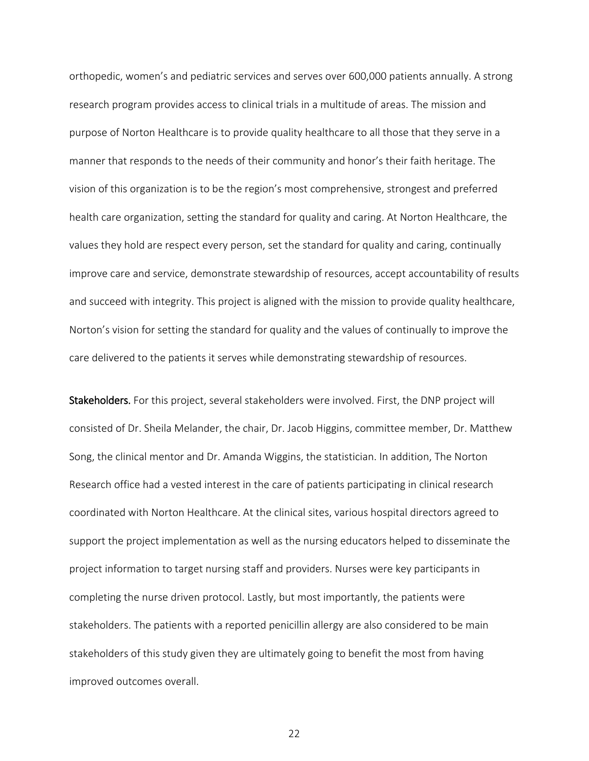orthopedic, women's and pediatric services and serves over 600,000 patients annually. A strong research program provides access to clinical trials in a multitude of areas. The mission and purpose of Norton Healthcare is to provide quality healthcare to all those that they serve in a manner that responds to the needs of their community and honor's their faith heritage. The vision of this organization is to be the region's most comprehensive, strongest and preferred health care organization, setting the standard for quality and caring. At Norton Healthcare, the values they hold are respect every person, set the standard for quality and caring, continually improve care and service, demonstrate stewardship of resources, accept accountability of results and succeed with integrity. This project is aligned with the mission to provide quality healthcare, Norton's vision for setting the standard for quality and the values of continually to improve the care delivered to the patients it serves while demonstrating stewardship of resources.

**Stakeholders.** For this project, several stakeholders were involved. First, the DNP project will consisted of Dr. Sheila Melander, the chair, Dr. Jacob Higgins, committee member, Dr. Matthew Song, the clinical mentor and Dr. Amanda Wiggins, the statistician. In addition, The Norton Research office had a vested interest in the care of patients participating in clinical research coordinated with Norton Healthcare. At the clinical sites, various hospital directors agreed to support the project implementation as well as the nursing educators helped to disseminate the project information to target nursing staff and providers. Nurses were key participants in completing the nurse driven protocol. Lastly, but most importantly, the patients were stakeholders. The patients with a reported penicillin allergy are also considered to be main stakeholders of this study given they are ultimately going to benefit the most from having improved outcomes overall.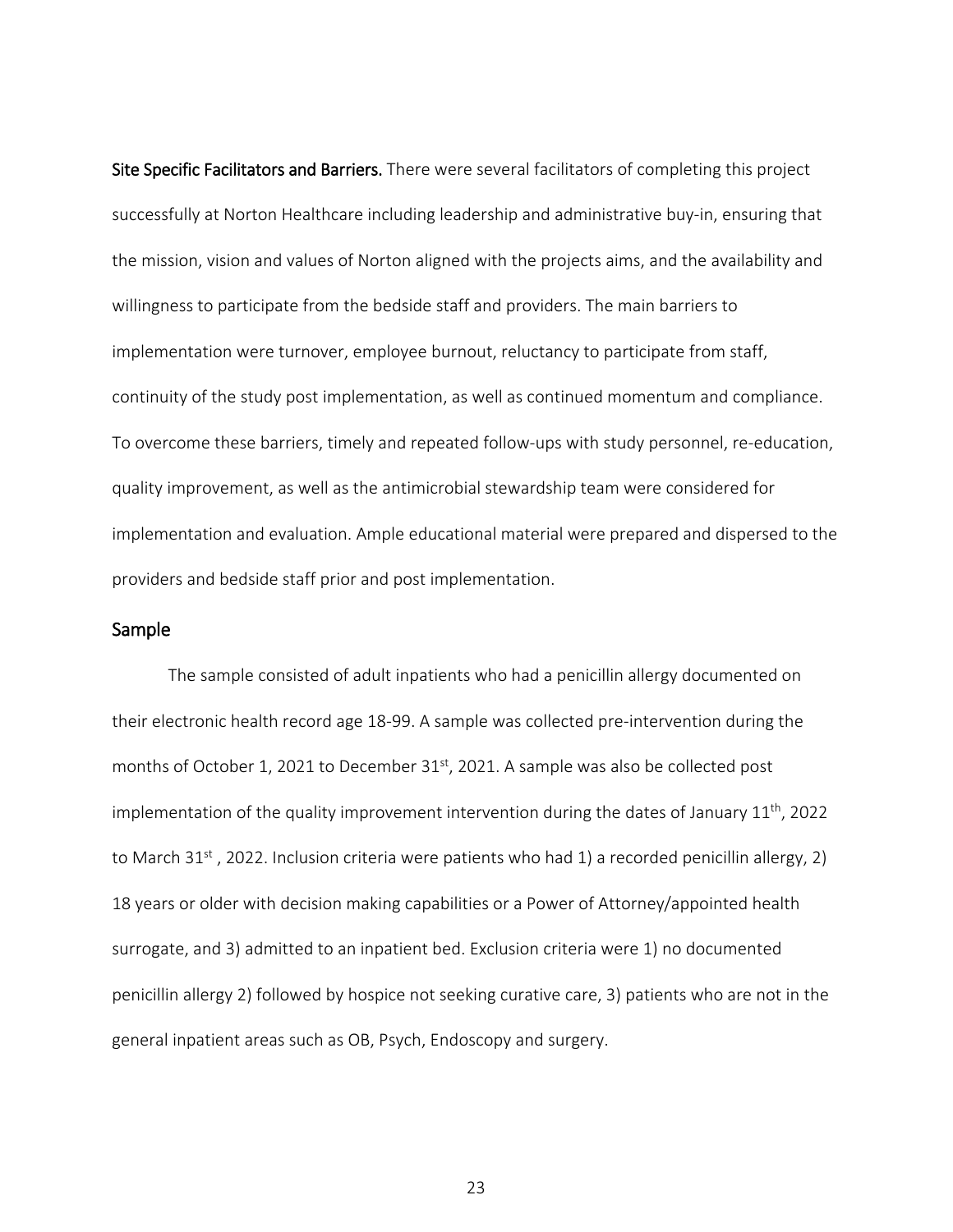**Site Specific Facilitators and Barriers.** There were several facilitators of completing this project successfully at Norton Healthcare including leadership and administrative buy-in, ensuring that the mission, vision and values of Norton aligned with the projects aims, and the availability and willingness to participate from the bedside staff and providers. The main barriers to implementation were turnover, employee burnout, reluctancy to participate from staff, continuity of the study post implementation, as well as continued momentum and compliance. To overcome these barriers, timely and repeated follow-ups with study personnel, re-education, quality improvement, as well as the antimicrobial stewardship team were considered for implementation and evaluation. Ample educational material were prepared and dispersed to the providers and bedside staff prior and post implementation.

## Sample

The sample consisted of adult inpatients who had a penicillin allergy documented on their electronic health record age 18-99. A sample was collected pre-intervention during the months of October 1, 2021 to December 31st, 2021. A sample was also be collected post implementation of the quality improvement intervention during the dates of January 11th, 2022 to March 31st, 2022. Inclusion criteria were patients who had 1) a recorded penicillin allergy, 2) 18 years or older with decision making capabilities or a Power of Attorney/appointed health surrogate, and 3) admitted to an inpatient bed. Exclusion criteria were 1) no documented penicillin allergy 2) followed by hospice not seeking curative care, 3) patients who are not in the general inpatient areas such as OB, Psych, Endoscopy and surgery.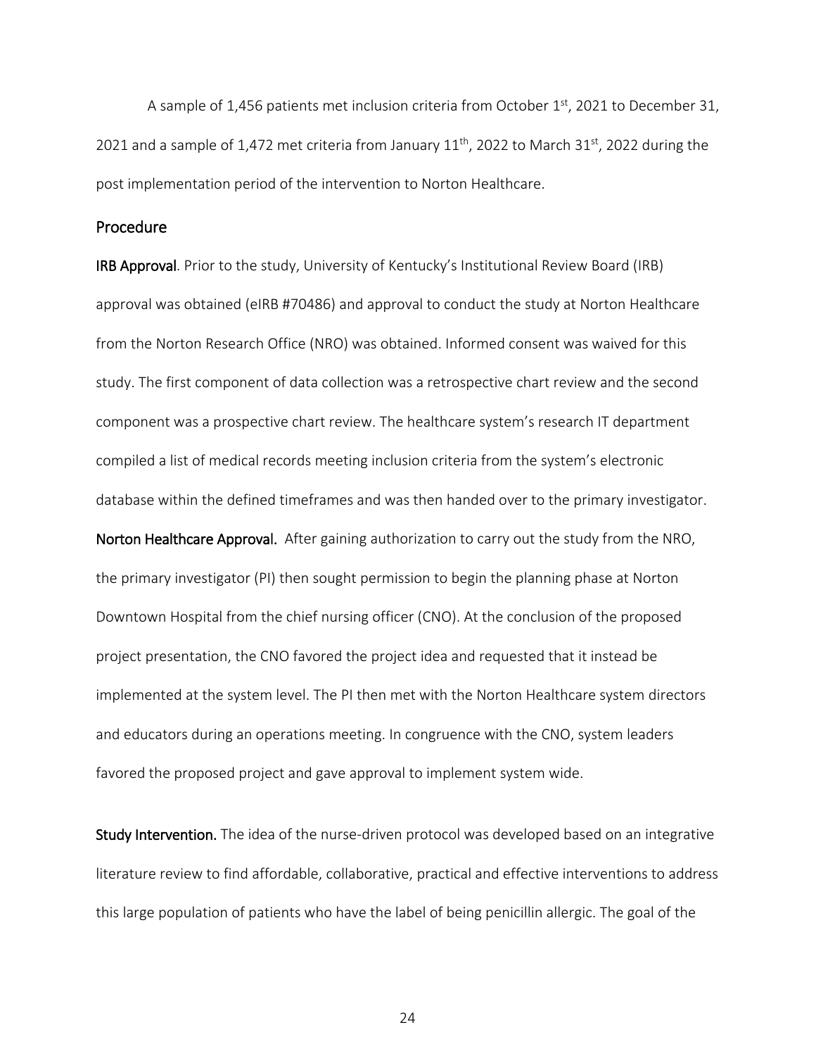A sample of 1,456 patients met inclusion criteria from October 1st, 2021 to December 31, 2021 and a sample of 1,472 met criteria from January 11th, 2022 to March 31st, 2022 during the post implementation period of the intervention to Norton Healthcare.

## Procedure

**IRB Approval**. Prior to the study, University of Kentucky's Institutional Review Board (IRB) approval was obtained (eIRB #70486) and approval to conduct the study at Norton Healthcare from the Norton Research Office (NRO) was obtained. Informed consent was waived for this study. The first component of data collection was a retrospective chart review and the second component was a prospective chart review. The healthcare system's research IT department compiled a list of medical records meeting inclusion criteria from the system's electronic database within the defined timeframes and was then handed over to the primary investigator.

**Norton Healthcare Approval.** After gaining authorization to carry out the study from the NRO, the primary investigator (PI) then sought permission to begin the planning phase at Norton Downtown Hospital from the chief nursing officer (CNO). At the conclusion of the proposed project presentation, the CNO favored the project idea and requested that it instead be implemented at the system level. The PI then met with the Norton Healthcare system directors and educators during an operations meeting. In congruence with the CNO, system leaders favored the proposed project and gave approval to implement system wide.

**Study Intervention.** The idea of the nurse-driven protocol was developed based on an integrative literature review to find affordable, collaborative, practical and effective interventions to address this large population of patients who have the label of being penicillin allergic. The goal of the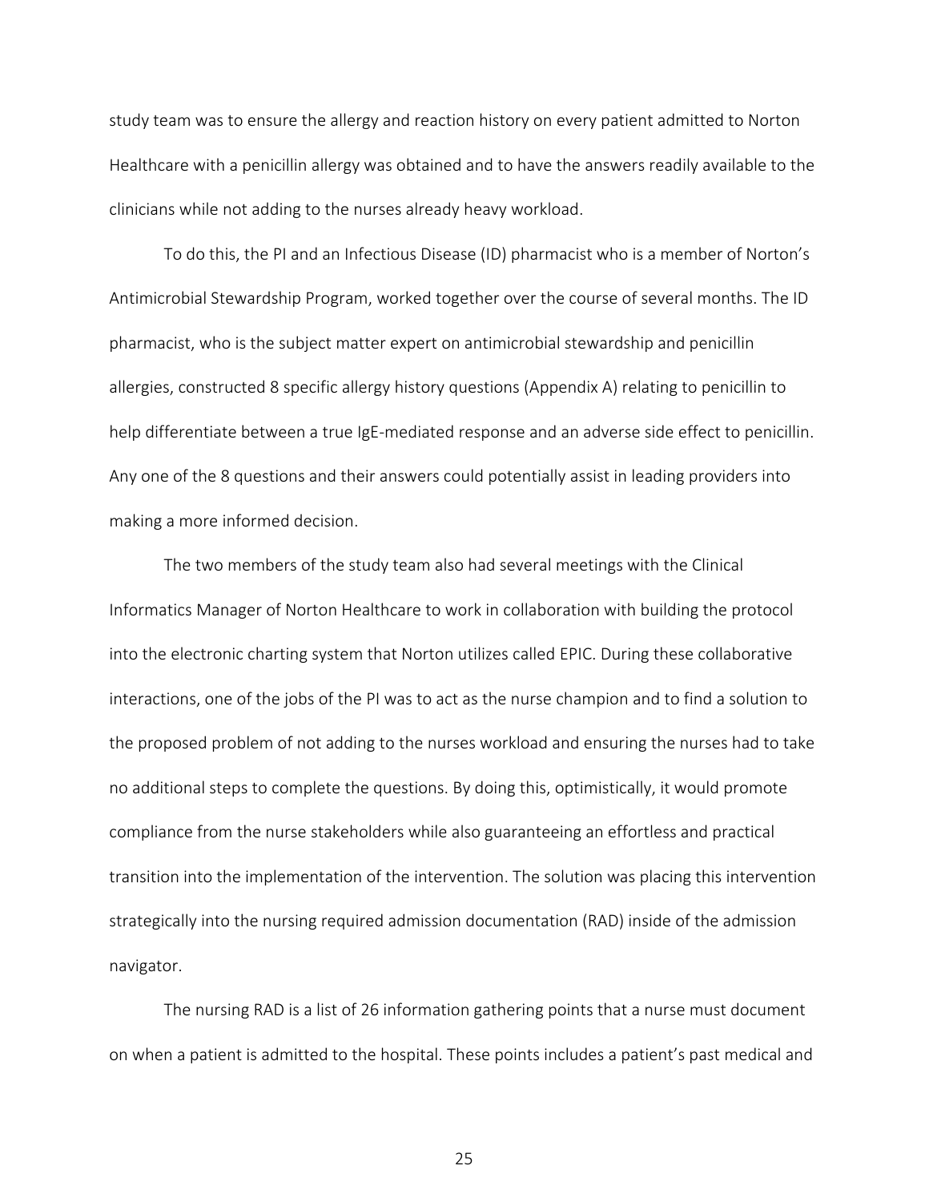study team was to ensure the allergy and reaction history on every patient admitted to Norton Healthcare with a penicillin allergy was obtained and to have the answers readily available to the clinicians while not adding to the nurses already heavy workload.

To do this, the PI and an Infectious Disease (ID) pharmacist who is a member of Norton's Antimicrobial Stewardship Program, worked together over the course of several months. The ID pharmacist, who is the subject matter expert on antimicrobial stewardship and penicillin allergies, constructed 8 specific allergy history questions (Appendix A) relating to penicillin to help differentiate between a true IgE-mediated response and an adverse side effect to penicillin. Any one of the 8 questions and their answers could potentially assist in leading providers into making a more informed decision.

The two members of the study team also had several meetings with the Clinical Informatics Manager of Norton Healthcare to work in collaboration with building the protocol into the electronic charting system that Norton utilizes called EPIC. During these collaborative interactions, one of the jobs of the PI was to act as the nurse champion and to find a solution to the proposed problem of not adding to the nurses workload and ensuring the nurses had to take no additional steps to complete the questions. By doing this, optimistically, it would promote compliance from the nurse stakeholders while also guaranteeing an effortless and practical transition into the implementation of the intervention. The solution was placing this intervention strategically into the nursing required admission documentation (RAD) inside of the admission navigator.

The nursing RAD is a list of 26 information gathering points that a nurse must document on when a patient is admitted to the hospital. These points includes a patient's past medical and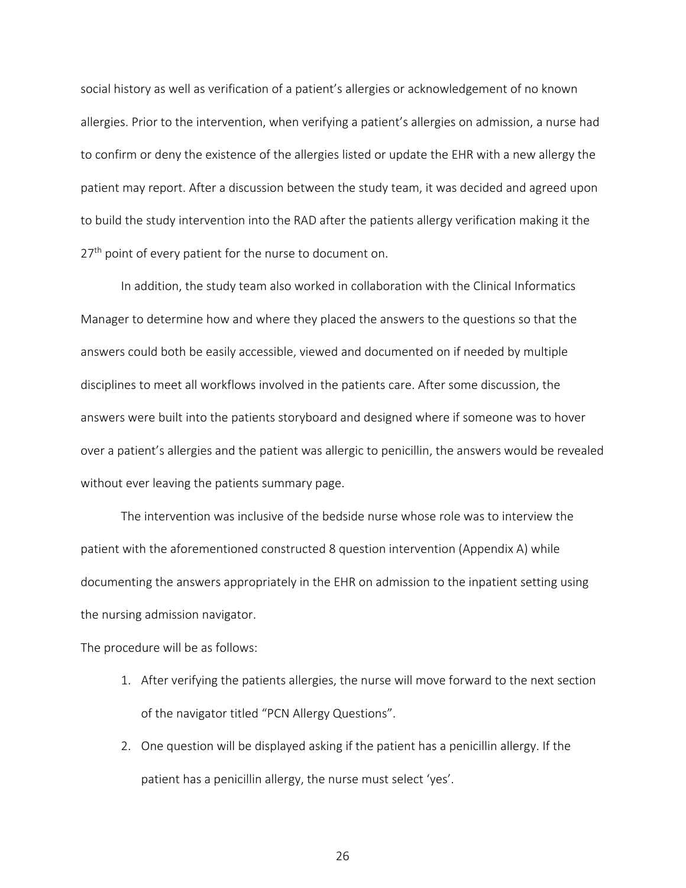social history as well as verification of a patient's allergies or acknowledgement of no known allergies. Prior to the intervention, when verifying a patient's allergies on admission, a nurse had to confirm or deny the existence of the allergies listed or update the EHR with a new allergy the patient may report. After a discussion between the study team, it was decided and agreed upon to build the study intervention into the RAD after the patients allergy verification making it the 27th point of every patient for the nurse to document on.

In addition, the study team also worked in collaboration with the Clinical Informatics Manager to determine how and where they placed the answers to the questions so that the answers could both be easily accessible, viewed and documented on if needed by multiple disciplines to meet all workflows involved in the patients care. After some discussion, the answers were built into the patients storyboard and designed where if someone was to hover over a patient's allergies and the patient was allergic to penicillin, the answers would be revealed without ever leaving the patients summary page.

The intervention was inclusive of the bedside nurse whose role was to interview the patient with the aforementioned constructed 8 question intervention (Appendix A) while documenting the answers appropriately in the EHR on admission to the inpatient setting using the nursing admission navigator.

The procedure will be as follows:

1. After verifying the patients allergies, the nurse will move forward to the next section of the navigator titled "PCN Allergy Questions".
2. One question will be displayed asking if the patient has a penicillin allergy. If the patient has a penicillin allergy, the nurse must select 'yes'.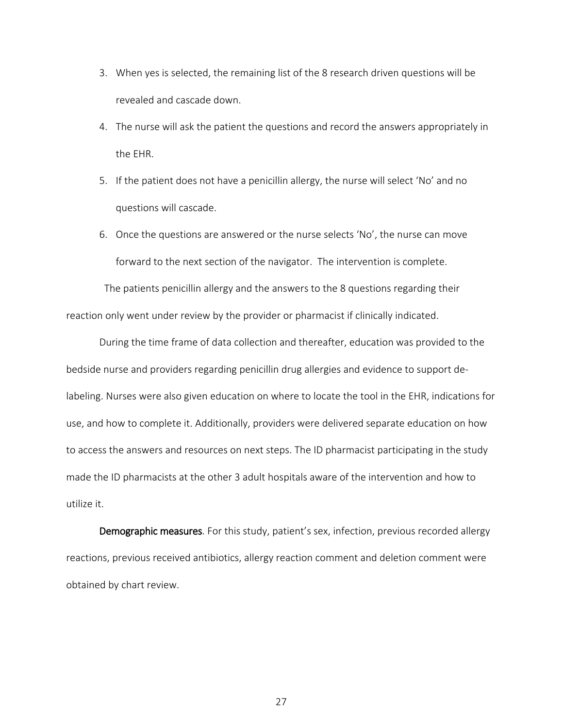3. When yes is selected, the remaining list of the 8 research driven questions will be revealed and cascade down.
4. The nurse will ask the patient the questions and record the answers appropriately in the EHR.
5. If the patient does not have a penicillin allergy, the nurse will select 'No' and no questions will cascade.
6. Once the questions are answered or the nurse selects 'No', the nurse can move forward to the next section of the navigator. The intervention is complete.

The patients penicillin allergy and the answers to the 8 questions regarding their reaction only went under review by the provider or pharmacist if clinically indicated.

During the time frame of data collection and thereafter, education was provided to the bedside nurse and providers regarding penicillin drug allergies and evidence to support de-labeling. Nurses were also given education on where to locate the tool in the EHR, indications for use, and how to complete it. Additionally, providers were delivered separate education on how to access the answers and resources on next steps. The ID pharmacist participating in the study made the ID pharmacists at the other 3 adult hospitals aware of the intervention and how to utilize it.

**Demographic measures**. For this study, patient's sex, infection, previous recorded allergy reactions, previous received antibiotics, allergy reaction comment and deletion comment were obtained by chart review.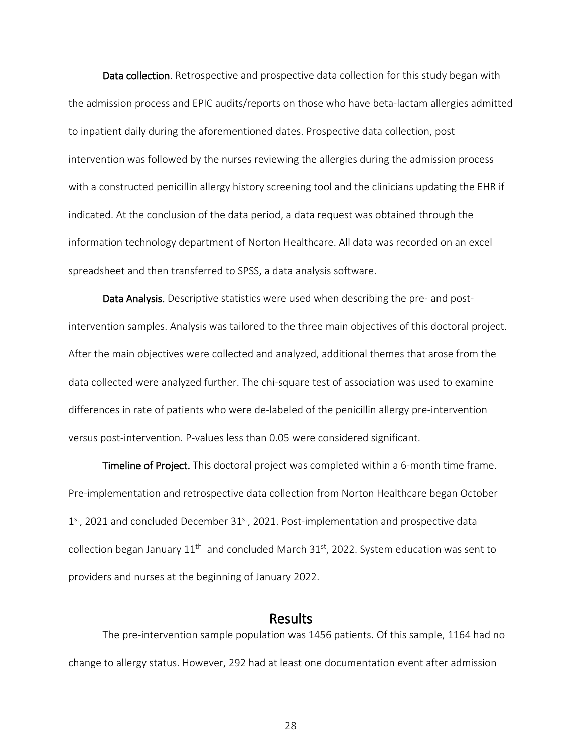**Data collection**. Retrospective and prospective data collection for this study began with the admission process and EPIC audits/reports on those who have beta-lactam allergies admitted to inpatient daily during the aforementioned dates. Prospective data collection, post intervention was followed by the nurses reviewing the allergies during the admission process with a constructed penicillin allergy history screening tool and the clinicians updating the EHR if indicated. At the conclusion of the data period, a data request was obtained through the information technology department of Norton Healthcare. All data was recorded on an excel spreadsheet and then transferred to SPSS, a data analysis software.

**Data Analysis.** Descriptive statistics were used when describing the pre- and post-intervention samples. Analysis was tailored to the three main objectives of this doctoral project. After the main objectives were collected and analyzed, additional themes that arose from the data collected were analyzed further. The chi-square test of association was used to examine differences in rate of patients who were de-labeled of the penicillin allergy pre-intervention versus post-intervention. P-values less than 0.05 were considered significant.

**Timeline of Project.** This doctoral project was completed within a 6-month time frame. Pre-implementation and retrospective data collection from Norton Healthcare began October 1st, 2021 and concluded December 31st, 2021. Post-implementation and prospective data collection began January 11th and concluded March 31st, 2022. System education was sent to providers and nurses at the beginning of January 2022.

## Results

The pre-intervention sample population was 1456 patients. Of this sample, 1164 had no change to allergy status. However, 292 had at least one documentation event after admission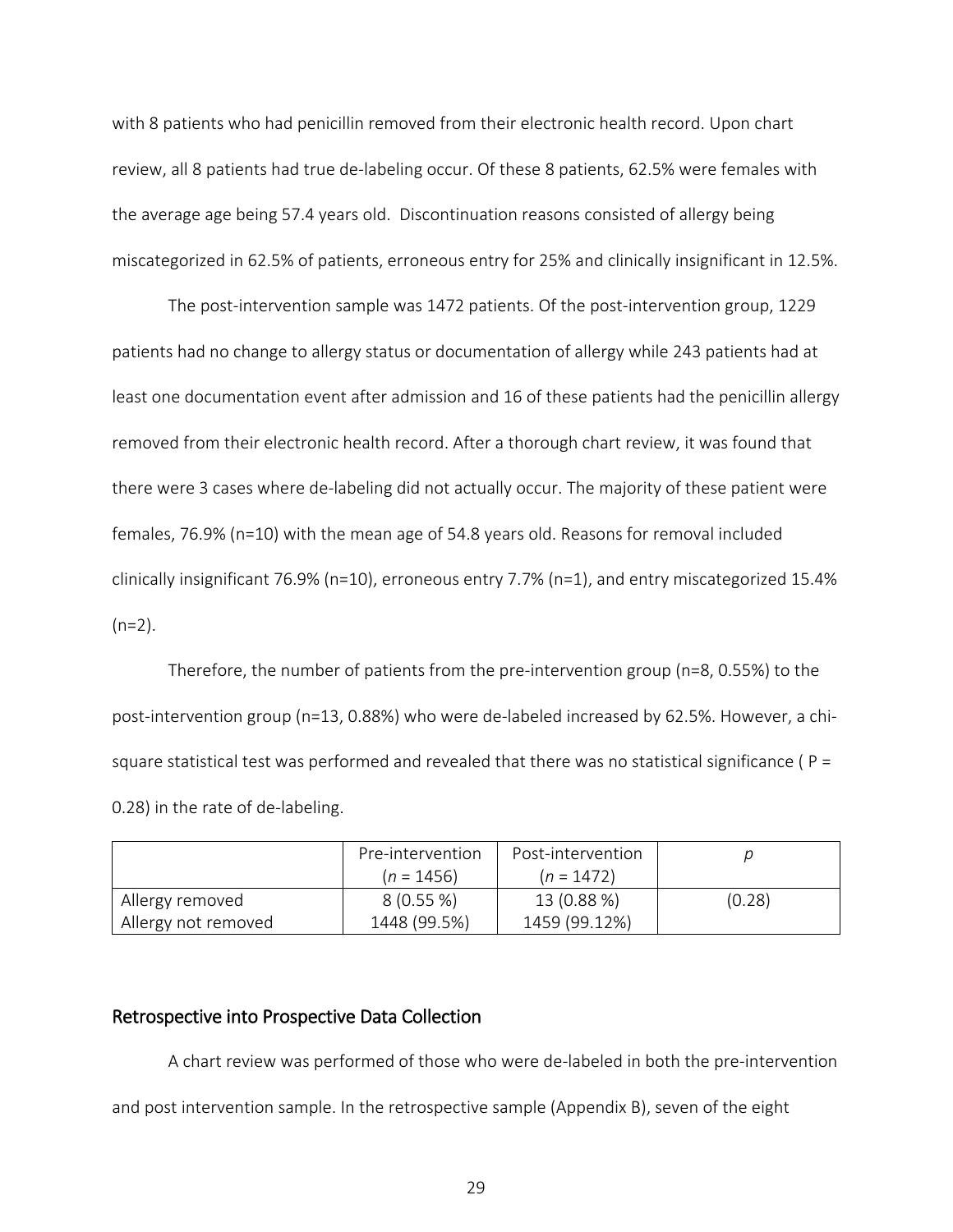with 8 patients who had penicillin removed from their electronic health record. Upon chart review, all 8 patients had true de-labeling occur. Of these 8 patients, 62.5% were females with the average age being 57.4 years old.  Discontinuation reasons consisted of allergy being miscategorized in 62.5% of patients, erroneous entry for 25% and clinically insignificant in 12.5%.

The post-intervention sample was 1472 patients. Of the post-intervention group, 1229 patients had no change to allergy status or documentation of allergy while 243 patients had at least one documentation event after admission and 16 of these patients had the penicillin allergy removed from their electronic health record. After a thorough chart review, it was found that there were 3 cases where de-labeling did not actually occur. The majority of these patient were females, 76.9% (n=10) with the mean age of 54.8 years old. Reasons for removal included clinically insignificant 76.9% (n=10), erroneous entry 7.7% (n=1), and entry miscategorized 15.4% (n=2).

Therefore, the number of patients from the pre-intervention group (n=8, 0.55%) to the post-intervention group (n=13, 0.88%) who were de-labeled increased by 62.5%. However, a chi-square statistical test was performed and revealed that there was no statistical significance ( P = 0.28) in the rate of de-labeling.

| | Pre-intervention ($n$ = 1456) | Post-intervention ($n$ = 1472) | $p$ |
|---|---|---|---|
| Allergy removed<br>Allergy not removed | 8 (0.55 %)<br>1448 (99.5%) | 13 (0.88 %)<br>1459 (99.12%) | (0.28) |

## Retrospective into Prospective Data Collection

A chart review was performed of those who were de-labeled in both the pre-intervention and post intervention sample. In the retrospective sample (Appendix B), seven of the eight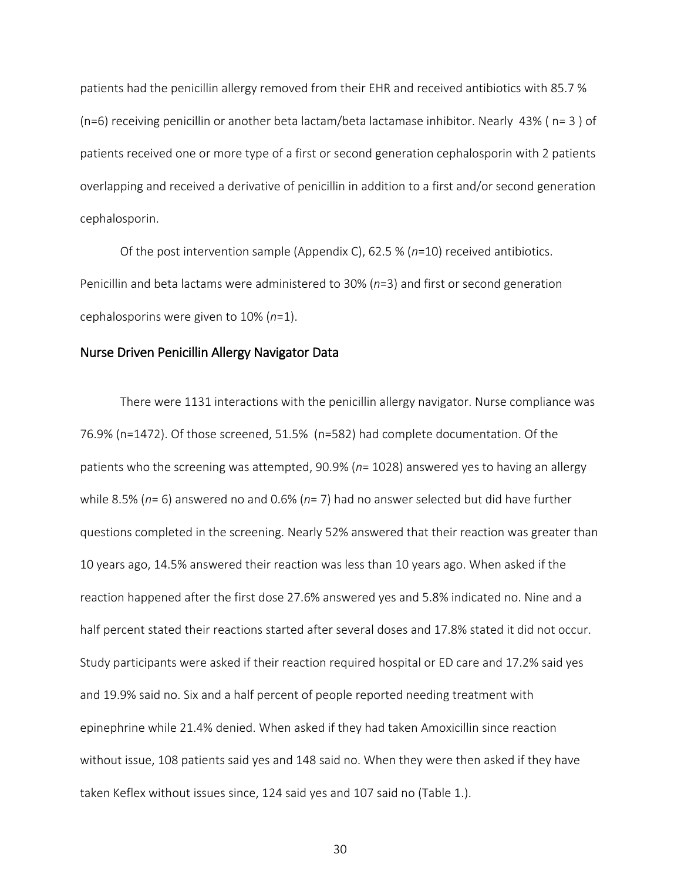patients had the penicillin allergy removed from their EHR and received antibiotics with 85.7 % (n=6) receiving penicillin or another beta lactam/beta lactamase inhibitor. Nearly 43% ( n= 3 ) of patients received one or more type of a first or second generation cephalosporin with 2 patients overlapping and received a derivative of penicillin in addition to a first and/or second generation cephalosporin.

Of the post intervention sample (Appendix C), 62.5 % (*n*=10) received antibiotics. Penicillin and beta lactams were administered to 30% (*n*=3) and first or second generation cephalosporins were given to 10% (*n*=1).

## Nurse Driven Penicillin Allergy Navigator Data

There were 1131 interactions with the penicillin allergy navigator. Nurse compliance was 76.9% (n=1472). Of those screened, 51.5% (n=582) had complete documentation. Of the patients who the screening was attempted, 90.9% (*n*= 1028) answered yes to having an allergy while 8.5% (*n*= 6) answered no and 0.6% (*n*= 7) had no answer selected but did have further questions completed in the screening. Nearly 52% answered that their reaction was greater than 10 years ago, 14.5% answered their reaction was less than 10 years ago. When asked if the reaction happened after the first dose 27.6% answered yes and 5.8% indicated no. Nine and a half percent stated their reactions started after several doses and 17.8% stated it did not occur. Study participants were asked if their reaction required hospital or ED care and 17.2% said yes and 19.9% said no. Six and a half percent of people reported needing treatment with epinephrine while 21.4% denied. When asked if they had taken Amoxicillin since reaction without issue, 108 patients said yes and 148 said no. When they were then asked if they have taken Keflex without issues since, 124 said yes and 107 said no (Table 1.).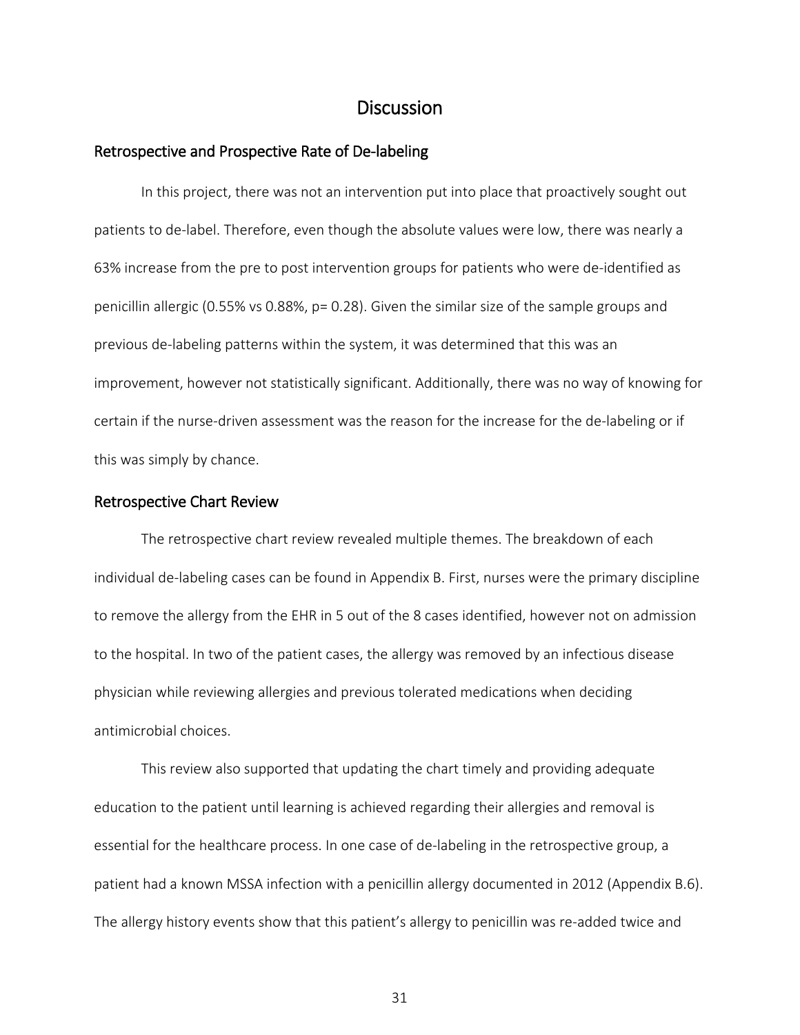# Discussion

## Retrospective and Prospective Rate of De-labeling

In this project, there was not an intervention put into place that proactively sought out patients to de-label. Therefore, even though the absolute values were low, there was nearly a 63% increase from the pre to post intervention groups for patients who were de-identified as penicillin allergic (0.55% vs 0.88%, $p = 0.28$). Given the similar size of the sample groups and previous de-labeling patterns within the system, it was determined that this was an improvement, however not statistically significant. Additionally, there was no way of knowing for certain if the nurse-driven assessment was the reason for the increase for the de-labeling or if this was simply by chance.

## Retrospective Chart Review

The retrospective chart review revealed multiple themes. The breakdown of each individual de-labeling cases can be found in Appendix B. First, nurses were the primary discipline to remove the allergy from the EHR in 5 out of the 8 cases identified, however not on admission to the hospital. In two of the patient cases, the allergy was removed by an infectious disease physician while reviewing allergies and previous tolerated medications when deciding antimicrobial choices.

This review also supported that updating the chart timely and providing adequate education to the patient until learning is achieved regarding their allergies and removal is essential for the healthcare process. In one case of de-labeling in the retrospective group, a patient had a known MSSA infection with a penicillin allergy documented in 2012 (Appendix B.6). The allergy history events show that this patient's allergy to penicillin was re-added twice and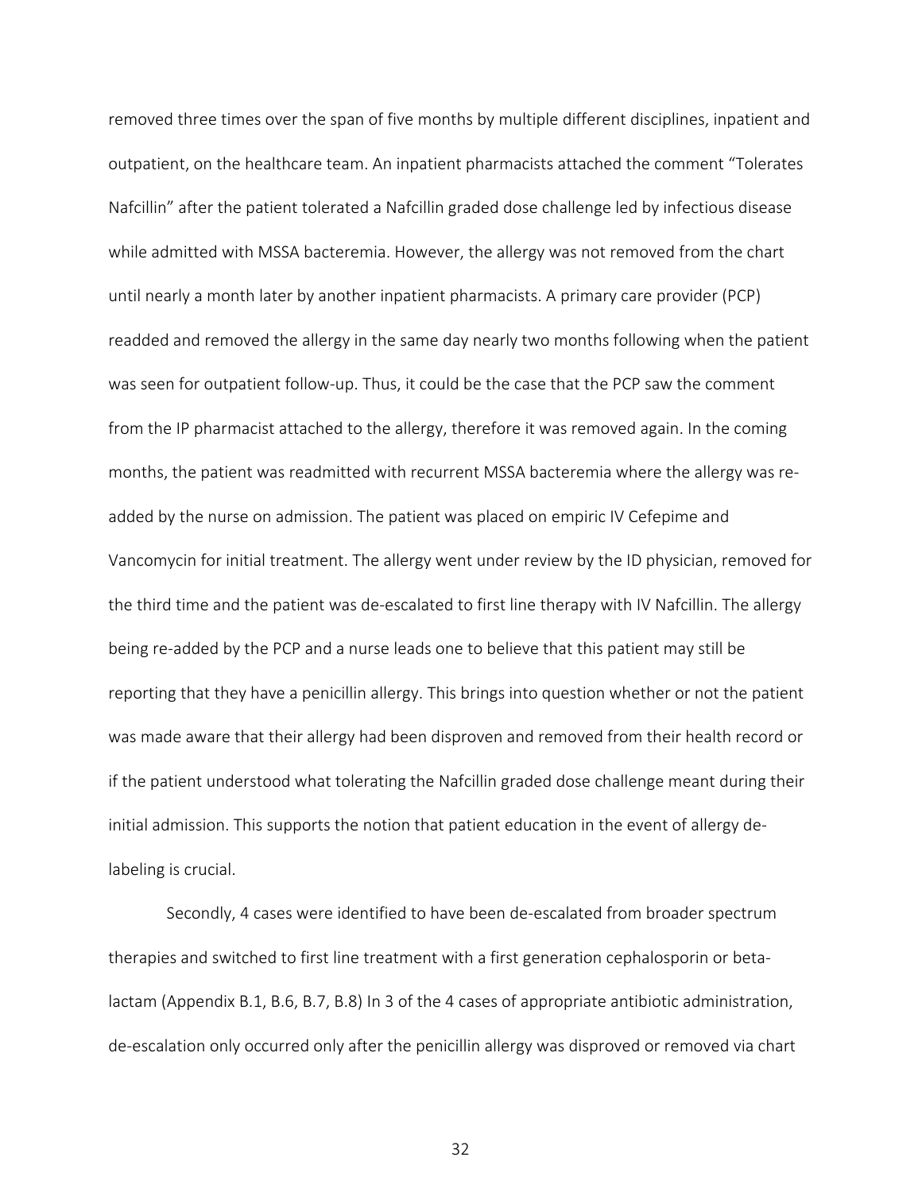removed three times over the span of five months by multiple different disciplines, inpatient and outpatient, on the healthcare team. An inpatient pharmacists attached the comment "Tolerates Nafcillin" after the patient tolerated a Nafcillin graded dose challenge led by infectious disease while admitted with MSSA bacteremia. However, the allergy was not removed from the chart until nearly a month later by another inpatient pharmacists. A primary care provider (PCP) readded and removed the allergy in the same day nearly two months following when the patient was seen for outpatient follow-up. Thus, it could be the case that the PCP saw the comment from the IP pharmacist attached to the allergy, therefore it was removed again. In the coming months, the patient was readmitted with recurrent MSSA bacteremia where the allergy was re-added by the nurse on admission. The patient was placed on empiric IV Cefepime and Vancomycin for initial treatment. The allergy went under review by the ID physician, removed for the third time and the patient was de-escalated to first line therapy with IV Nafcillin. The allergy being re-added by the PCP and a nurse leads one to believe that this patient may still be reporting that they have a penicillin allergy. This brings into question whether or not the patient was made aware that their allergy had been disproven and removed from their health record or if the patient understood what tolerating the Nafcillin graded dose challenge meant during their initial admission. This supports the notion that patient education in the event of allergy de-labeling is crucial.

Secondly, 4 cases were identified to have been de-escalated from broader spectrum therapies and switched to first line treatment with a first generation cephalosporin or beta-lactam (Appendix B.1, B.6, B.7, B.8) In 3 of the 4 cases of appropriate antibiotic administration, de-escalation only occurred only after the penicillin allergy was disproved or removed via chart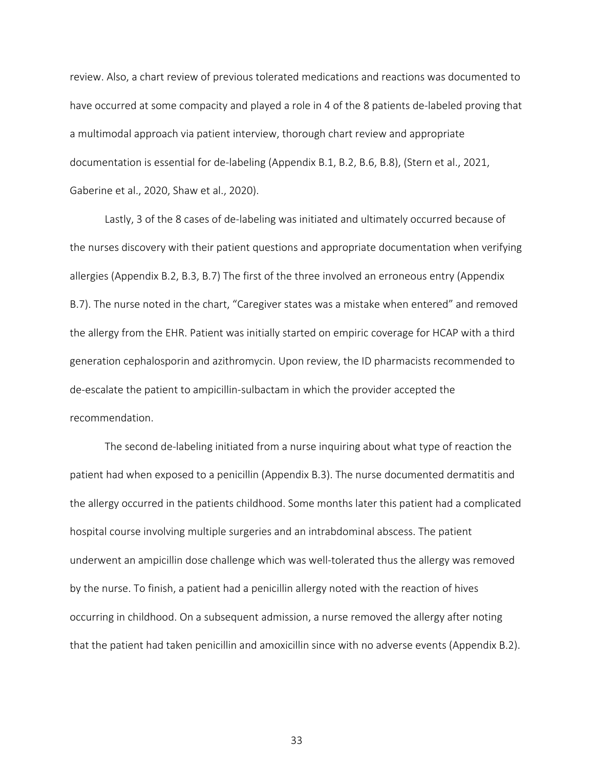review. Also, a chart review of previous tolerated medications and reactions was documented to have occurred at some compacity and played a role in 4 of the 8 patients de-labeled proving that a multimodal approach via patient interview, thorough chart review and appropriate documentation is essential for de-labeling (Appendix B.1, B.2, B.6, B.8), (Stern et al., 2021, Gaberine et al., 2020, Shaw et al., 2020).

Lastly, 3 of the 8 cases of de-labeling was initiated and ultimately occurred because of the nurses discovery with their patient questions and appropriate documentation when verifying allergies (Appendix B.2, B.3, B.7) The first of the three involved an erroneous entry (Appendix B.7). The nurse noted in the chart, "Caregiver states was a mistake when entered" and removed the allergy from the EHR. Patient was initially started on empiric coverage for HCAP with a third generation cephalosporin and azithromycin. Upon review, the ID pharmacists recommended to de-escalate the patient to ampicillin-sulbactam in which the provider accepted the recommendation.

The second de-labeling initiated from a nurse inquiring about what type of reaction the patient had when exposed to a penicillin (Appendix B.3). The nurse documented dermatitis and the allergy occurred in the patients childhood. Some months later this patient had a complicated hospital course involving multiple surgeries and an intrabdominal abscess. The patient underwent an ampicillin dose challenge which was well-tolerated thus the allergy was removed by the nurse. To finish, a patient had a penicillin allergy noted with the reaction of hives occurring in childhood. On a subsequent admission, a nurse removed the allergy after noting that the patient had taken penicillin and amoxicillin since with no adverse events (Appendix B.2).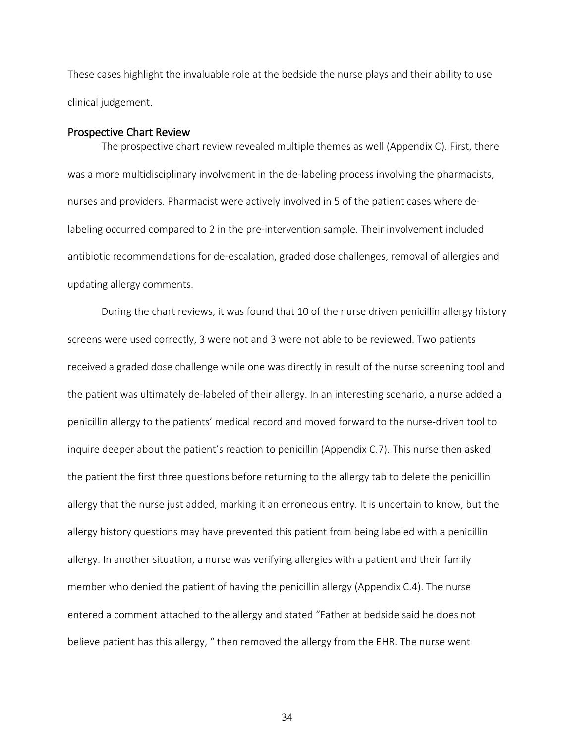These cases highlight the invaluable role at the bedside the nurse plays and their ability to use clinical judgement.

## Prospective Chart Review

The prospective chart review revealed multiple themes as well (Appendix C). First, there was a more multidisciplinary involvement in the de-labeling process involving the pharmacists, nurses and providers. Pharmacist were actively involved in 5 of the patient cases where de-labeling occurred compared to 2 in the pre-intervention sample. Their involvement included antibiotic recommendations for de-escalation, graded dose challenges, removal of allergies and updating allergy comments.

During the chart reviews, it was found that 10 of the nurse driven penicillin allergy history screens were used correctly, 3 were not and 3 were not able to be reviewed. Two patients received a graded dose challenge while one was directly in result of the nurse screening tool and the patient was ultimately de-labeled of their allergy. In an interesting scenario, a nurse added a penicillin allergy to the patients' medical record and moved forward to the nurse-driven tool to inquire deeper about the patient's reaction to penicillin (Appendix C.7). This nurse then asked the patient the first three questions before returning to the allergy tab to delete the penicillin allergy that the nurse just added, marking it an erroneous entry. It is uncertain to know, but the allergy history questions may have prevented this patient from being labeled with a penicillin allergy. In another situation, a nurse was verifying allergies with a patient and their family member who denied the patient of having the penicillin allergy (Appendix C.4). The nurse entered a comment attached to the allergy and stated "Father at bedside said he does not believe patient has this allergy, " then removed the allergy from the EHR. The nurse went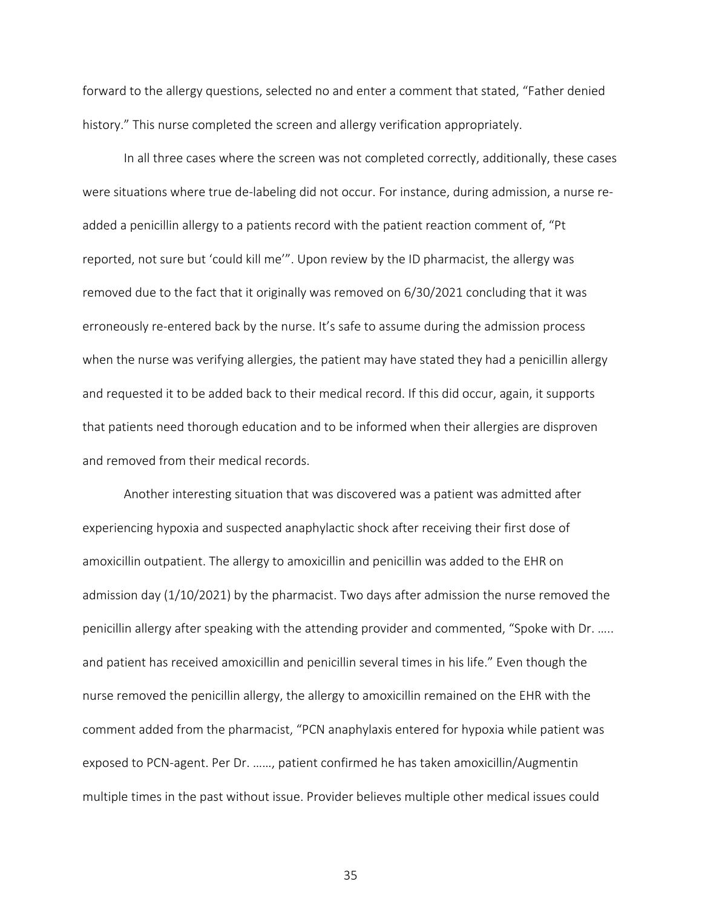forward to the allergy questions, selected no and enter a comment that stated, "Father denied history." This nurse completed the screen and allergy verification appropriately.

In all three cases where the screen was not completed correctly, additionally, these cases were situations where true de-labeling did not occur. For instance, during admission, a nurse re-added a penicillin allergy to a patients record with the patient reaction comment of, "Pt reported, not sure but 'could kill me'". Upon review by the ID pharmacist, the allergy was removed due to the fact that it originally was removed on 6/30/2021 concluding that it was erroneously re-entered back by the nurse. It's safe to assume during the admission process when the nurse was verifying allergies, the patient may have stated they had a penicillin allergy and requested it to be added back to their medical record. If this did occur, again, it supports that patients need thorough education and to be informed when their allergies are disproven and removed from their medical records.

Another interesting situation that was discovered was a patient was admitted after experiencing hypoxia and suspected anaphylactic shock after receiving their first dose of amoxicillin outpatient. The allergy to amoxicillin and penicillin was added to the EHR on admission day (1/10/2021) by the pharmacist. Two days after admission the nurse removed the penicillin allergy after speaking with the attending provider and commented, "Spoke with Dr. ….. and patient has received amoxicillin and penicillin several times in his life." Even though the nurse removed the penicillin allergy, the allergy to amoxicillin remained on the EHR with the comment added from the pharmacist, "PCN anaphylaxis entered for hypoxia while patient was exposed to PCN-agent. Per Dr. ……, patient confirmed he has taken amoxicillin/Augmentin multiple times in the past without issue. Provider believes multiple other medical issues could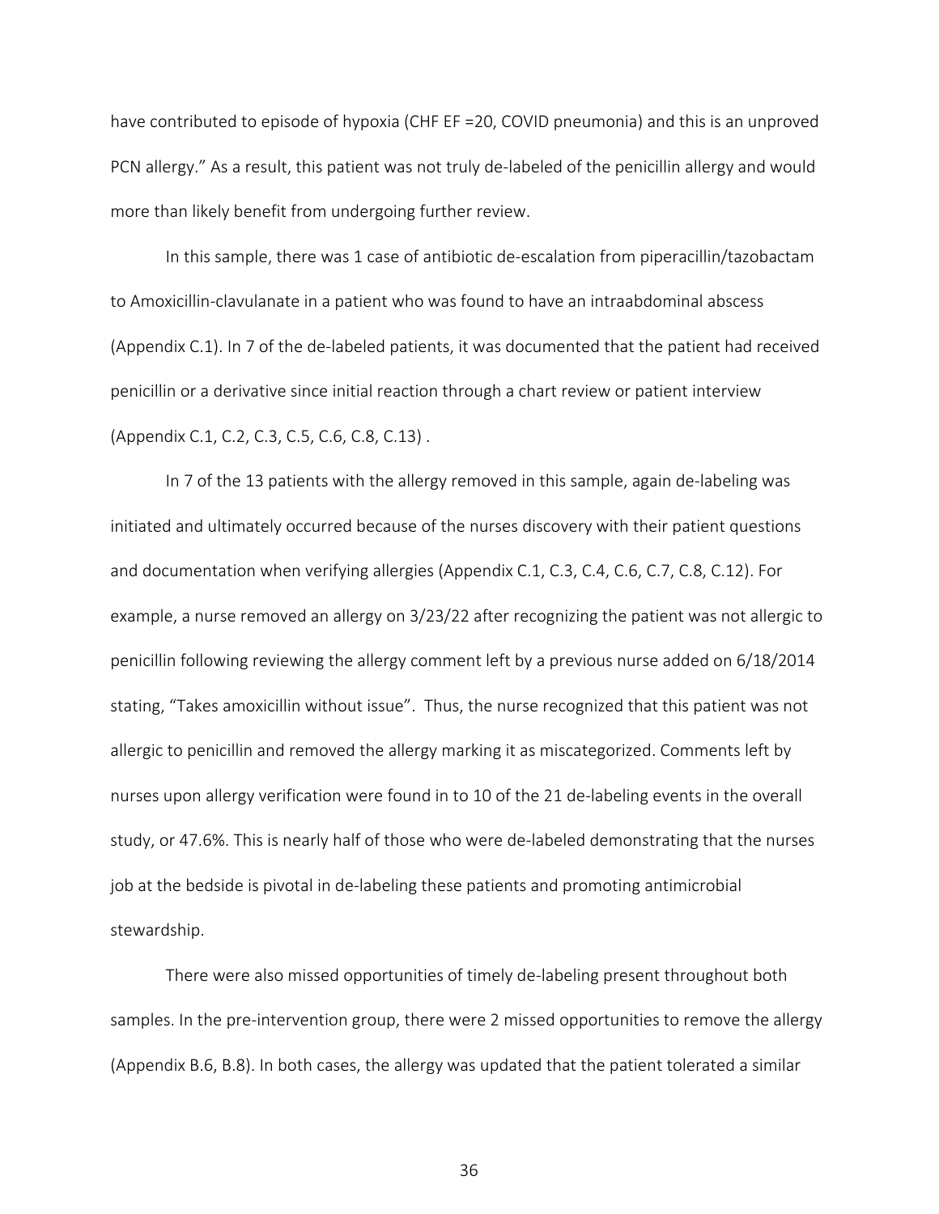have contributed to episode of hypoxia (CHF EF =20, COVID pneumonia) and this is an unproved PCN allergy." As a result, this patient was not truly de-labeled of the penicillin allergy and would more than likely benefit from undergoing further review.

In this sample, there was 1 case of antibiotic de-escalation from piperacillin/tazobactam to Amoxicillin-clavulanate in a patient who was found to have an intraabdominal abscess (Appendix C.1). In 7 of the de-labeled patients, it was documented that the patient had received penicillin or a derivative since initial reaction through a chart review or patient interview (Appendix C.1, C.2, C.3, C.5, C.6, C.8, C.13) .

In 7 of the 13 patients with the allergy removed in this sample, again de-labeling was initiated and ultimately occurred because of the nurses discovery with their patient questions and documentation when verifying allergies (Appendix C.1, C.3, C.4, C.6, C.7, C.8, C.12). For example, a nurse removed an allergy on 3/23/22 after recognizing the patient was not allergic to penicillin following reviewing the allergy comment left by a previous nurse added on 6/18/2014 stating, "Takes amoxicillin without issue". Thus, the nurse recognized that this patient was not allergic to penicillin and removed the allergy marking it as miscategorized. Comments left by nurses upon allergy verification were found in to 10 of the 21 de-labeling events in the overall study, or 47.6%. This is nearly half of those who were de-labeled demonstrating that the nurses job at the bedside is pivotal in de-labeling these patients and promoting antimicrobial stewardship.

There were also missed opportunities of timely de-labeling present throughout both samples. In the pre-intervention group, there were 2 missed opportunities to remove the allergy (Appendix B.6, B.8). In both cases, the allergy was updated that the patient tolerated a similar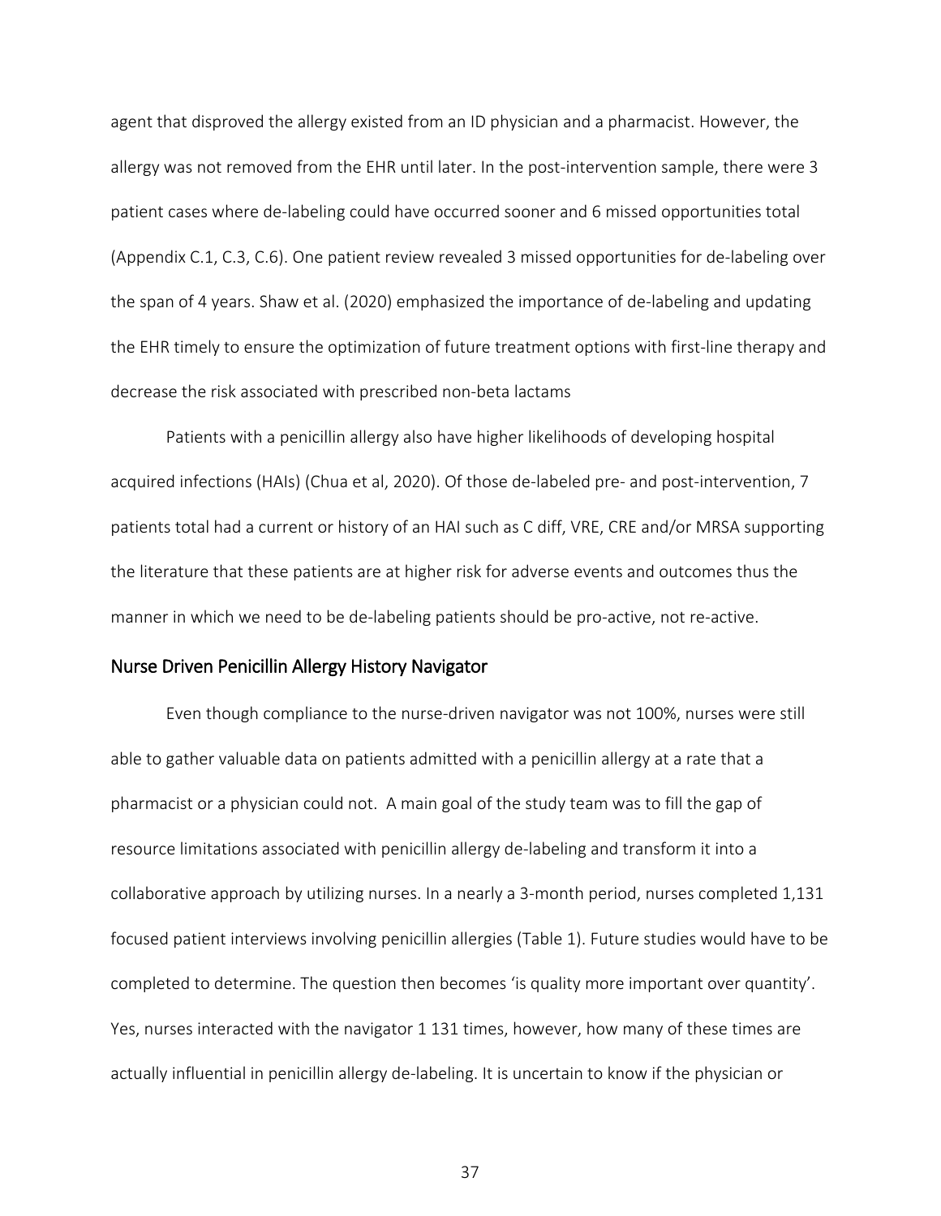agent that disproved the allergy existed from an ID physician and a pharmacist. However, the allergy was not removed from the EHR until later. In the post-intervention sample, there were 3 patient cases where de-labeling could have occurred sooner and 6 missed opportunities total (Appendix C.1, C.3, C.6). One patient review revealed 3 missed opportunities for de-labeling over the span of 4 years. Shaw et al. (2020) emphasized the importance of de-labeling and updating the EHR timely to ensure the optimization of future treatment options with first-line therapy and decrease the risk associated with prescribed non-beta lactams

Patients with a penicillin allergy also have higher likelihoods of developing hospital acquired infections (HAIs) (Chua et al, 2020). Of those de-labeled pre- and post-intervention, 7 patients total had a current or history of an HAI such as C diff, VRE, CRE and/or MRSA supporting the literature that these patients are at higher risk for adverse events and outcomes thus the manner in which we need to be de-labeling patients should be pro-active, not re-active.

## Nurse Driven Penicillin Allergy History Navigator

Even though compliance to the nurse-driven navigator was not 100%, nurses were still able to gather valuable data on patients admitted with a penicillin allergy at a rate that a pharmacist or a physician could not. A main goal of the study team was to fill the gap of resource limitations associated with penicillin allergy de-labeling and transform it into a collaborative approach by utilizing nurses. In a nearly a 3-month period, nurses completed 1,131 focused patient interviews involving penicillin allergies (Table 1). Future studies would have to be completed to determine. The question then becomes 'is quality more important over quantity'. Yes, nurses interacted with the navigator 1 131 times, however, how many of these times are actually influential in penicillin allergy de-labeling. It is uncertain to know if the physician or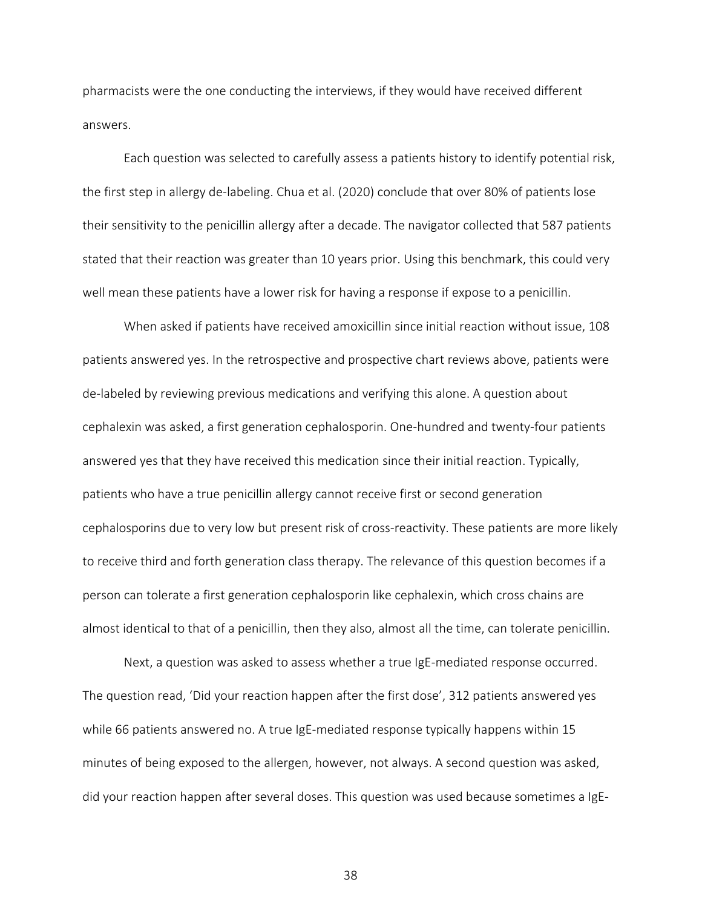pharmacists were the one conducting the interviews, if they would have received different answers.

Each question was selected to carefully assess a patients history to identify potential risk, the first step in allergy de-labeling. Chua et al. (2020) conclude that over 80% of patients lose their sensitivity to the penicillin allergy after a decade. The navigator collected that 587 patients stated that their reaction was greater than 10 years prior. Using this benchmark, this could very well mean these patients have a lower risk for having a response if expose to a penicillin.

When asked if patients have received amoxicillin since initial reaction without issue, 108 patients answered yes. In the retrospective and prospective chart reviews above, patients were de-labeled by reviewing previous medications and verifying this alone. A question about cephalexin was asked, a first generation cephalosporin. One-hundred and twenty-four patients answered yes that they have received this medication since their initial reaction. Typically, patients who have a true penicillin allergy cannot receive first or second generation cephalosporins due to very low but present risk of cross-reactivity. These patients are more likely to receive third and forth generation class therapy. The relevance of this question becomes if a person can tolerate a first generation cephalosporin like cephalexin, which cross chains are almost identical to that of a penicillin, then they also, almost all the time, can tolerate penicillin.

Next, a question was asked to assess whether a true IgE-mediated response occurred. The question read, 'Did your reaction happen after the first dose', 312 patients answered yes while 66 patients answered no. A true IgE-mediated response typically happens within 15 minutes of being exposed to the allergen, however, not always. A second question was asked, did your reaction happen after several doses. This question was used because sometimes a IgE-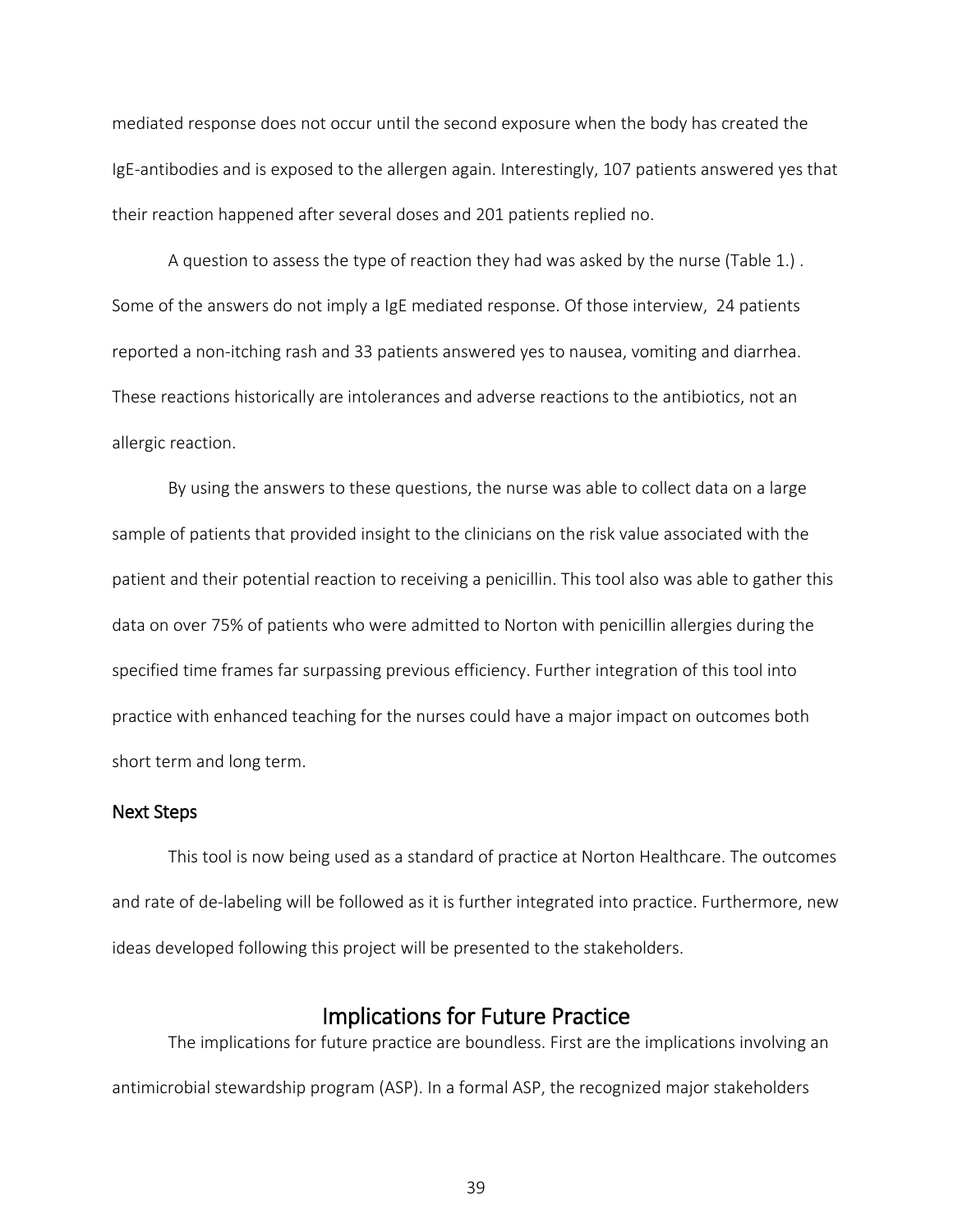mediated response does not occur until the second exposure when the body has created the IgE-antibodies and is exposed to the allergen again. Interestingly, 107 patients answered yes that their reaction happened after several doses and 201 patients replied no.

A question to assess the type of reaction they had was asked by the nurse (Table 1.) . Some of the answers do not imply a IgE mediated response. Of those interview, 24 patients reported a non-itching rash and 33 patients answered yes to nausea, vomiting and diarrhea. These reactions historically are intolerances and adverse reactions to the antibiotics, not an allergic reaction.

By using the answers to these questions, the nurse was able to collect data on a large sample of patients that provided insight to the clinicians on the risk value associated with the patient and their potential reaction to receiving a penicillin. This tool also was able to gather this data on over 75% of patients who were admitted to Norton with penicillin allergies during the specified time frames far surpassing previous efficiency. Further integration of this tool into practice with enhanced teaching for the nurses could have a major impact on outcomes both short term and long term.

### Next Steps

This tool is now being used as a standard of practice at Norton Healthcare. The outcomes and rate of de-labeling will be followed as it is further integrated into practice. Furthermore, new ideas developed following this project will be presented to the stakeholders.

## Implications for Future Practice

The implications for future practice are boundless. First are the implications involving an antimicrobial stewardship program (ASP). In a formal ASP, the recognized major stakeholders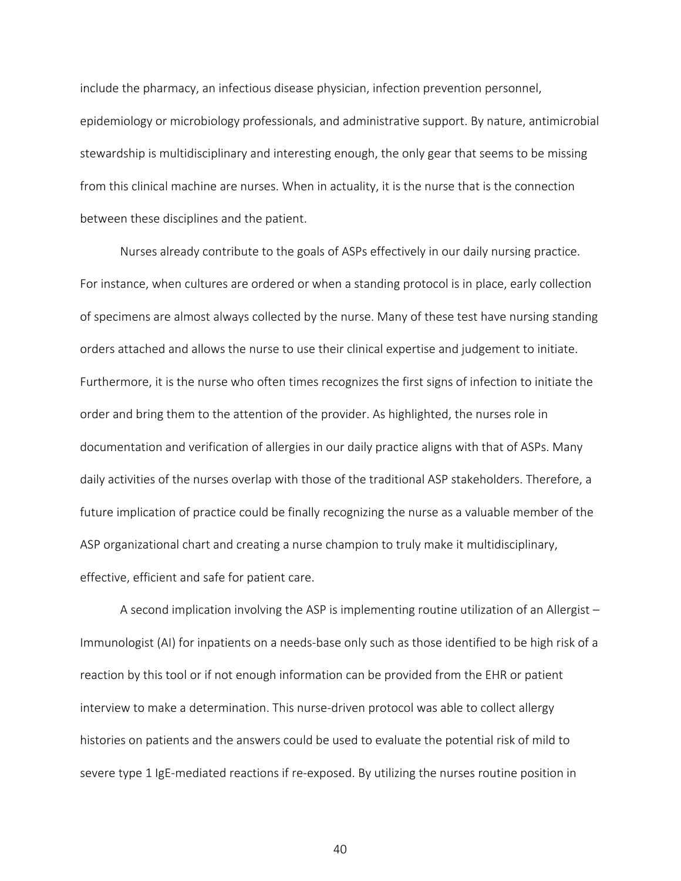include the pharmacy, an infectious disease physician, infection prevention personnel, epidemiology or microbiology professionals, and administrative support. By nature, antimicrobial stewardship is multidisciplinary and interesting enough, the only gear that seems to be missing from this clinical machine are nurses. When in actuality, it is the nurse that is the connection between these disciplines and the patient.

Nurses already contribute to the goals of ASPs effectively in our daily nursing practice. For instance, when cultures are ordered or when a standing protocol is in place, early collection of specimens are almost always collected by the nurse. Many of these test have nursing standing orders attached and allows the nurse to use their clinical expertise and judgement to initiate. Furthermore, it is the nurse who often times recognizes the first signs of infection to initiate the order and bring them to the attention of the provider. As highlighted, the nurses role in documentation and verification of allergies in our daily practice aligns with that of ASPs. Many daily activities of the nurses overlap with those of the traditional ASP stakeholders. Therefore, a future implication of practice could be finally recognizing the nurse as a valuable member of the ASP organizational chart and creating a nurse champion to truly make it multidisciplinary, effective, efficient and safe for patient care.

A second implication involving the ASP is implementing routine utilization of an Allergist – Immunologist (AI) for inpatients on a needs-base only such as those identified to be high risk of a reaction by this tool or if not enough information can be provided from the EHR or patient interview to make a determination. This nurse-driven protocol was able to collect allergy histories on patients and the answers could be used to evaluate the potential risk of mild to severe type 1 IgE-mediated reactions if re-exposed. By utilizing the nurses routine position in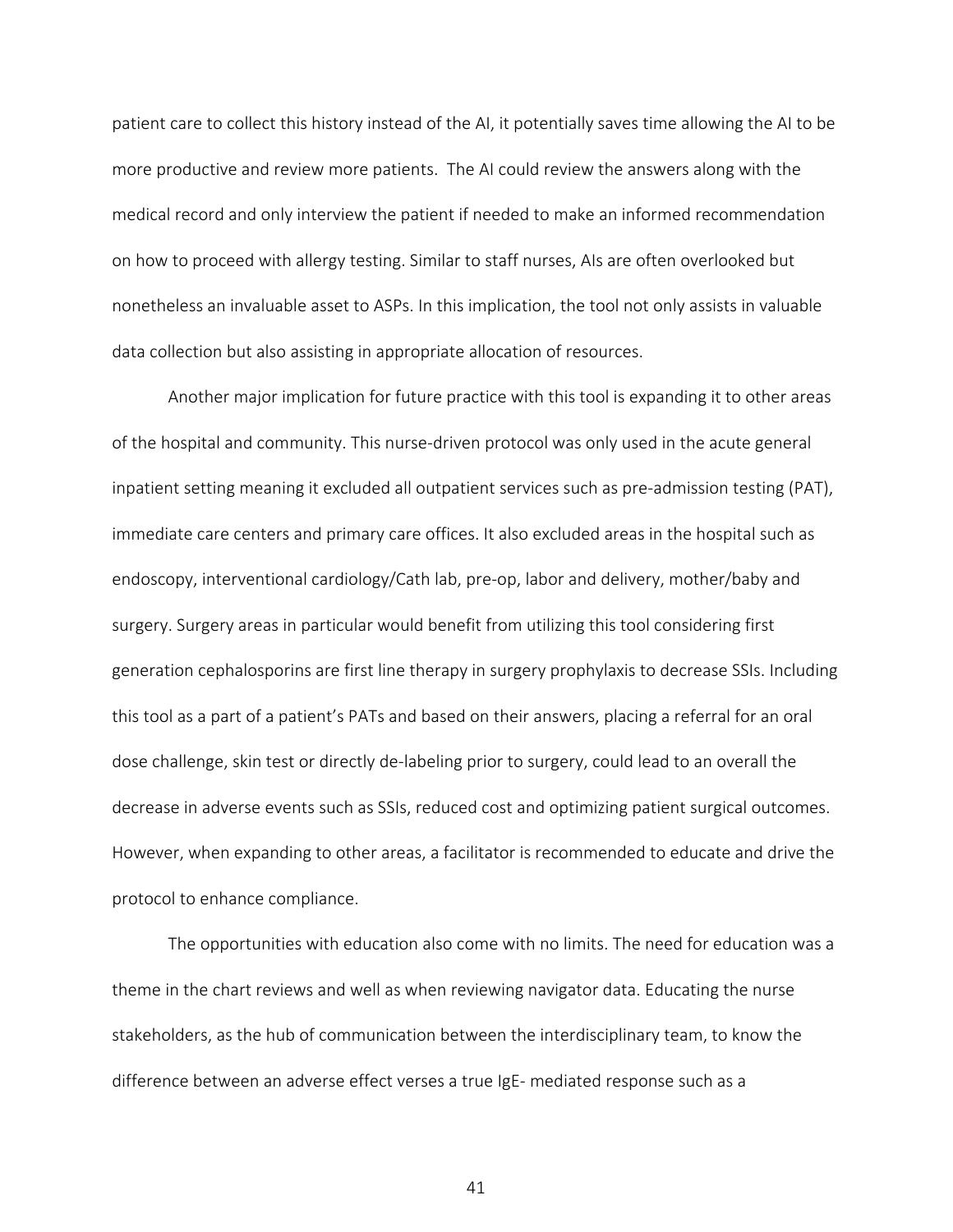patient care to collect this history instead of the AI, it potentially saves time allowing the AI to be more productive and review more patients.  The AI could review the answers along with the medical record and only interview the patient if needed to make an informed recommendation on how to proceed with allergy testing. Similar to staff nurses, AIs are often overlooked but nonetheless an invaluable asset to ASPs. In this implication, the tool not only assists in valuable data collection but also assisting in appropriate allocation of resources.

Another major implication for future practice with this tool is expanding it to other areas of the hospital and community. This nurse-driven protocol was only used in the acute general inpatient setting meaning it excluded all outpatient services such as pre-admission testing (PAT), immediate care centers and primary care offices. It also excluded areas in the hospital such as endoscopy, interventional cardiology/Cath lab, pre-op, labor and delivery, mother/baby and surgery. Surgery areas in particular would benefit from utilizing this tool considering first generation cephalosporins are first line therapy in surgery prophylaxis to decrease SSIs. Including this tool as a part of a patient's PATs and based on their answers, placing a referral for an oral dose challenge, skin test or directly de-labeling prior to surgery, could lead to an overall the decrease in adverse events such as SSIs, reduced cost and optimizing patient surgical outcomes. However, when expanding to other areas, a facilitator is recommended to educate and drive the protocol to enhance compliance.

The opportunities with education also come with no limits. The need for education was a theme in the chart reviews and well as when reviewing navigator data. Educating the nurse stakeholders, as the hub of communication between the interdisciplinary team, to know the difference between an adverse effect verses a true IgE- mediated response such as a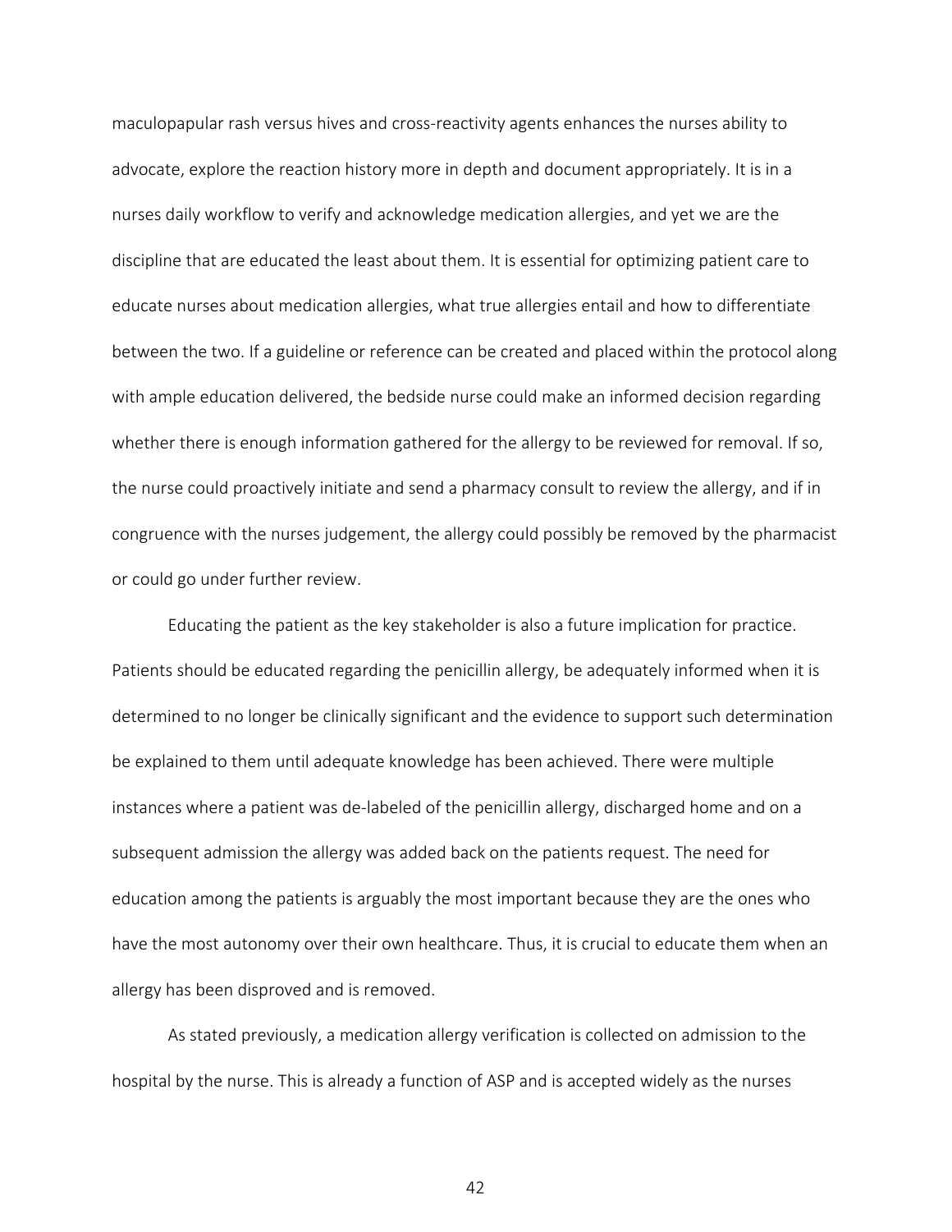maculopapular rash versus hives and cross-reactivity agents enhances the nurses ability to advocate, explore the reaction history more in depth and document appropriately. It is in a nurses daily workflow to verify and acknowledge medication allergies, and yet we are the discipline that are educated the least about them. It is essential for optimizing patient care to educate nurses about medication allergies, what true allergies entail and how to differentiate between the two. If a guideline or reference can be created and placed within the protocol along with ample education delivered, the bedside nurse could make an informed decision regarding whether there is enough information gathered for the allergy to be reviewed for removal. If so, the nurse could proactively initiate and send a pharmacy consult to review the allergy, and if in congruence with the nurses judgement, the allergy could possibly be removed by the pharmacist or could go under further review.

Educating the patient as the key stakeholder is also a future implication for practice. Patients should be educated regarding the penicillin allergy, be adequately informed when it is determined to no longer be clinically significant and the evidence to support such determination be explained to them until adequate knowledge has been achieved. There were multiple instances where a patient was de-labeled of the penicillin allergy, discharged home and on a subsequent admission the allergy was added back on the patients request. The need for education among the patients is arguably the most important because they are the ones who have the most autonomy over their own healthcare. Thus, it is crucial to educate them when an allergy has been disproved and is removed.

As stated previously, a medication allergy verification is collected on admission to the hospital by the nurse. This is already a function of ASP and is accepted widely as the nurses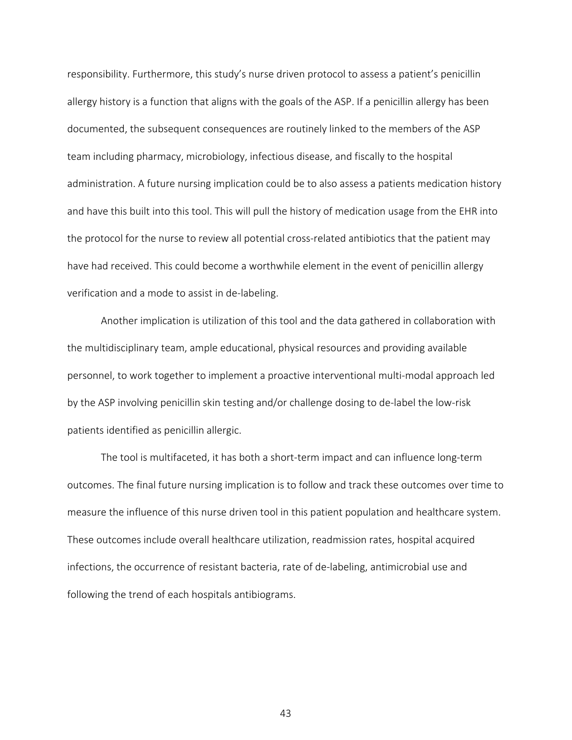responsibility. Furthermore, this study's nurse driven protocol to assess a patient's penicillin allergy history is a function that aligns with the goals of the ASP. If a penicillin allergy has been documented, the subsequent consequences are routinely linked to the members of the ASP team including pharmacy, microbiology, infectious disease, and fiscally to the hospital administration. A future nursing implication could be to also assess a patients medication history and have this built into this tool. This will pull the history of medication usage from the EHR into the protocol for the nurse to review all potential cross-related antibiotics that the patient may have had received. This could become a worthwhile element in the event of penicillin allergy verification and a mode to assist in de-labeling.

Another implication is utilization of this tool and the data gathered in collaboration with the multidisciplinary team, ample educational, physical resources and providing available personnel, to work together to implement a proactive interventional multi-modal approach led by the ASP involving penicillin skin testing and/or challenge dosing to de-label the low-risk patients identified as penicillin allergic.

The tool is multifaceted, it has both a short-term impact and can influence long-term outcomes. The final future nursing implication is to follow and track these outcomes over time to measure the influence of this nurse driven tool in this patient population and healthcare system. These outcomes include overall healthcare utilization, readmission rates, hospital acquired infections, the occurrence of resistant bacteria, rate of de-labeling, antimicrobial use and following the trend of each hospitals antibiograms.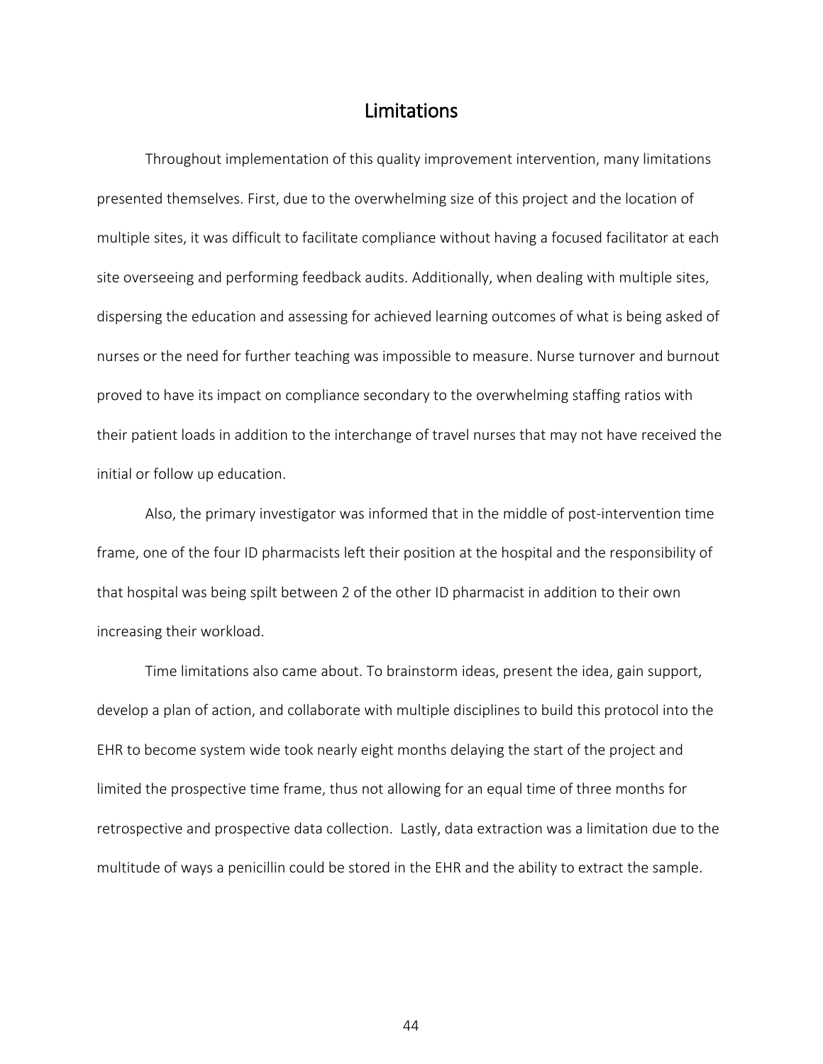## Limitations

Throughout implementation of this quality improvement intervention, many limitations presented themselves. First, due to the overwhelming size of this project and the location of multiple sites, it was difficult to facilitate compliance without having a focused facilitator at each site overseeing and performing feedback audits. Additionally, when dealing with multiple sites, dispersing the education and assessing for achieved learning outcomes of what is being asked of nurses or the need for further teaching was impossible to measure. Nurse turnover and burnout proved to have its impact on compliance secondary to the overwhelming staffing ratios with their patient loads in addition to the interchange of travel nurses that may not have received the initial or follow up education.

Also, the primary investigator was informed that in the middle of post-intervention time frame, one of the four ID pharmacists left their position at the hospital and the responsibility of that hospital was being spilt between 2 of the other ID pharmacist in addition to their own increasing their workload.

Time limitations also came about. To brainstorm ideas, present the idea, gain support, develop a plan of action, and collaborate with multiple disciplines to build this protocol into the EHR to become system wide took nearly eight months delaying the start of the project and limited the prospective time frame, thus not allowing for an equal time of three months for retrospective and prospective data collection. Lastly, data extraction was a limitation due to the multitude of ways a penicillin could be stored in the EHR and the ability to extract the sample.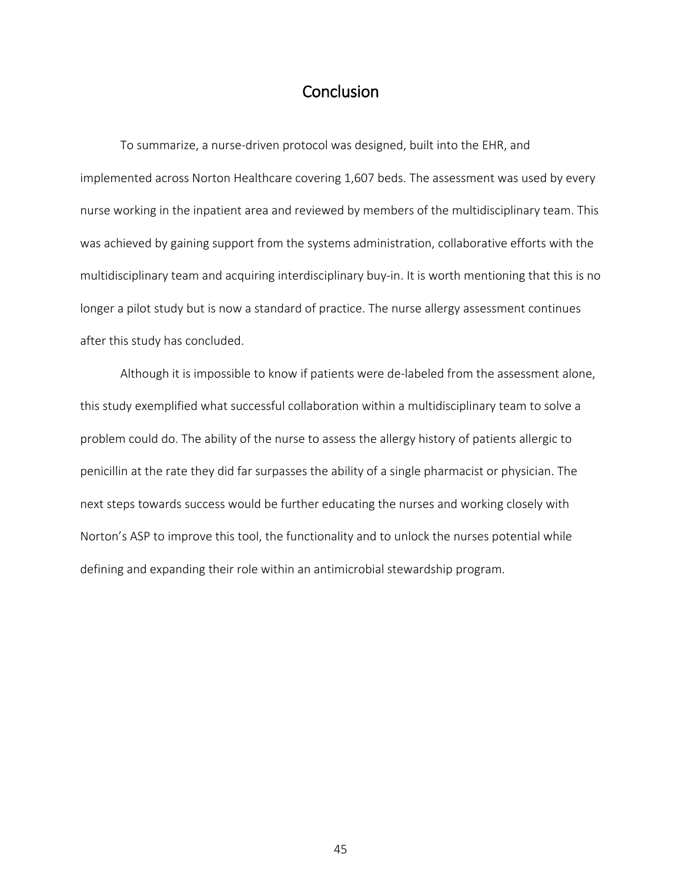# Conclusion

To summarize, a nurse-driven protocol was designed, built into the EHR, and implemented across Norton Healthcare covering 1,607 beds. The assessment was used by every nurse working in the inpatient area and reviewed by members of the multidisciplinary team. This was achieved by gaining support from the systems administration, collaborative efforts with the multidisciplinary team and acquiring interdisciplinary buy-in. It is worth mentioning that this is no longer a pilot study but is now a standard of practice. The nurse allergy assessment continues after this study has concluded.

Although it is impossible to know if patients were de-labeled from the assessment alone, this study exemplified what successful collaboration within a multidisciplinary team to solve a problem could do. The ability of the nurse to assess the allergy history of patients allergic to penicillin at the rate they did far surpasses the ability of a single pharmacist or physician. The next steps towards success would be further educating the nurses and working closely with Norton's ASP to improve this tool, the functionality and to unlock the nurses potential while defining and expanding their role within an antimicrobial stewardship program.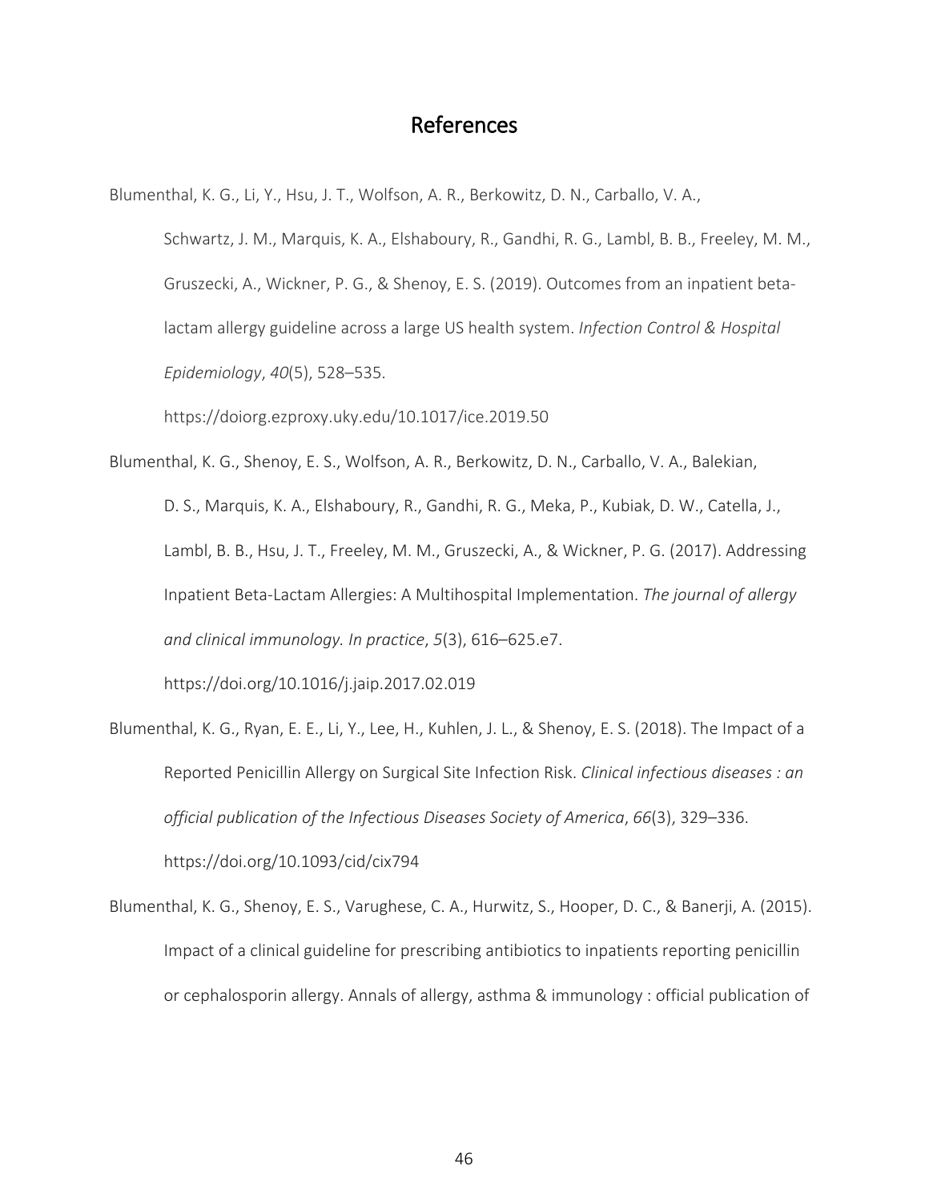# References

Blumenthal, K. G., Li, Y., Hsu, J. T., Wolfson, A. R., Berkowitz, D. N., Carballo, V. A., Schwartz, J. M., Marquis, K. A., Elshaboury, R., Gandhi, R. G., Lambl, B. B., Freeley, M. M., Gruszecki, A., Wickner, P. G., & Shenoy, E. S. (2019). Outcomes from an inpatient beta-lactam allergy guideline across a large US health system. *Infection Control & Hospital Epidemiology*, *40*(5), 528–535. https://doiorg.ezproxy.uky.edu/10.1017/ice.2019.50

Blumenthal, K. G., Shenoy, E. S., Wolfson, A. R., Berkowitz, D. N., Carballo, V. A., Balekian, D. S., Marquis, K. A., Elshaboury, R., Gandhi, R. G., Meka, P., Kubiak, D. W., Catella, J., Lambl, B. B., Hsu, J. T., Freeley, M. M., Gruszecki, A., & Wickner, P. G. (2017). Addressing Inpatient Beta-Lactam Allergies: A Multihospital Implementation. *The journal of allergy and clinical immunology. In practice*, *5*(3), 616–625.e7. https://doi.org/10.1016/j.jaip.2017.02.019

Blumenthal, K. G., Ryan, E. E., Li, Y., Lee, H., Kuhlen, J. L., & Shenoy, E. S. (2018). The Impact of a Reported Penicillin Allergy on Surgical Site Infection Risk. *Clinical infectious diseases : an official publication of the Infectious Diseases Society of America*, *66*(3), 329–336. https://doi.org/10.1093/cid/cix794

Blumenthal, K. G., Shenoy, E. S., Varughese, C. A., Hurwitz, S., Hooper, D. C., & Banerji, A. (2015). Impact of a clinical guideline for prescribing antibiotics to inpatients reporting penicillin or cephalosporin allergy. Annals of allergy, asthma & immunology : official publication of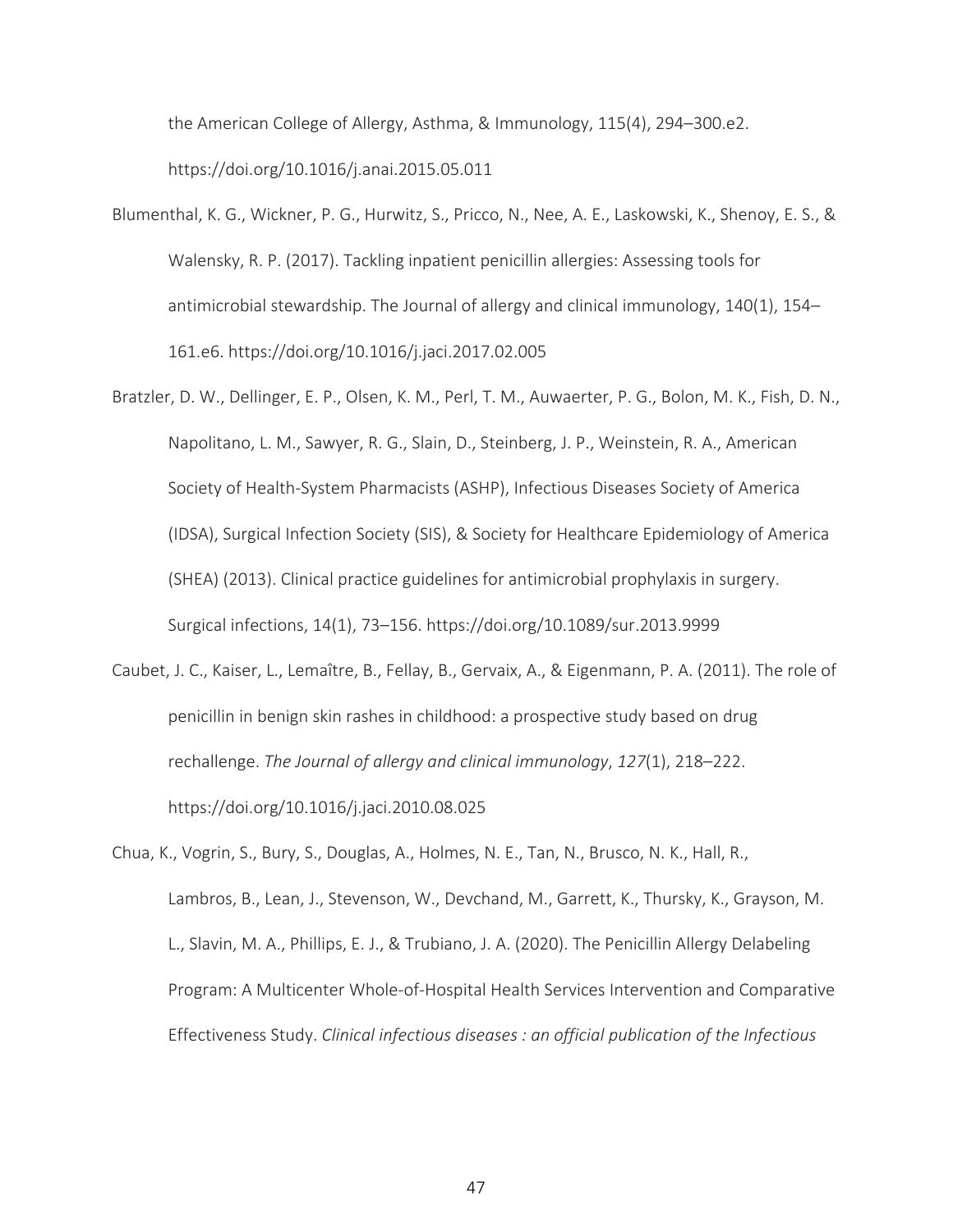the American College of Allergy, Asthma, & Immunology, 115(4), 294–300.e2. https://doi.org/10.1016/j.anai.2015.05.011

Blumenthal, K. G., Wickner, P. G., Hurwitz, S., Pricco, N., Nee, A. E., Laskowski, K., Shenoy, E. S., & Walensky, R. P. (2017). Tackling inpatient penicillin allergies: Assessing tools for antimicrobial stewardship. The Journal of allergy and clinical immunology, 140(1), 154–161.e6. https://doi.org/10.1016/j.jaci.2017.02.005

Bratzler, D. W., Dellinger, E. P., Olsen, K. M., Perl, T. M., Auwaerter, P. G., Bolon, M. K., Fish, D. N., Napolitano, L. M., Sawyer, R. G., Slain, D., Steinberg, J. P., Weinstein, R. A., American Society of Health-System Pharmacists (ASHP), Infectious Diseases Society of America (IDSA), Surgical Infection Society (SIS), & Society for Healthcare Epidemiology of America (SHEA) (2013). Clinical practice guidelines for antimicrobial prophylaxis in surgery. Surgical infections, 14(1), 73–156. https://doi.org/10.1089/sur.2013.9999

Caubet, J. C., Kaiser, L., Lemaître, B., Fellay, B., Gervaix, A., & Eigenmann, P. A. (2011). The role of penicillin in benign skin rashes in childhood: a prospective study based on drug rechallenge. *The Journal of allergy and clinical immunology*, *127*(1), 218–222. https://doi.org/10.1016/j.jaci.2010.08.025

Chua, K., Vogrin, S., Bury, S., Douglas, A., Holmes, N. E., Tan, N., Brusco, N. K., Hall, R., Lambros, B., Lean, J., Stevenson, W., Devchand, M., Garrett, K., Thursky, K., Grayson, M. L., Slavin, M. A., Phillips, E. J., & Trubiano, J. A. (2020). The Penicillin Allergy Delabeling Program: A Multicenter Whole-of-Hospital Health Services Intervention and Comparative Effectiveness Study. *Clinical infectious diseases : an official publication of the Infectious*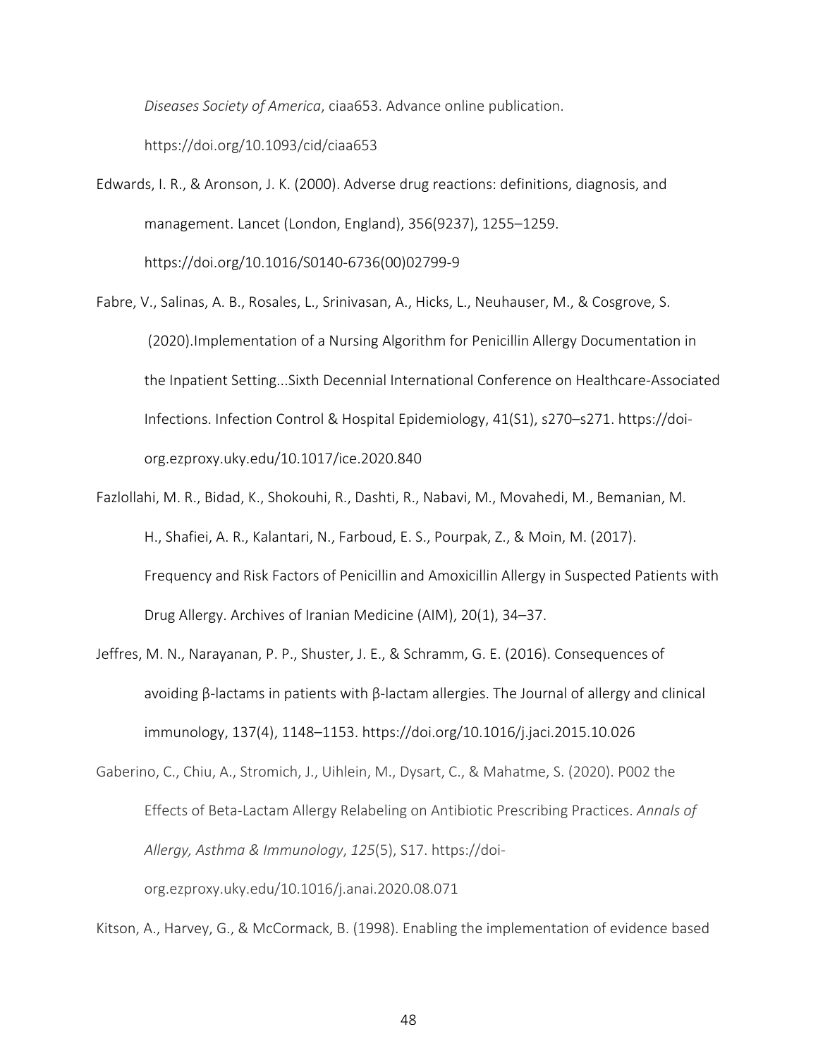*Diseases Society of America*, ciaa653. Advance online publication. https://doi.org/10.1093/cid/ciaa653

Edwards, I. R., & Aronson, J. K. (2000). Adverse drug reactions: definitions, diagnosis, and management. Lancet (London, England), 356(9237), 1255–1259. https://doi.org/10.1016/S0140-6736(00)02799-9

Fabre, V., Salinas, A. B., Rosales, L., Srinivasan, A., Hicks, L., Neuhauser, M., & Cosgrove, S. (2020).Implementation of a Nursing Algorithm for Penicillin Allergy Documentation in the Inpatient Setting...Sixth Decennial International Conference on Healthcare-Associated Infections. Infection Control & Hospital Epidemiology, 41(S1), s270–s271. https://doi-org.ezproxy.uky.edu/10.1017/ice.2020.840

Fazlollahi, M. R., Bidad, K., Shokouhi, R., Dashti, R., Nabavi, M., Movahedi, M., Bemanian, M. H., Shafiei, A. R., Kalantari, N., Farboud, E. S., Pourpak, Z., & Moin, M. (2017). Frequency and Risk Factors of Penicillin and Amoxicillin Allergy in Suspected Patients with Drug Allergy. Archives of Iranian Medicine (AIM), 20(1), 34–37.

Jeffres, M. N., Narayanan, P. P., Shuster, J. E., & Schramm, G. E. (2016). Consequences of avoiding β-lactams in patients with β-lactam allergies. The Journal of allergy and clinical immunology, 137(4), 1148–1153. https://doi.org/10.1016/j.jaci.2015.10.026

Gaberino, C., Chiu, A., Stromich, J., Uihlein, M., Dysart, C., & Mahatme, S. (2020). P002 the Effects of Beta-Lactam Allergy Relabeling on Antibiotic Prescribing Practices. *Annals of Allergy, Asthma & Immunology*, *125*(5), S17. https://doi-org.ezproxy.uky.edu/10.1016/j.anai.2020.08.071

Kitson, A., Harvey, G., & McCormack, B. (1998). Enabling the implementation of evidence based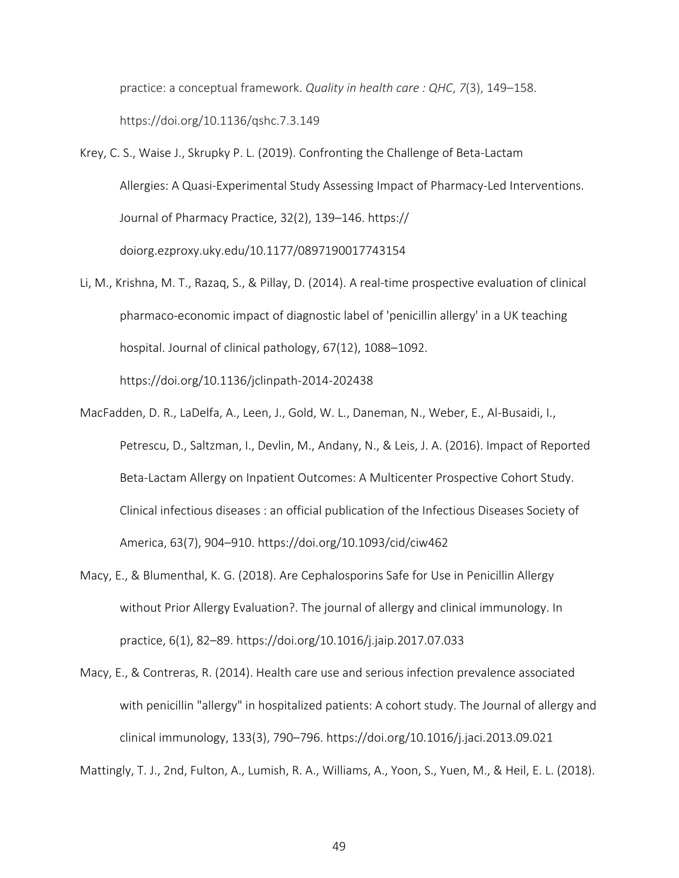practice: a conceptual framework. *Quality in health care : QHC*, *7*(3), 149–158. https://doi.org/10.1136/qshc.7.3.149

Krey, C. S., Waise J., Skrupky P. L. (2019). Confronting the Challenge of Beta-Lactam Allergies: A Quasi-Experimental Study Assessing Impact of Pharmacy-Led Interventions. Journal of Pharmacy Practice, 32(2), 139–146. https:// doiorg.ezproxy.uky.edu/10.1177/0897190017743154

Li, M., Krishna, M. T., Razaq, S., & Pillay, D. (2014). A real-time prospective evaluation of clinical pharmaco-economic impact of diagnostic label of 'penicillin allergy' in a UK teaching hospital. Journal of clinical pathology, 67(12), 1088–1092. https://doi.org/10.1136/jclinpath-2014-202438

MacFadden, D. R., LaDelfa, A., Leen, J., Gold, W. L., Daneman, N., Weber, E., Al-Busaidi, I., Petrescu, D., Saltzman, I., Devlin, M., Andany, N., & Leis, J. A. (2016). Impact of Reported Beta-Lactam Allergy on Inpatient Outcomes: A Multicenter Prospective Cohort Study. Clinical infectious diseases : an official publication of the Infectious Diseases Society of America, 63(7), 904–910. https://doi.org/10.1093/cid/ciw462

Macy, E., & Blumenthal, K. G. (2018). Are Cephalosporins Safe for Use in Penicillin Allergy without Prior Allergy Evaluation?. The journal of allergy and clinical immunology. In practice, 6(1), 82–89. https://doi.org/10.1016/j.jaip.2017.07.033

Macy, E., & Contreras, R. (2014). Health care use and serious infection prevalence associated with penicillin "allergy" in hospitalized patients: A cohort study. The Journal of allergy and clinical immunology, 133(3), 790–796. https://doi.org/10.1016/j.jaci.2013.09.021

Mattingly, T. J., 2nd, Fulton, A., Lumish, R. A., Williams, A., Yoon, S., Yuen, M., & Heil, E. L. (2018).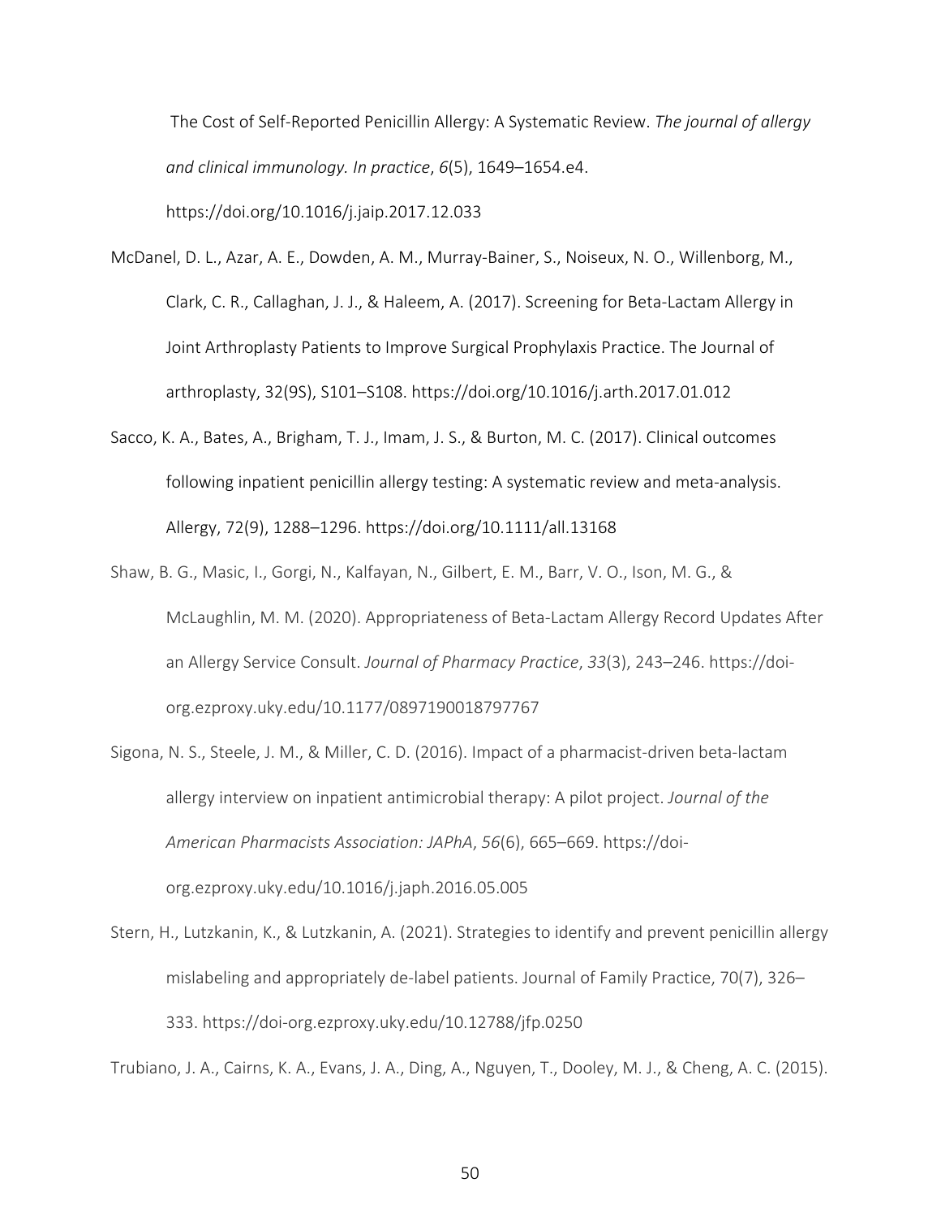The Cost of Self-Reported Penicillin Allergy: A Systematic Review. *The journal of allergy and clinical immunology. In practice*, *6*(5), 1649–1654.e4. https://doi.org/10.1016/j.jaip.2017.12.033

McDanel, D. L., Azar, A. E., Dowden, A. M., Murray-Bainer, S., Noiseux, N. O., Willenborg, M., Clark, C. R., Callaghan, J. J., & Haleem, A. (2017). Screening for Beta-Lactam Allergy in Joint Arthroplasty Patients to Improve Surgical Prophylaxis Practice. The Journal of arthroplasty, 32(9S), S101–S108. https://doi.org/10.1016/j.arth.2017.01.012

Sacco, K. A., Bates, A., Brigham, T. J., Imam, J. S., & Burton, M. C. (2017). Clinical outcomes following inpatient penicillin allergy testing: A systematic review and meta-analysis. Allergy, 72(9), 1288–1296. https://doi.org/10.1111/all.13168

Shaw, B. G., Masic, I., Gorgi, N., Kalfayan, N., Gilbert, E. M., Barr, V. O., Ison, M. G., & McLaughlin, M. M. (2020). Appropriateness of Beta-Lactam Allergy Record Updates After an Allergy Service Consult. *Journal of Pharmacy Practice*, *33*(3), 243–246. https://doi-org.ezproxy.uky.edu/10.1177/0897190018797767

Sigona, N. S., Steele, J. M., & Miller, C. D. (2016). Impact of a pharmacist-driven beta-lactam allergy interview on inpatient antimicrobial therapy: A pilot project. *Journal of the American Pharmacists Association: JAPhA*, *56*(6), 665–669. https://doi-org.ezproxy.uky.edu/10.1016/j.japh.2016.05.005

Stern, H., Lutzkanin, K., & Lutzkanin, A. (2021). Strategies to identify and prevent penicillin allergy mislabeling and appropriately de-label patients. Journal of Family Practice, 70(7), 326–333. https://doi-org.ezproxy.uky.edu/10.12788/jfp.0250

Trubiano, J. A., Cairns, K. A., Evans, J. A., Ding, A., Nguyen, T., Dooley, M. J., & Cheng, A. C. (2015).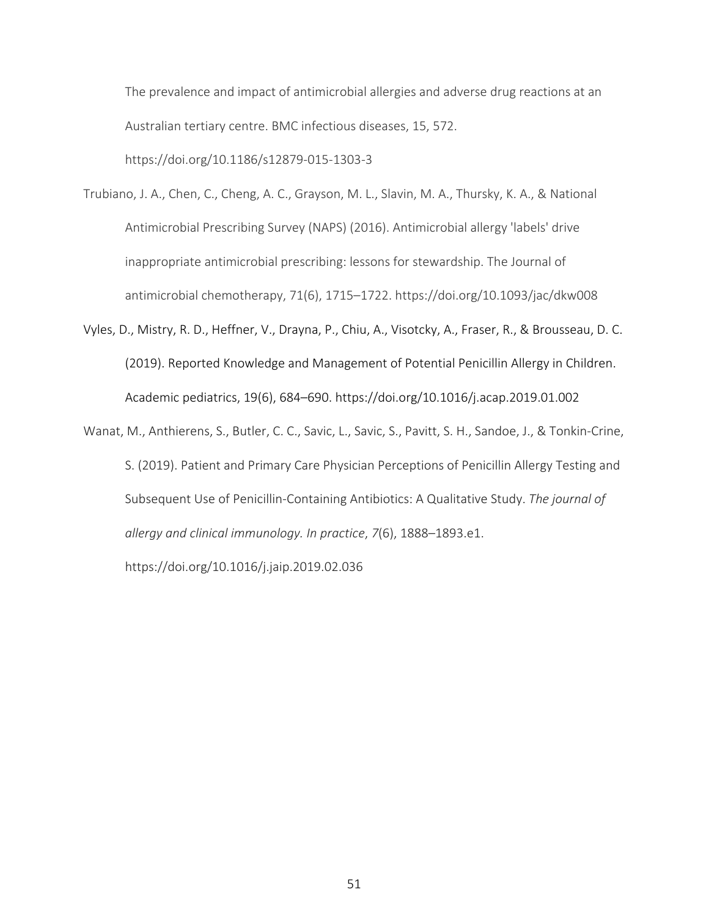The prevalence and impact of antimicrobial allergies and adverse drug reactions at an Australian tertiary centre. BMC infectious diseases, 15, 572. https://doi.org/10.1186/s12879-015-1303-3

Trubiano, J. A., Chen, C., Cheng, A. C., Grayson, M. L., Slavin, M. A., Thursky, K. A., & National Antimicrobial Prescribing Survey (NAPS) (2016). Antimicrobial allergy 'labels' drive inappropriate antimicrobial prescribing: lessons for stewardship. The Journal of antimicrobial chemotherapy, 71(6), 1715–1722. https://doi.org/10.1093/jac/dkw008

Vyles, D., Mistry, R. D., Heffner, V., Drayna, P., Chiu, A., Visotcky, A., Fraser, R., & Brousseau, D. C. (2019). Reported Knowledge and Management of Potential Penicillin Allergy in Children. Academic pediatrics, 19(6), 684–690. https://doi.org/10.1016/j.acap.2019.01.002

Wanat, M., Anthierens, S., Butler, C. C., Savic, L., Savic, S., Pavitt, S. H., Sandoe, J., & Tonkin-Crine, S. (2019). Patient and Primary Care Physician Perceptions of Penicillin Allergy Testing and Subsequent Use of Penicillin-Containing Antibiotics: A Qualitative Study. *The journal of allergy and clinical immunology. In practice*, *7*(6), 1888–1893.e1. https://doi.org/10.1016/j.jaip.2019.02.036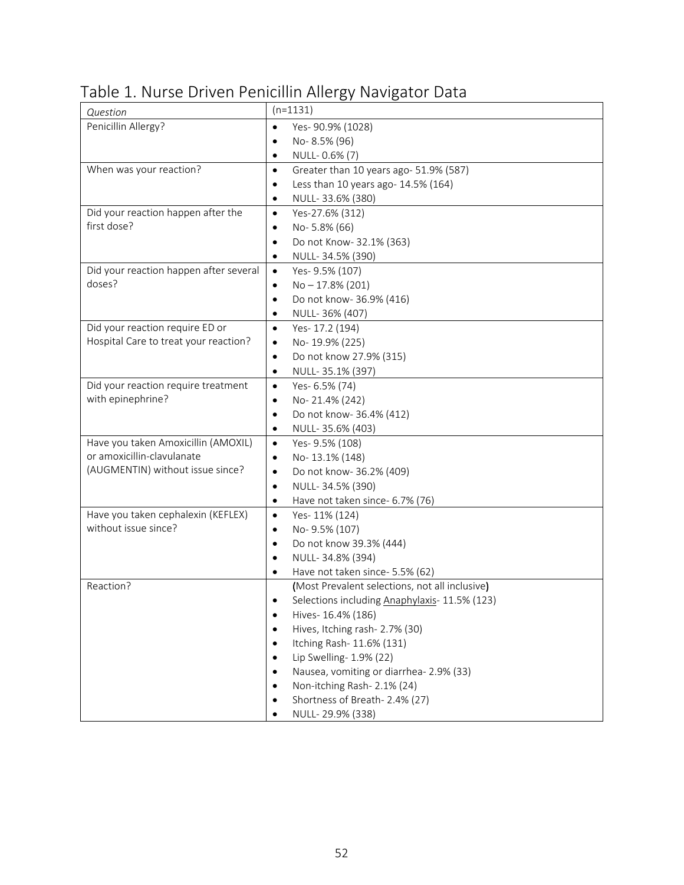# Table 1. Nurse Driven Penicillin Allergy Navigator Data

| *Question* | (n=1131) |
|---|---|
| Penicillin Allergy? | • Yes- 90.9% (1028)<br>• No- 8.5% (96)<br>• NULL- 0.6% (7) |
| When was your reaction? | • Greater than 10 years ago- 51.9% (587)<br>• Less than 10 years ago- 14.5% (164)<br>• NULL- 33.6% (380) |
| Did your reaction happen after the first dose? | • Yes-27.6% (312)<br>• No- 5.8% (66)<br>• Do not Know- 32.1% (363)<br>• NULL- 34.5% (390) |
| Did your reaction happen after several doses? | • Yes- 9.5% (107)<br>• No – 17.8% (201)<br>• Do not know- 36.9% (416)<br>• NULL- 36% (407) |
| Did your reaction require ED or Hospital Care to treat your reaction? | • Yes- 17.2 (194)<br>• No- 19.9% (225)<br>• Do not know 27.9% (315)<br>• NULL- 35.1% (397) |
| Did your reaction require treatment with epinephrine? | • Yes- 6.5% (74)<br>• No- 21.4% (242)<br>• Do not know- 36.4% (412)<br>• NULL- 35.6% (403) |
| Have you taken Amoxicillin (AMOXIL) or amoxicillin-clavulanate (AUGMENTIN) without issue since? | • Yes- 9.5% (108)<br>• No- 13.1% (148)<br>• Do not know- 36.2% (409)<br>• NULL- 34.5% (390)<br>• Have not taken since- 6.7% (76) |
| Have you taken cephalexin (KEFLEX) without issue since? | • Yes- 11% (124)<br>• No- 9.5% (107)<br>• Do not know 39.3% (444)<br>• NULL- 34.8% (394)<br>• Have not taken since- 5.5% (62) |
| Reaction? | **(**Most Prevalent selections, not all inclusive**)**<br>• Selections including <u>Anaphylaxis</u>- 11.5% (123)<br>• Hives- 16.4% (186)<br>• Hives, Itching rash- 2.7% (30)<br>• Itching Rash- 11.6% (131)<br>• Lip Swelling- 1.9% (22)<br>• Nausea, vomiting or diarrhea- 2.9% (33)<br>• Non-itching Rash- 2.1% (24)<br>• Shortness of Breath- 2.4% (27)<br>• NULL- 29.9% (338) |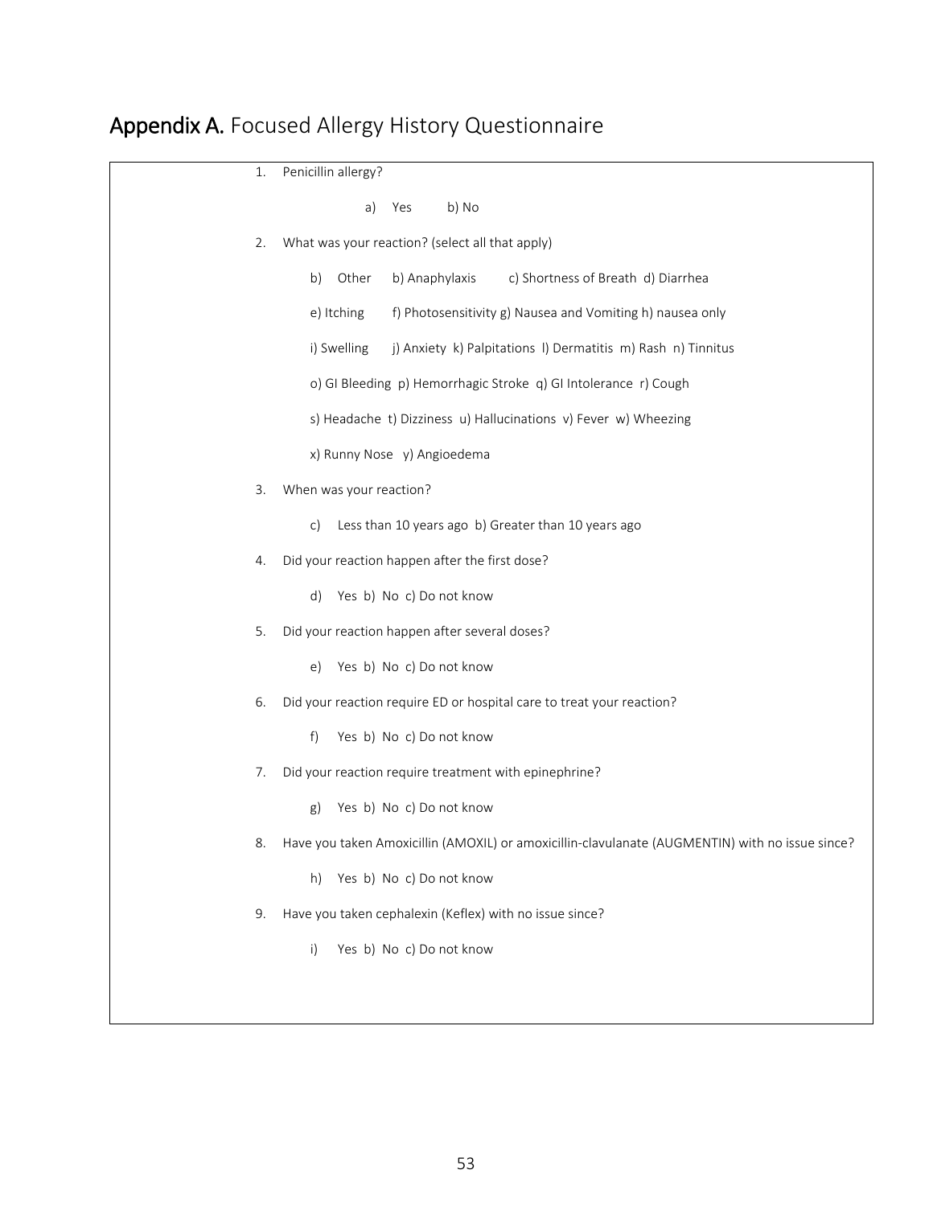## **Appendix A.** Focused Allergy History Questionnaire

1. Penicillin allergy?

   a) Yes b) No

2. What was your reaction? (select all that apply)

   b) Other b) Anaphylaxis c) Shortness of Breath d) Diarrhea

   e) Itching f) Photosensitivity g) Nausea and Vomiting h) nausea only

   i) Swelling j) Anxiety k) Palpitations l) Dermatitis m) Rash n) Tinnitus

   o) GI Bleeding p) Hemorrhagic Stroke q) GI Intolerance r) Cough

   s) Headache t) Dizziness u) Hallucinations v) Fever w) Wheezing

   x) Runny Nose y) Angioedema

3. When was your reaction?

   c) Less than 10 years ago b) Greater than 10 years ago

4. Did your reaction happen after the first dose?

   d) Yes b) No c) Do not know

5. Did your reaction happen after several doses?

   e) Yes b) No c) Do not know

6. Did your reaction require ED or hospital care to treat your reaction?

   f) Yes b) No c) Do not know

7. Did your reaction require treatment with epinephrine?

   g) Yes b) No c) Do not know

8. Have you taken Amoxicillin (AMOXIL) or amoxicillin-clavulanate (AUGMENTIN) with no issue since?

   h) Yes b) No c) Do not know

9. Have you taken cephalexin (Keflex) with no issue since?

   i) Yes b) No c) Do not know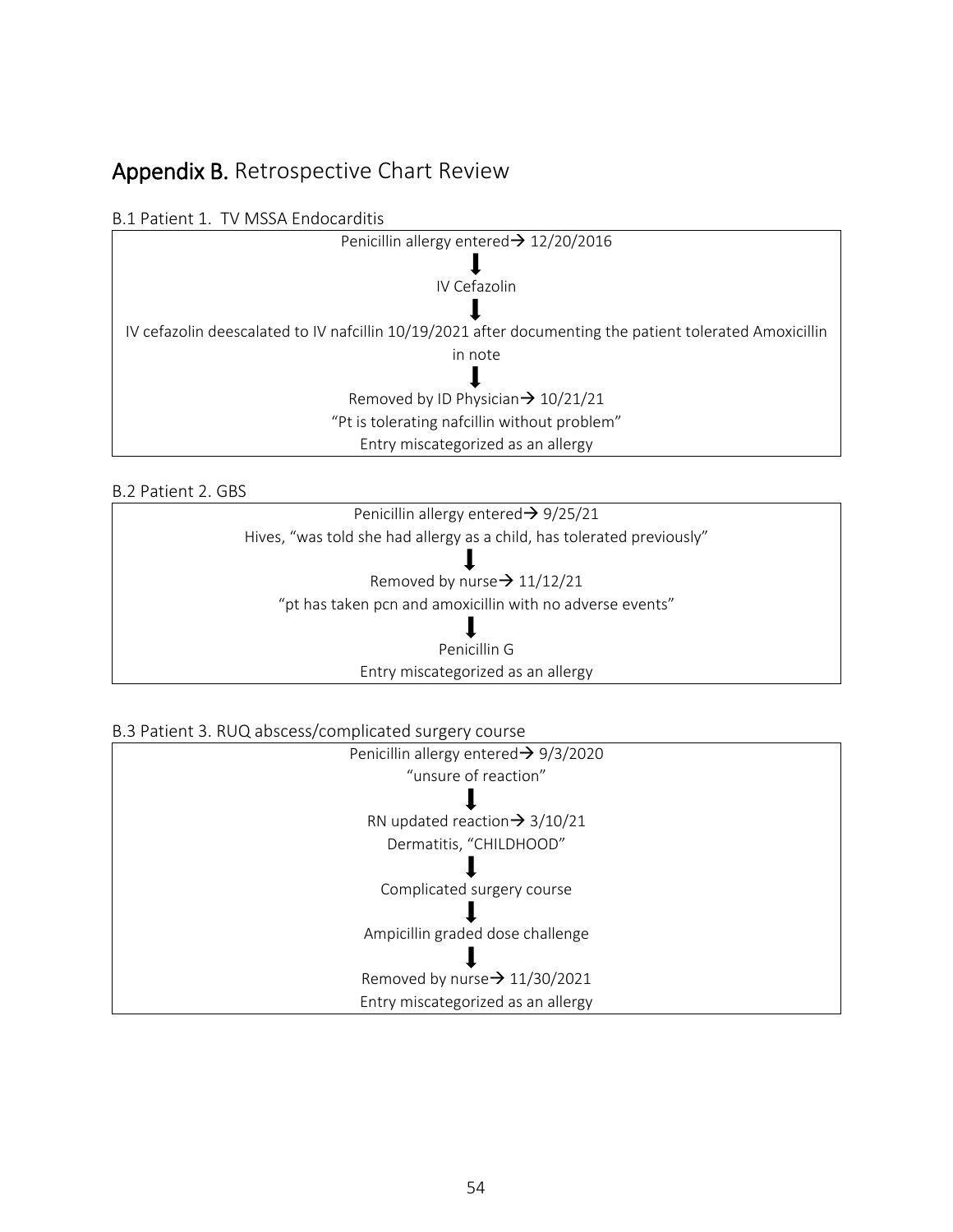## Appendix B. Retrospective Chart Review

### B.1 Patient 1. TV MSSA Endocarditis

Penicillin allergy entered → 12/20/2016

↓

IV Cefazolin

↓

IV cefazolin deescalated to IV nafcillin 10/19/2021 after documenting the patient tolerated Amoxicillin in note

↓

Removed by ID Physician → 10/21/21

"Pt is tolerating nafcillin without problem"

Entry miscategorized as an allergy

### B.2 Patient 2. GBS

Penicillin allergy entered → 9/25/21

Hives, "was told she had allergy as a child, has tolerated previously"

↓

Removed by nurse → 11/12/21

"pt has taken pcn and amoxicillin with no adverse events"

↓

Penicillin G

Entry miscategorized as an allergy

### B.3 Patient 3. RUQ abscess/complicated surgery course

Penicillin allergy entered → 9/3/2020

"unsure of reaction"

↓

RN updated reaction → 3/10/21

Dermatitis, "CHILDHOOD"

↓

Complicated surgery course

↓

Ampicillin graded dose challenge

↓

Removed by nurse → 11/30/2021

Entry miscategorized as an allergy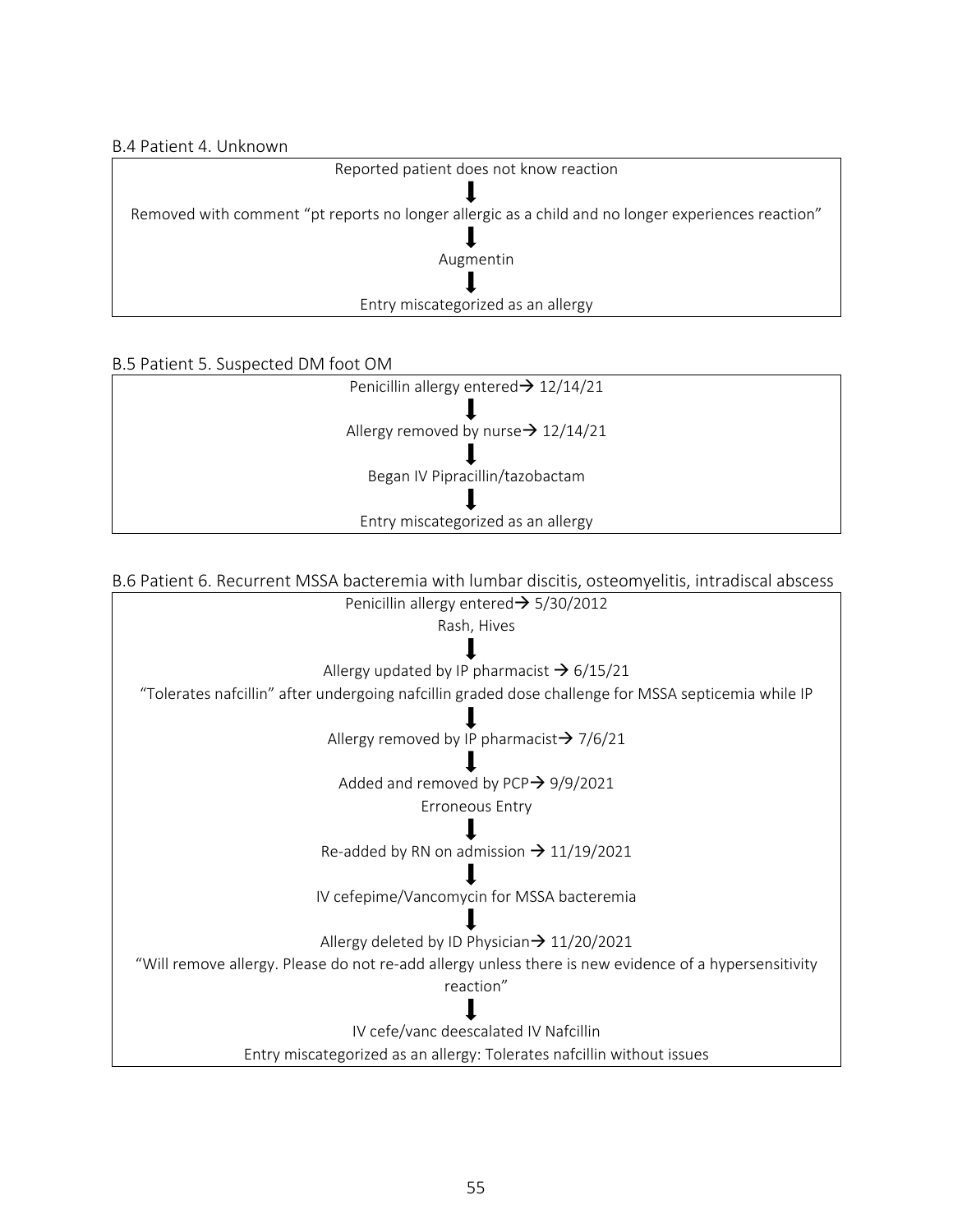### B.4 Patient 4. Unknown

Reported patient does not know reaction

↓

Removed with comment "pt reports no longer allergic as a child and no longer experiences reaction"

↓

Augmentin

↓

Entry miscategorized as an allergy

### B.5 Patient 5. Suspected DM foot OM

Penicillin allergy entered→ 12/14/21

↓

Allergy removed by nurse→ 12/14/21

↓

Began IV Pipracillin/tazobactam

↓

Entry miscategorized as an allergy

### B.6 Patient 6. Recurrent MSSA bacteremia with lumbar discitis, osteomyelitis, intradiscal abscess

Penicillin allergy entered→ 5/30/2012

Rash, Hives

↓

Allergy updated by IP pharmacist → 6/15/21

"Tolerates nafcillin" after undergoing nafcillin graded dose challenge for MSSA septicemia while IP

↓

Allergy removed by IP pharmacist→ 7/6/21

↓

Added and removed by PCP→ 9/9/2021

Erroneous Entry

↓

Re-added by RN on admission → 11/19/2021

↓

IV cefepime/Vancomycin for MSSA bacteremia

↓

Allergy deleted by ID Physician→ 11/20/2021

"Will remove allergy. Please do not re-add allergy unless there is new evidence of a hypersensitivity reaction"

↓

IV cefe/vanc deescalated IV Nafcillin

Entry miscategorized as an allergy: Tolerates nafcillin without issues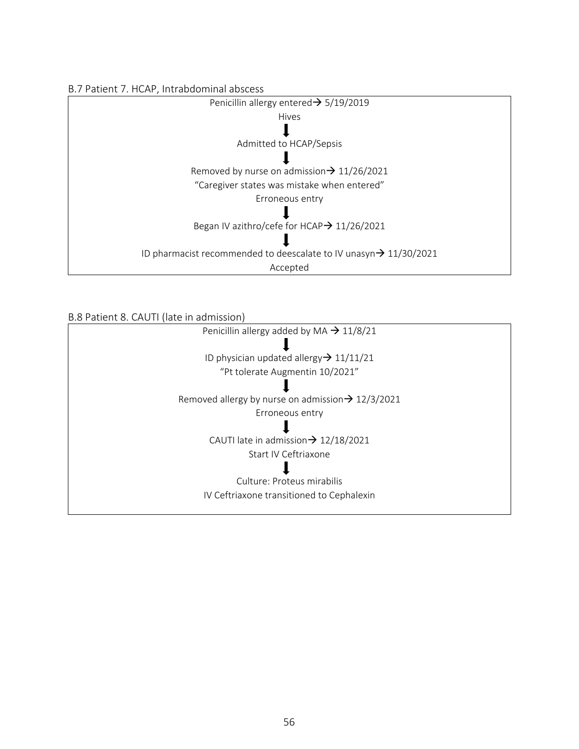### B.7 Patient 7. HCAP, Intrabdominal abscess

Penicillin allergy entered → 5/19/2019

Hives

↓

Admitted to HCAP/Sepsis

↓

Removed by nurse on admission → 11/26/2021

"Caregiver states was mistake when entered"

Erroneous entry

↓

Began IV azithro/cefe for HCAP → 11/26/2021

↓

ID pharmacist recommended to deescalate to IV unasyn → 11/30/2021

Accepted

### B.8 Patient 8. CAUTI (late in admission)

Penicillin allergy added by MA → 11/8/21

↓

ID physician updated allergy → 11/11/21

"Pt tolerate Augmentin 10/2021"

↓

Removed allergy by nurse on admission → 12/3/2021

Erroneous entry

↓

CAUTI late in admission → 12/18/2021

Start IV Ceftriaxone

↓

Culture: Proteus mirabilis

IV Ceftriaxone transitioned to Cephalexin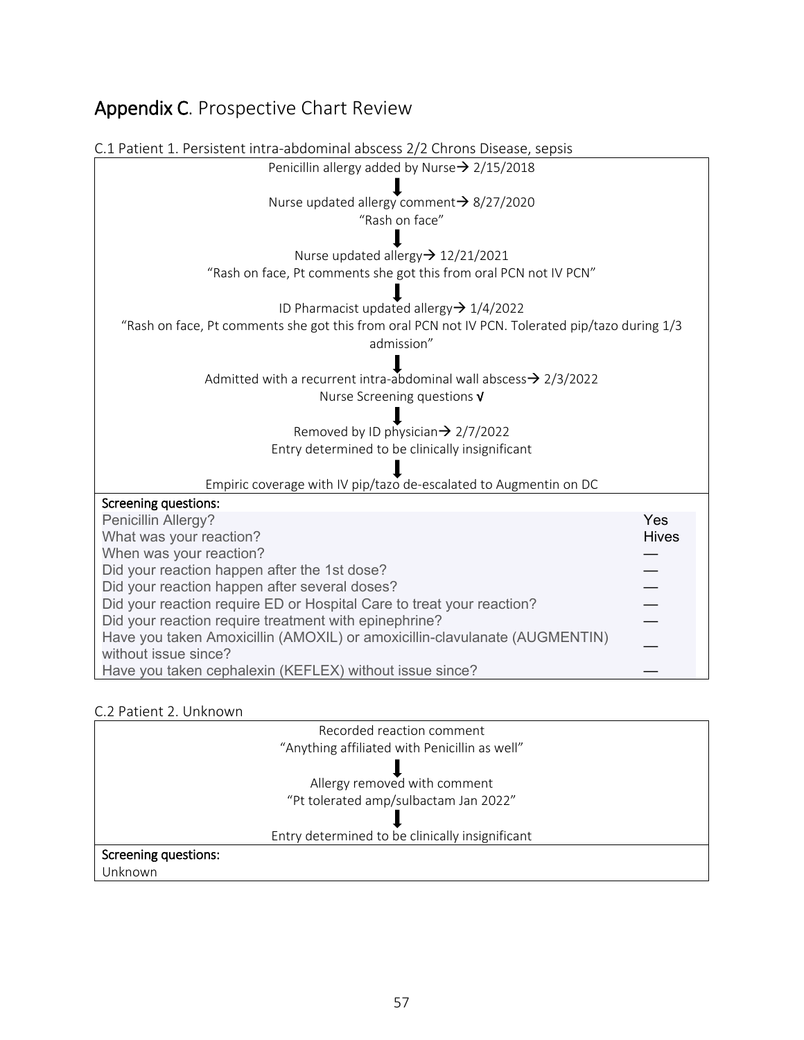# Appendix C. Prospective Chart Review

C.1 Patient 1. Persistent intra-abdominal abscess 2/2 Chrons Disease, sepsis

Penicillin allergy added by Nurse→ 2/15/2018

↓

Nurse updated allergy comment→ 8/27/2020
"Rash on face"

↓

Nurse updated allergy→ 12/21/2021
"Rash on face, Pt comments she got this from oral PCN not IV PCN"

↓

ID Pharmacist updated allergy→ 1/4/2022
"Rash on face, Pt comments she got this from oral PCN not IV PCN. Tolerated pip/tazo during 1/3 admission"

↓

Admitted with a recurrent intra-abdominal wall abscess→ 2/3/2022
Nurse Screening questions √

↓

Removed by ID physician→ 2/7/2022
Entry determined to be clinically insignificant

↓

Empiric coverage with IV pip/tazo de-escalated to Augmentin on DC

**Screening questions:**

| Question | Response |
| --- | --- |
| Penicillin Allergy? | Yes |
| What was your reaction? | Hives |
| When was your reaction? | — |
| Did your reaction happen after the 1st dose? | — |
| Did your reaction happen after several doses? | — |
| Did your reaction require ED or Hospital Care to treat your reaction? | — |
| Did your reaction require treatment with epinephrine? | — |
| Have you taken Amoxicillin (AMOXIL) or amoxicillin-clavulanate (AUGMENTIN) without issue since? | — |
| Have you taken cephalexin (KEFLEX) without issue since? | — |

C.2 Patient 2. Unknown

Recorded reaction comment
"Anything affiliated with Penicillin as well"

↓

Allergy removed with comment
"Pt tolerated amp/sulbactam Jan 2022"

↓

Entry determined to be clinically insignificant

**Screening questions:**

Unknown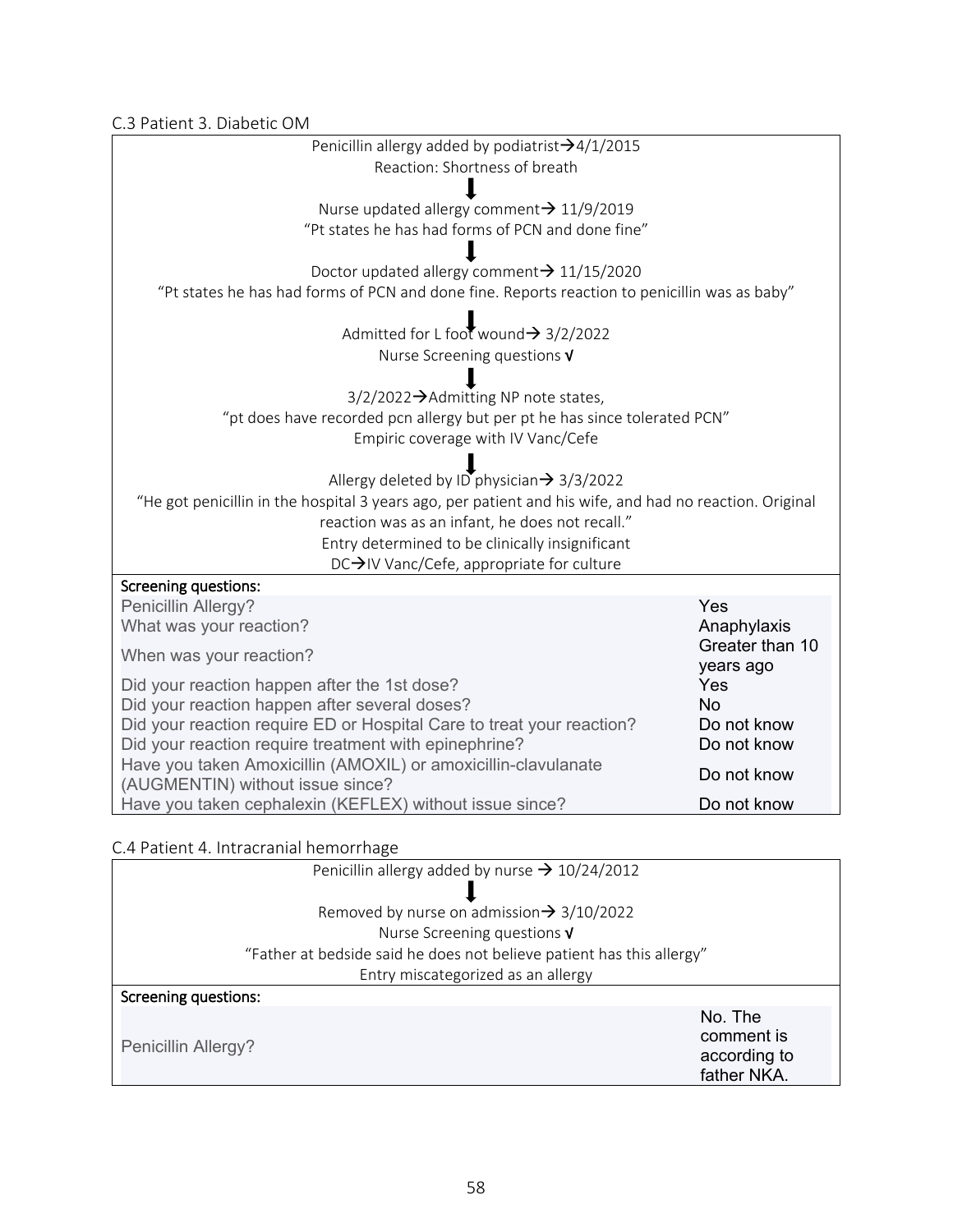### C.3 Patient 3. Diabetic OM

Penicillin allergy added by podiatrist→4/1/2015
Reaction: Shortness of breath

↓

Nurse updated allergy comment→ 11/9/2019
"Pt states he has had forms of PCN and done fine"

↓

Doctor updated allergy comment→ 11/15/2020
"Pt states he has had forms of PCN and done fine. Reports reaction to penicillin was as baby"

↓

Admitted for L foot wound→ 3/2/2022
Nurse Screening questions √

↓

3/2/2022→Admitting NP note states,
"pt does have recorded pcn allergy but per pt he has since tolerated PCN"
Empiric coverage with IV Vanc/Cefe

↓

Allergy deleted by ID physician→ 3/3/2022
"He got penicillin in the hospital 3 years ago, per patient and his wife, and had no reaction. Original reaction was as an infant, he does not recall."
Entry determined to be clinically insignificant
DC→IV Vanc/Cefe, appropriate for culture

**Screening questions:**

| Question | Answer |
|---|---|
| Penicillin Allergy? | Yes |
| What was your reaction? | Anaphylaxis |
| When was your reaction? | Greater than 10 years ago |
| Did your reaction happen after the 1st dose? | Yes |
| Did your reaction happen after several doses? | No |
| Did your reaction require ED or Hospital Care to treat your reaction? | Do not know |
| Did your reaction require treatment with epinephrine? | Do not know |
| Have you taken Amoxicillin (AMOXIL) or amoxicillin-clavulanate (AUGMENTIN) without issue since? | Do not know |
| Have you taken cephalexin (KEFLEX) without issue since? | Do not know |

### C.4 Patient 4. Intracranial hemorrhage

Penicillin allergy added by nurse → 10/24/2012

↓

Removed by nurse on admission→ 3/10/2022
Nurse Screening questions √
"Father at bedside said he does not believe patient has this allergy"
Entry miscategorized as an allergy

**Screening questions:**

| Question | Answer |
|---|---|
| Penicillin Allergy? | No. The comment is according to father NKA. |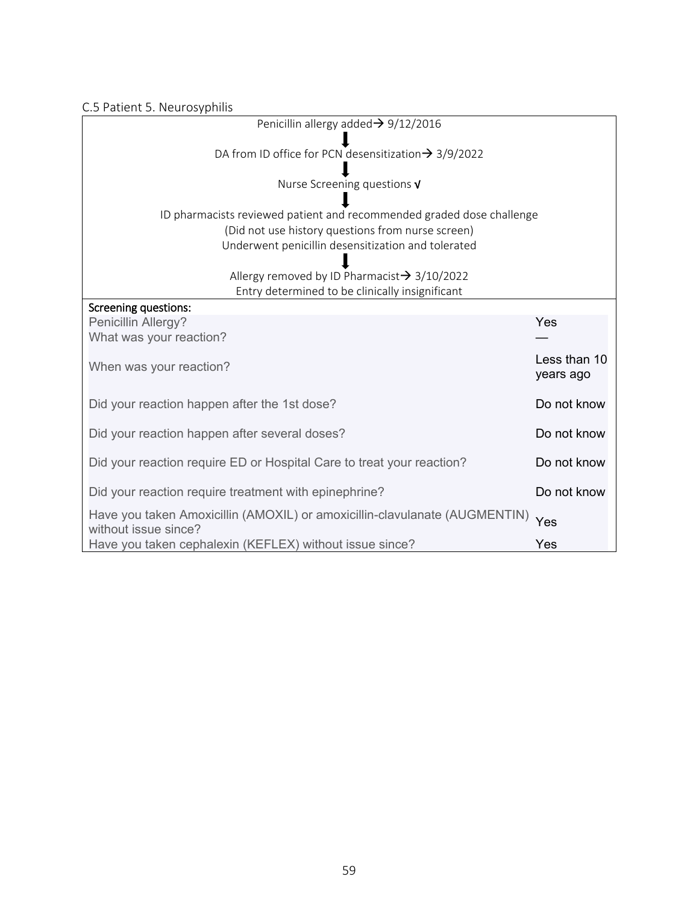C.5 Patient 5. Neurosyphilis

Penicillin allergy added→ 9/12/2016

↓

DA from ID office for PCN desensitization→ 3/9/2022

↓

Nurse Screening questions √

↓

ID pharmacists reviewed patient and recommended graded dose challenge
(Did not use history questions from nurse screen)
Underwent penicillin desensitization and tolerated

↓

Allergy removed by ID Pharmacist→ 3/10/2022
Entry determined to be clinically insignificant

Screening questions:

| Question | Answer |
|---|---|
| Penicillin Allergy? | Yes |
| What was your reaction? | — |
| When was your reaction? | Less than 10 years ago |
| Did your reaction happen after the 1st dose? | Do not know |
| Did your reaction happen after several doses? | Do not know |
| Did your reaction require ED or Hospital Care to treat your reaction? | Do not know |
| Did your reaction require treatment with epinephrine? | Do not know |
| Have you taken Amoxicillin (AMOXIL) or amoxicillin-clavulanate (AUGMENTIN) without issue since? | Yes |
| Have you taken cephalexin (KEFLEX) without issue since? | Yes |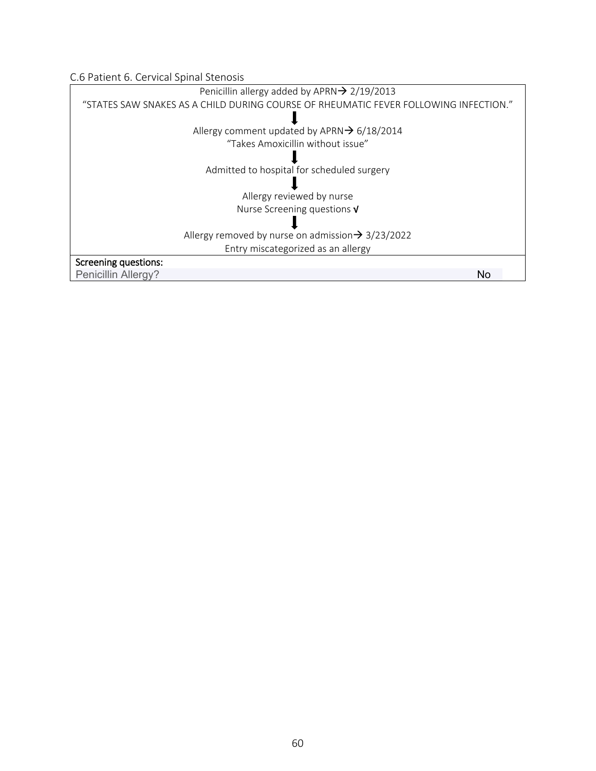C.6 Patient 6. Cervical Spinal Stenosis

Penicillin allergy added by APRN→ 2/19/2013

"STATES SAW SNAKES AS A CHILD DURING COURSE OF RHEUMATIC FEVER FOLLOWING INFECTION."

↓

Allergy comment updated by APRN→ 6/18/2014

"Takes Amoxicillin without issue"

↓

Admitted to hospital for scheduled surgery

↓

Allergy reviewed by nurse

Nurse Screening questions √

↓

Allergy removed by nurse on admission→ 3/23/2022

Entry miscategorized as an allergy

**Screening questions:**

| Penicillin Allergy? | No |
|---|---|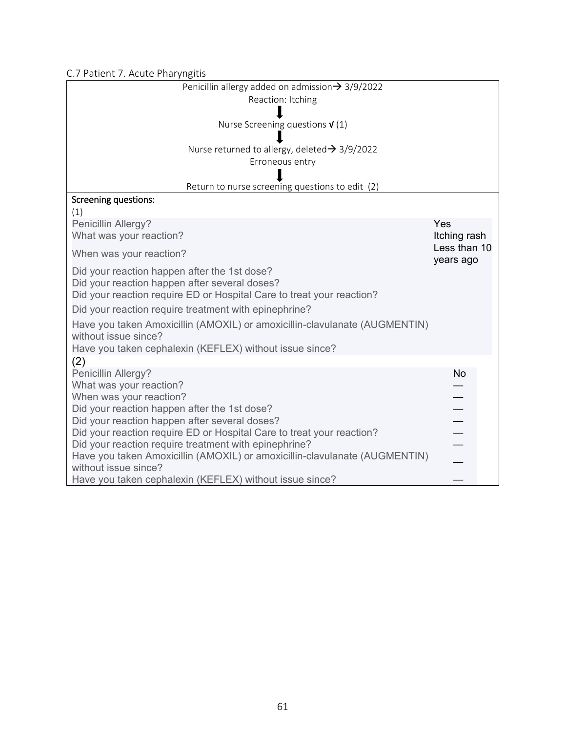C.7 Patient 7. Acute Pharyngitis

Penicillin allergy added on admission → 3/9/2022
Reaction: Itching

↓

Nurse Screening questions √ (1)

↓

Nurse returned to allergy, deleted → 3/9/2022
Erroneous entry

↓

Return to nurse screening questions to edit (2)

**Screening questions:**

(1)

| Question | Response |
|---|---|
| Penicillin Allergy? | Yes |
| What was your reaction? | Itching rash |
| When was your reaction? | Less than 10 years ago |
| Did your reaction happen after the 1st dose? | |
| Did your reaction happen after several doses? | |
| Did your reaction require ED or Hospital Care to treat your reaction? | |
| Did your reaction require treatment with epinephrine? | |
| Have you taken Amoxicillin (AMOXIL) or amoxicillin-clavulanate (AUGMENTIN) without issue since? | |
| Have you taken cephalexin (KEFLEX) without issue since? | |

(2)

| Question | Response |
|---|---|
| Penicillin Allergy? | No |
| What was your reaction? | — |
| When was your reaction? | — |
| Did your reaction happen after the 1st dose? | — |
| Did your reaction happen after several doses? | — |
| Did your reaction require ED or Hospital Care to treat your reaction? | — |
| Did your reaction require treatment with epinephrine? | — |
| Have you taken Amoxicillin (AMOXIL) or amoxicillin-clavulanate (AUGMENTIN) without issue since? | — |
| Have you taken cephalexin (KEFLEX) without issue since? | — |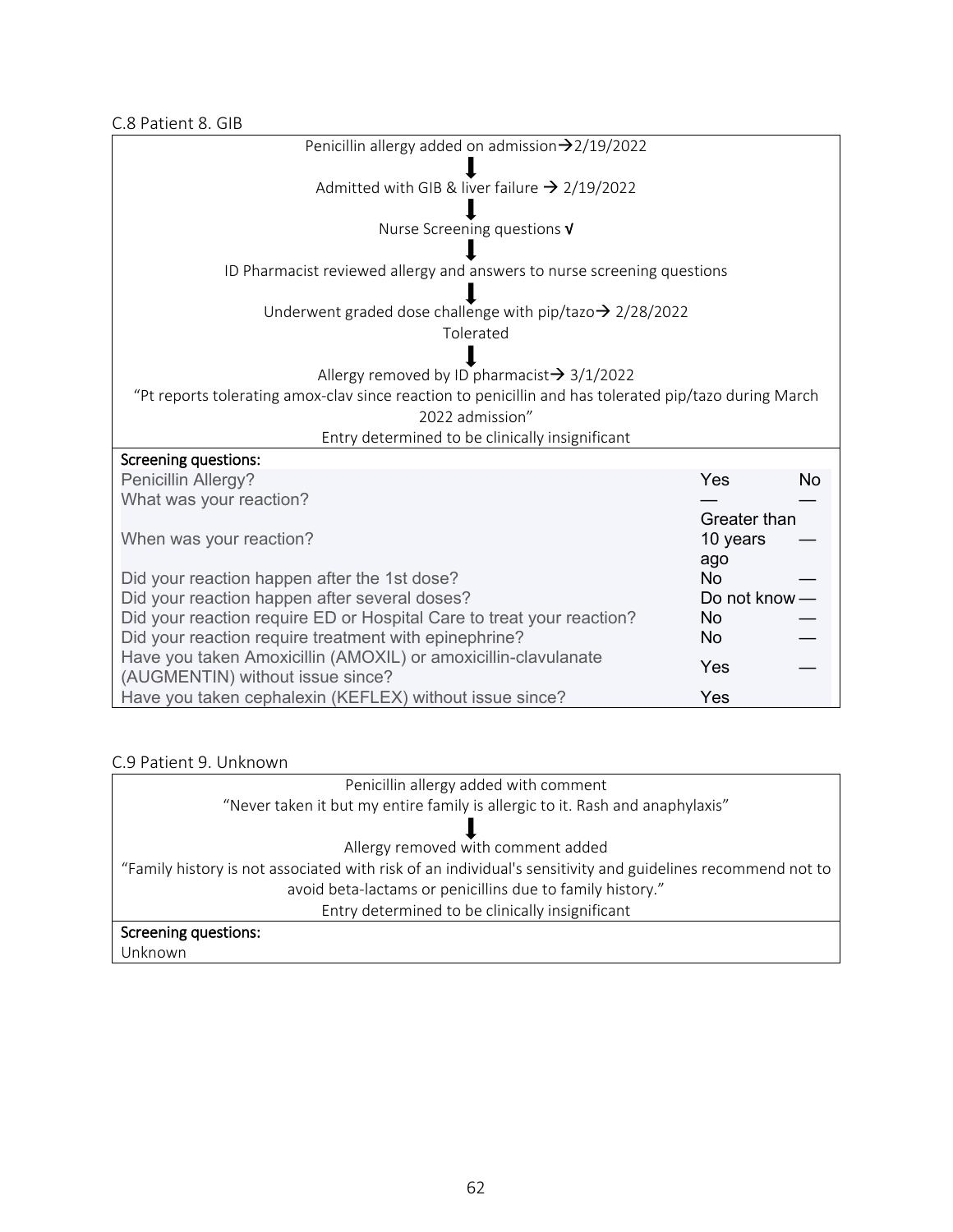### C.8 Patient 8. GIB

Penicillin allergy added on admission → 2/19/2022

↓

Admitted with GIB & liver failure → 2/19/2022

↓

Nurse Screening questions √

↓

ID Pharmacist reviewed allergy and answers to nurse screening questions

↓

Underwent graded dose challenge with pip/tazo → 2/28/2022

Tolerated

↓

Allergy removed by ID pharmacist → 3/1/2022

"Pt reports tolerating amox-clav since reaction to penicillin and has tolerated pip/tazo during March 2022 admission"

Entry determined to be clinically insignificant

**Screening questions:**

| | | |
|---|---|---|
| Penicillin Allergy? | Yes | No |
| What was your reaction? | — | — |
| When was your reaction? | Greater than 10 years ago | — |
| Did your reaction happen after the 1st dose? | No | — |
| Did your reaction happen after several doses? | Do not know | — |
| Did your reaction require ED or Hospital Care to treat your reaction? | No | — |
| Did your reaction require treatment with epinephrine? | No | — |
| Have you taken Amoxicillin (AMOXIL) or amoxicillin-clavulanate (AUGMENTIN) without issue since? | Yes | — |
| Have you taken cephalexin (KEFLEX) without issue since? | Yes | |

### C.9 Patient 9. Unknown

Penicillin allergy added with comment

"Never taken it but my entire family is allergic to it. Rash and anaphylaxis"

↓

Allergy removed with comment added

"Family history is not associated with risk of an individual's sensitivity and guidelines recommend not to avoid beta-lactams or penicillins due to family history."

Entry determined to be clinically insignificant

**Screening questions:**

Unknown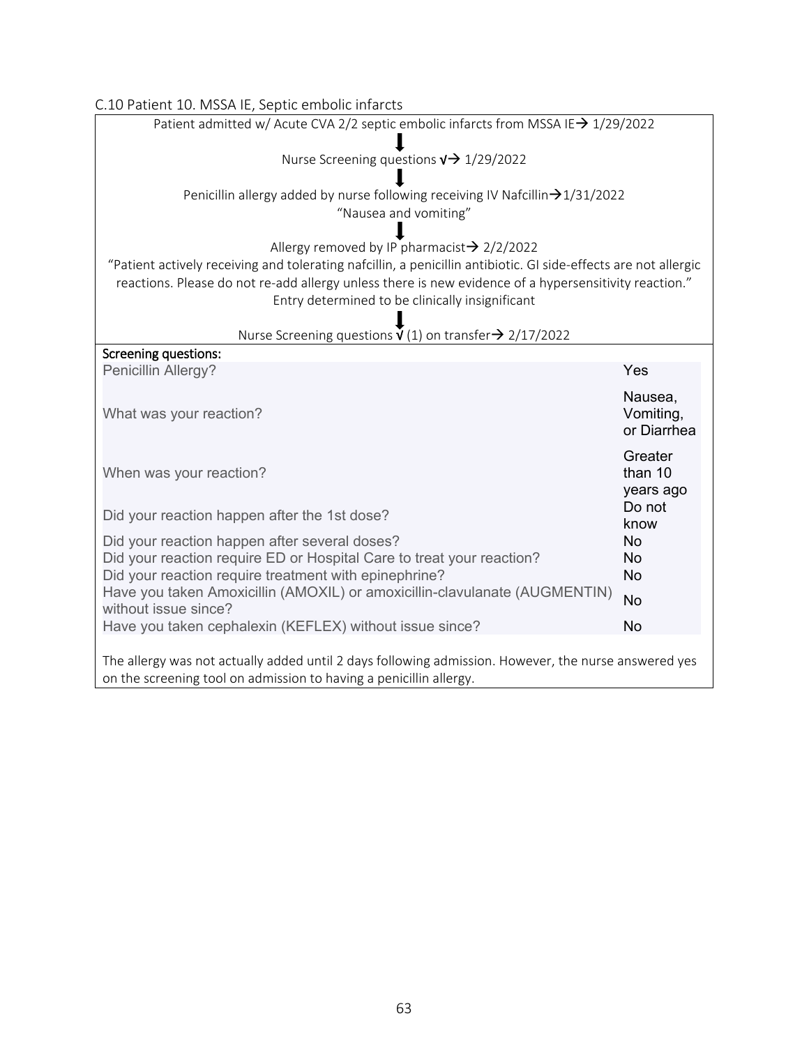### C.10 Patient 10. MSSA IE, Septic embolic infarcts

Patient admitted w/ Acute CVA 2/2 septic embolic infarcts from MSSA IE→ 1/29/2022

↓

Nurse Screening questions √→ 1/29/2022

↓

Penicillin allergy added by nurse following receiving IV Nafcillin→1/31/2022
"Nausea and vomiting"

↓

Allergy removed by IP pharmacist→ 2/2/2022
"Patient actively receiving and tolerating nafcillin, a penicillin antibiotic. GI side-effects are not allergic reactions. Please do not re-add allergy unless there is new evidence of a hypersensitivity reaction."
Entry determined to be clinically insignificant

↓

Nurse Screening questions √ (1) on transfer→ 2/17/2022

**Screening questions:**

| | |
|---|---|
| Penicillin Allergy? | Yes |
| What was your reaction? | Nausea, Vomiting, or Diarrhea |
| When was your reaction? | Greater than 10 years ago |
| Did your reaction happen after the 1st dose? | Do not know |
| Did your reaction happen after several doses? | No |
| Did your reaction require ED or Hospital Care to treat your reaction? | No |
| Did your reaction require treatment with epinephrine? | No |
| Have you taken Amoxicillin (AMOXIL) or amoxicillin-clavulanate (AUGMENTIN) without issue since? | No |
| Have you taken cephalexin (KEFLEX) without issue since? | No |

The allergy was not actually added until 2 days following admission. However, the nurse answered yes on the screening tool on admission to having a penicillin allergy.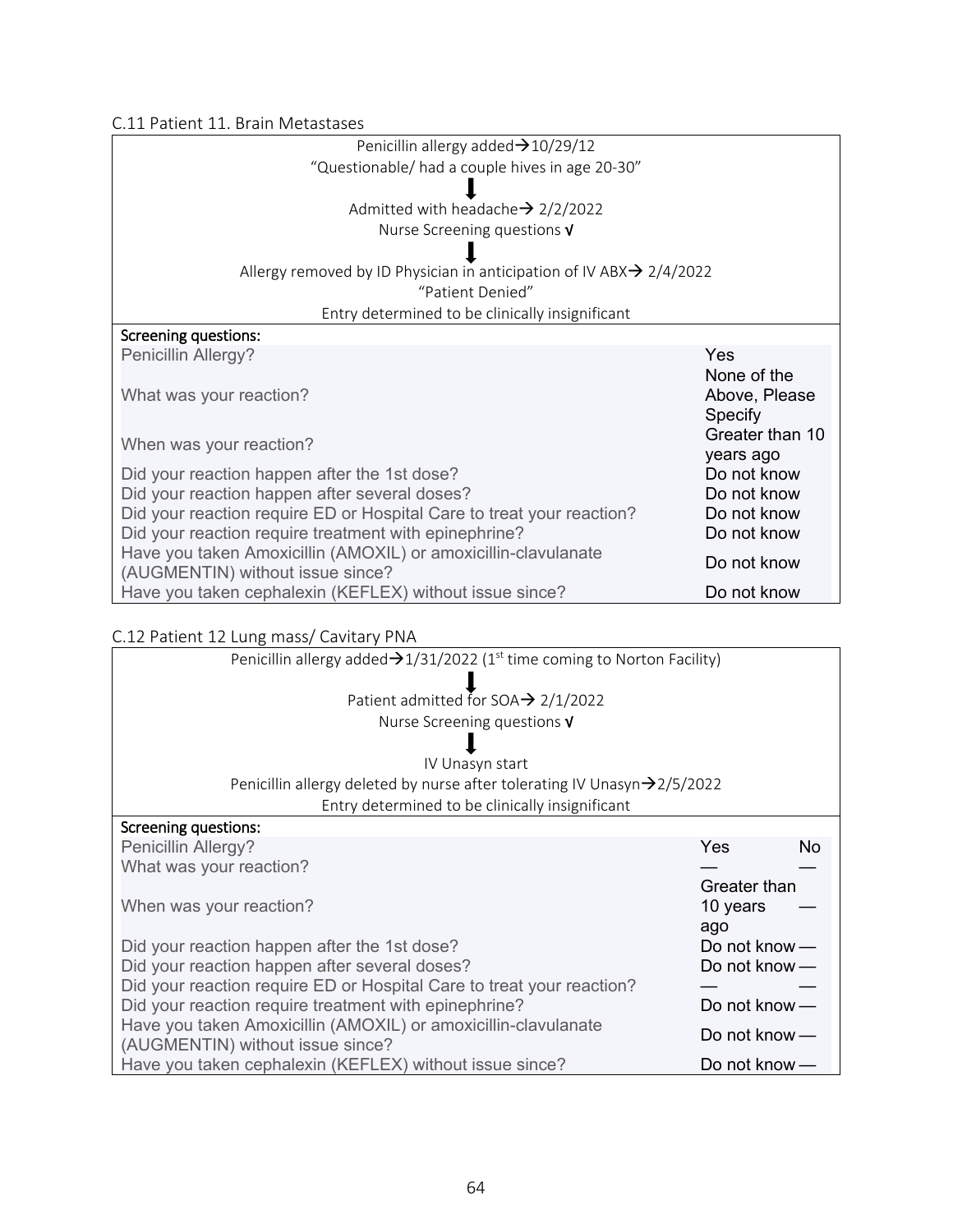C.11 Patient 11. Brain Metastases

Penicillin allergy added → 10/29/12
"Questionable/ had a couple hives in age 20-30"

↓

Admitted with headache → 2/2/2022
Nurse Screening questions √

↓

Allergy removed by ID Physician in anticipation of IV ABX → 2/4/2022
"Patient Denied"
Entry determined to be clinically insignificant

| Screening questions: | |
|---|---|
| Penicillin Allergy? | Yes |
| What was your reaction? | None of the Above, Please Specify |
| When was your reaction? | Greater than 10 years ago |
| Did your reaction happen after the 1st dose? | Do not know |
| Did your reaction happen after several doses? | Do not know |
| Did your reaction require ED or Hospital Care to treat your reaction? | Do not know |
| Did your reaction require treatment with epinephrine? | Do not know |
| Have you taken Amoxicillin (AMOXIL) or amoxicillin-clavulanate (AUGMENTIN) without issue since? | Do not know |
| Have you taken cephalexin (KEFLEX) without issue since? | Do not know |

C.12 Patient 12 Lung mass/ Cavitary PNA

Penicillin allergy added → 1/31/2022 (1st time coming to Norton Facility)

↓

Patient admitted for SOA → 2/1/2022
Nurse Screening questions √

↓

IV Unasyn start
Penicillin allergy deleted by nurse after tolerating IV Unasyn → 2/5/2022
Entry determined to be clinically insignificant

| Screening questions: | | |
|---|---|---|
| Penicillin Allergy? | Yes | No |
| What was your reaction? | — | — |
| When was your reaction? | Greater than 10 years ago | — |
| Did your reaction happen after the 1st dose? | Do not know | — |
| Did your reaction happen after several doses? | Do not know | — |
| Did your reaction require ED or Hospital Care to treat your reaction? | — | — |
| Did your reaction require treatment with epinephrine? | Do not know | — |
| Have you taken Amoxicillin (AMOXIL) or amoxicillin-clavulanate (AUGMENTIN) without issue since? | Do not know | — |
| Have you taken cephalexin (KEFLEX) without issue since? | Do not know | — |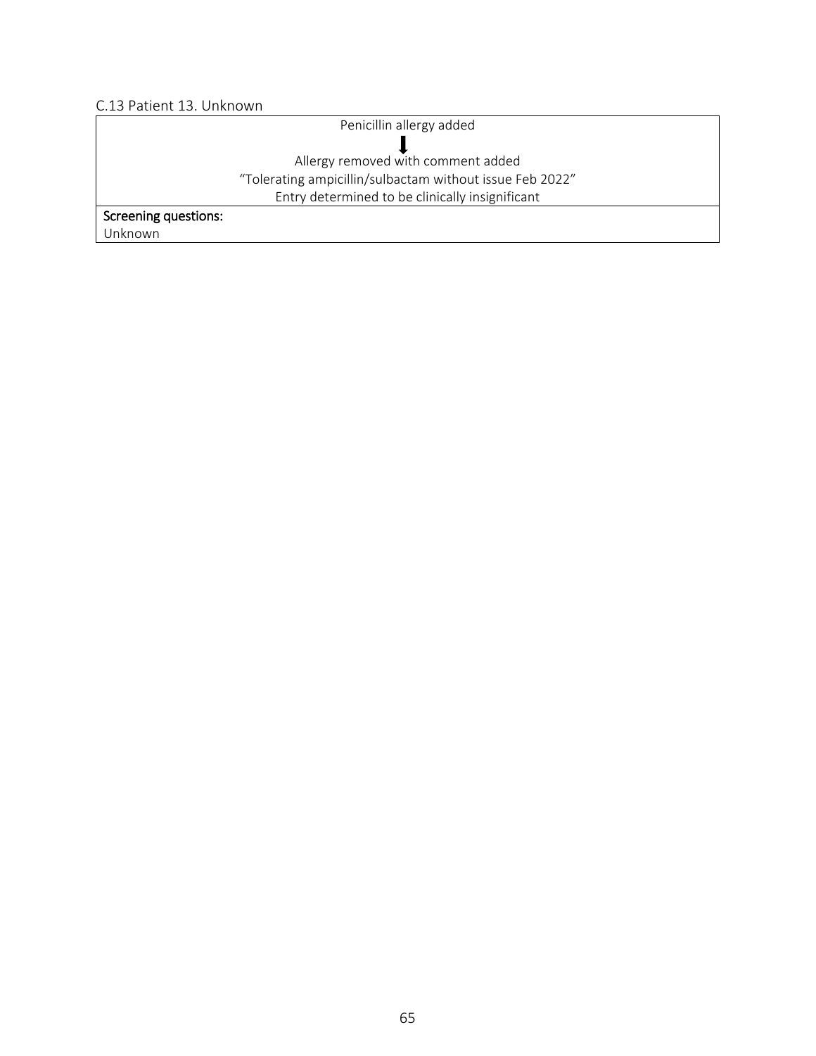### C.13 Patient 13. Unknown

| |
|---|
| Penicillin allergy added<br>⬇<br>Allergy removed with comment added<br>"Tolerating ampicillin/sulbactam without issue Feb 2022"<br>Entry determined to be clinically insignificant |
| **Screening questions:**<br>Unknown |